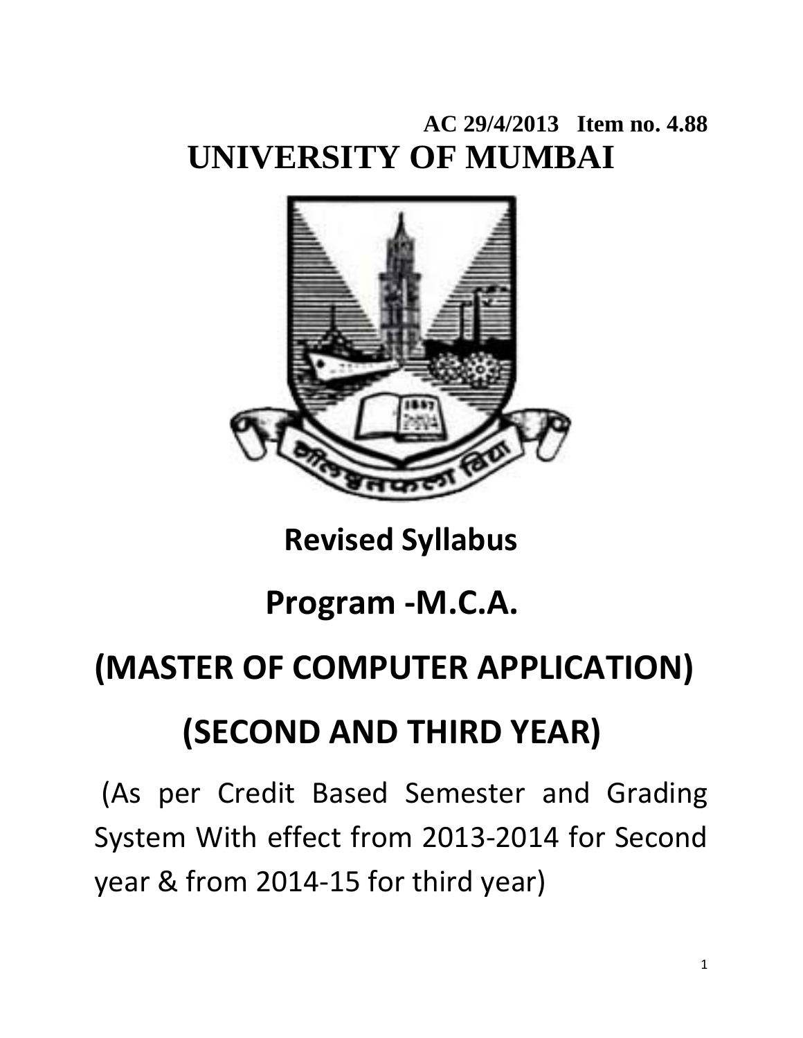**AC 29/4/2013 Item no. 4.88**

# UNIVERSITY OF MUMBAI

## Revised Syllabus

## Program -M.C.A.

## (MASTER OF COMPUTER APPLICATION)

## (SECOND AND THIRD YEAR)

(As per Credit Based Semester and Grading System With effect from 2013-2014 for Second year & from 2014-15 for third year)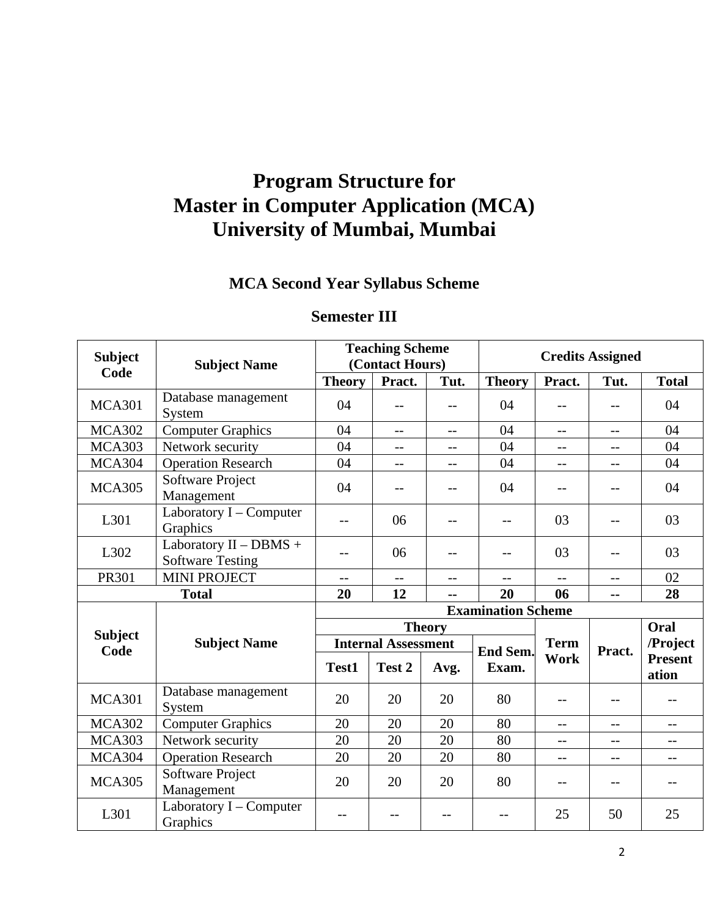# Program Structure for Master in Computer Application (MCA) University of Mumbai, Mumbai

## MCA Second Year Syllabus Scheme

### Semester III

| Subject Code | Subject Name | Teaching Scheme (Contact Hours) | | | Credits Assigned | | | |
|---|---|---|---|---|---|---|---|---|
| | | Theory | Pract. | Tut. | Theory | Pract. | Tut. | Total |
| MCA301 | Database management System | 04 | -- | -- | 04 | -- | -- | 04 |
| MCA302 | Computer Graphics | 04 | -- | -- | 04 | -- | -- | 04 |
| MCA303 | Network security | 04 | -- | -- | 04 | -- | -- | 04 |
| MCA304 | Operation Research | 04 | -- | -- | 04 | -- | -- | 04 |
| MCA305 | Software Project Management | 04 | -- | -- | 04 | -- | -- | 04 |
| L301 | Laboratory I – Computer Graphics | -- | 06 | -- | -- | 03 | -- | 03 |
| L302 | Laboratory II – DBMS + Software Testing | -- | 06 | -- | -- | 03 | -- | 03 |
| PR301 | MINI PROJECT | -- | -- | -- | -- | -- | -- | 02 |
| **Total** | | **20** | **12** | **--** | **20** | **06** | **--** | **28** |

| Subject Code | Subject Name | Examination Scheme | | | | | | |
|---|---|---|---|---|---|---|---|---|
| | | Theory | | | | Term Work | Pract. | Oral /Project Presentation |
| | | Internal Assessment | | | End Sem. Exam. | | | |
| | | Test1 | Test 2 | Avg. | | | | |
| MCA301 | Database management System | 20 | 20 | 20 | 80 | -- | -- | -- |
| MCA302 | Computer Graphics | 20 | 20 | 20 | 80 | -- | -- | -- |
| MCA303 | Network security | 20 | 20 | 20 | 80 | -- | -- | -- |
| MCA304 | Operation Research | 20 | 20 | 20 | 80 | -- | -- | -- |
| MCA305 | Software Project Management | 20 | 20 | 20 | 80 | -- | -- | -- |
| L301 | Laboratory I – Computer Graphics | -- | -- | -- | -- | 25 | 50 | 25 |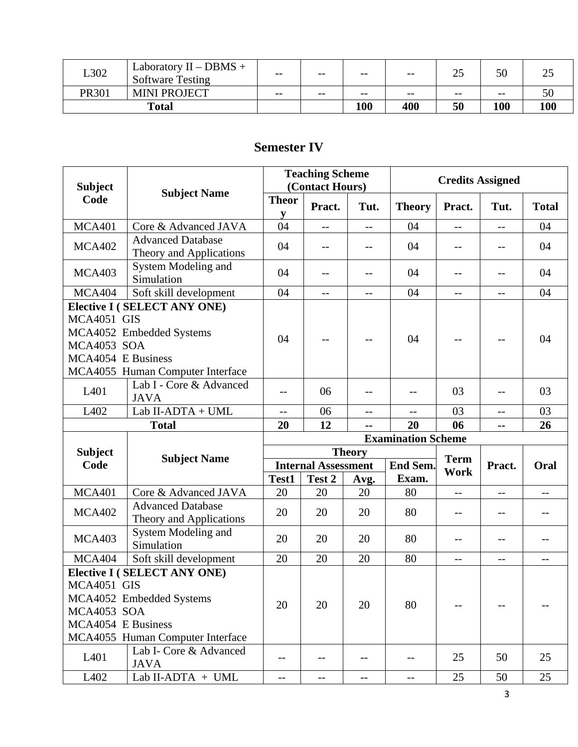| L302 | Laboratory II – DBMS + Software Testing | -- | -- | -- | -- | 25 | 50 | 25 |
|---|---|---|---|---|---|---|---|---|
| PR301 | MINI PROJECT | -- | -- | -- | -- | -- | -- | 50 |
| **Total** | | | | **100** | **400** | **50** | **100** | **100** |

## Semester IV

| Subject Code | Subject Name | Teaching Scheme (Contact Hours) | | | Credits Assigned | | | |
|---|---|---|---|---|---|---|---|---|
| | | Theory | Pract. | Tut. | Theory | Pract. | Tut. | Total |
| MCA401 | Core & Advanced JAVA | 04 | -- | -- | 04 | -- | -- | 04 |
| MCA402 | Advanced Database Theory and Applications | 04 | -- | -- | 04 | -- | -- | 04 |
| MCA403 | System Modeling and Simulation | 04 | -- | -- | 04 | -- | -- | 04 |
| MCA404 | Soft skill development | 04 | -- | -- | 04 | -- | -- | 04 |
| **Elective I ( SELECT ANY ONE)** MCA4051 GIS MCA4052 Embedded Systems MCA4053 SOA MCA4054 E Business MCA4055 Human Computer Interface | | 04 | -- | -- | 04 | -- | -- | 04 |
| L401 | Lab I - Core & Advanced JAVA | -- | 06 | -- | -- | 03 | -- | 03 |
| L402 | Lab II-ADTA + UML | -- | 06 | -- | -- | 03 | -- | 03 |
| **Total** | | **20** | **12** | **--** | **20** | **06** | **--** | **26** |

| Subject Code | Subject Name | Examination Scheme | | | | | | |
|---|---|---|---|---|---|---|---|---|
| | | Theory | | | | Term Work | Pract. | Oral |
| | | Internal Assessment | | | End Sem. Exam. | | | |
| | | Test1 | Test 2 | Avg. | | | | |
| MCA401 | Core & Advanced JAVA | 20 | 20 | 20 | 80 | -- | -- | -- |
| MCA402 | Advanced Database Theory and Applications | 20 | 20 | 20 | 80 | -- | -- | -- |
| MCA403 | System Modeling and Simulation | 20 | 20 | 20 | 80 | -- | -- | -- |
| MCA404 | Soft skill development | 20 | 20 | 20 | 80 | -- | -- | -- |
| **Elective I ( SELECT ANY ONE)** MCA4051 GIS MCA4052 Embedded Systems MCA4053 SOA MCA4054 E Business MCA4055 Human Computer Interface | | 20 | 20 | 20 | 80 | -- | -- | -- |
| L401 | Lab I- Core & Advanced JAVA | -- | -- | -- | -- | 25 | 50 | 25 |
| L402 | Lab II-ADTA + UML | -- | -- | -- | -- | 25 | 50 | 25 |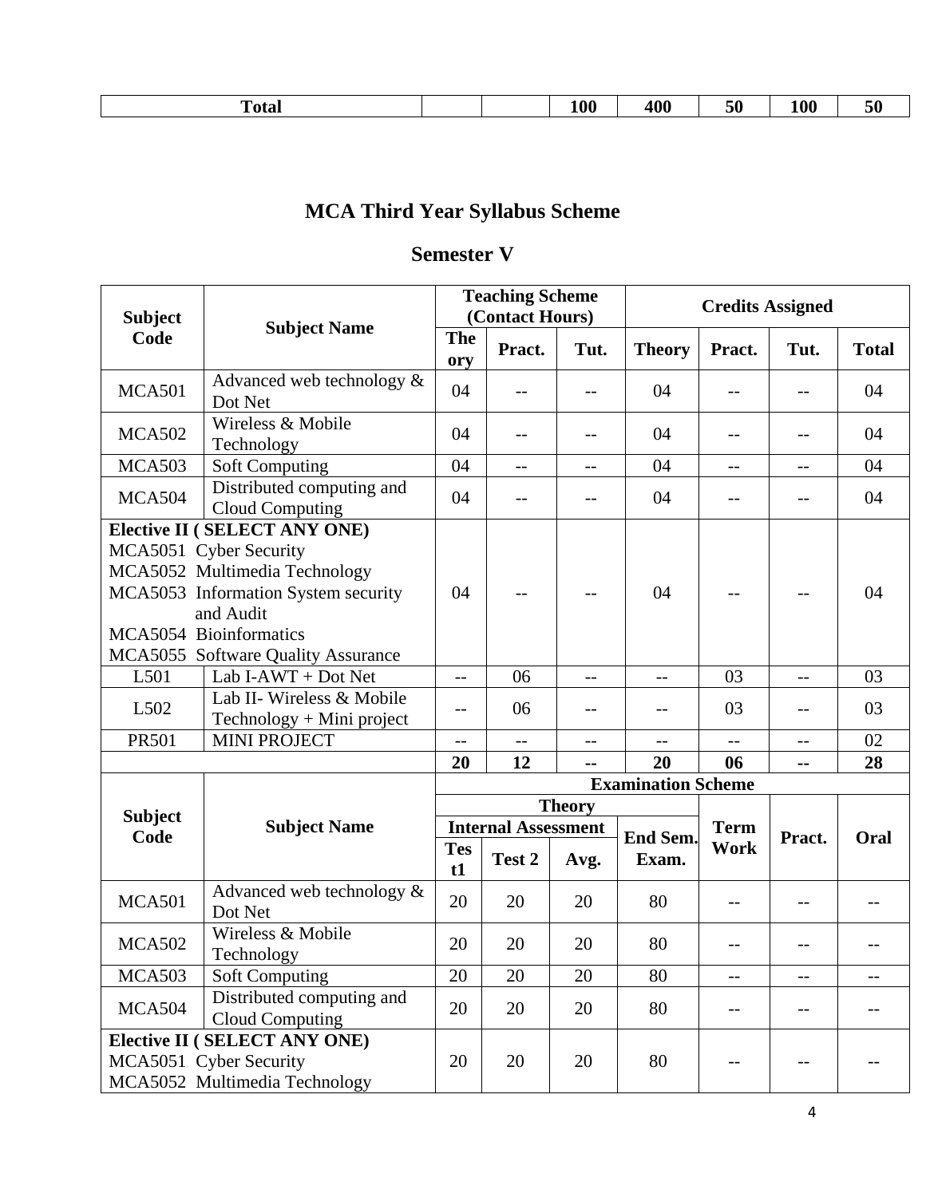| Total | | | 100 | 400 | 50 | 100 | 50 |
|---|---|---|---|---|---|---|---|

# MCA Third Year Syllabus Scheme

## Semester V

| Subject Code | Subject Name | Teaching Scheme (Contact Hours) | | | Credits Assigned | | | |
|---|---|---|---|---|---|---|---|---|
| | | Theory | Pract. | Tut. | Theory | Pract. | Tut. | Total |
| MCA501 | Advanced web technology & Dot Net | 04 | -- | -- | 04 | -- | -- | 04 |
| MCA502 | Wireless & Mobile Technology | 04 | -- | -- | 04 | -- | -- | 04 |
| MCA503 | Soft Computing | 04 | -- | -- | 04 | -- | -- | 04 |
| MCA504 | Distributed computing and Cloud Computing | 04 | -- | -- | 04 | -- | -- | 04 |
| **Elective II ( SELECT ANY ONE)** MCA5051 Cyber Security MCA5052 Multimedia Technology MCA5053 Information System security and Audit MCA5054 Bioinformatics MCA5055 Software Quality Assurance | | 04 | -- | -- | 04 | -- | -- | 04 |
| L501 | Lab I-AWT + Dot Net | -- | 06 | -- | -- | 03 | -- | 03 |
| L502 | Lab II- Wireless & Mobile Technology + Mini project | -- | 06 | -- | -- | 03 | -- | 03 |
| PR501 | MINI PROJECT | -- | -- | -- | -- | -- | -- | 02 |
| | | **20** | **12** | **--** | **20** | **06** | **--** | **28** |

| Subject Code | Subject Name | Examination Scheme | | | | | | |
|---|---|---|---|---|---|---|---|---|
| | | Theory | | | | Term Work | Pract. | Oral |
| | | Internal Assessment | | | End Sem. Exam. | | | |
| | | Test1 | Test 2 | Avg. | | | | |
| MCA501 | Advanced web technology & Dot Net | 20 | 20 | 20 | 80 | -- | -- | -- |
| MCA502 | Wireless & Mobile Technology | 20 | 20 | 20 | 80 | -- | -- | -- |
| MCA503 | Soft Computing | 20 | 20 | 20 | 80 | -- | -- | -- |
| MCA504 | Distributed computing and Cloud Computing | 20 | 20 | 20 | 80 | -- | -- | -- |
| **Elective II ( SELECT ANY ONE)** MCA5051 Cyber Security MCA5052 Multimedia Technology | | 20 | 20 | 20 | 80 | -- | -- | -- |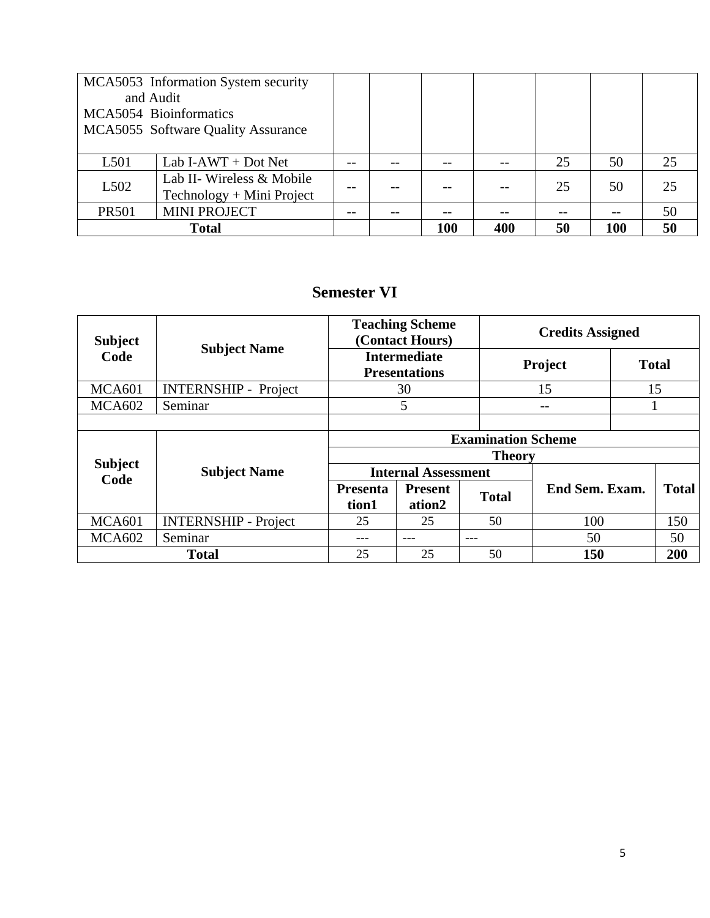| | | | | | | | | |
|---|---|---|---|---|---|---|---|---|
| MCA5053 Information System security and Audit<br>MCA5054 Bioinformatics<br>MCA5055 Software Quality Assurance | | | | | | | | |
| L501 | Lab I-AWT + Dot Net | -- | -- | -- | -- | 25 | 50 | 25 |
| L502 | Lab II- Wireless & Mobile Technology + Mini Project | -- | -- | -- | -- | 25 | 50 | 25 |
| PR501 | MINI PROJECT | -- | -- | -- | -- | -- | -- | 50 |
| **Total** | | | | **100** | **400** | **50** | **100** | **50** |

## Semester VI

| Subject Code | Subject Name | Teaching Scheme (Contact Hours) | Credits Assigned | |
|---|---|---|---|---|
| | | Intermediate Presentations | Project | Total |
| MCA601 | INTERNSHIP - Project | 30 | 15 | 15 |
| MCA602 | Seminar | 5 | -- | 1 |

| Subject Code | Subject Name | Examination Scheme | | | | |
|---|---|---|---|---|---|---|
| | | Theory | | | | |
| | | Internal Assessment | | | End Sem. Exam. | Total |
| | | Presentation1 | Presentation2 | Total | | |
| MCA601 | INTERNSHIP - Project | 25 | 25 | 50 | 100 | 150 |
| MCA602 | Seminar | --- | --- | --- | 50 | 50 |
| **Total** | | 25 | 25 | 50 | **150** | **200** |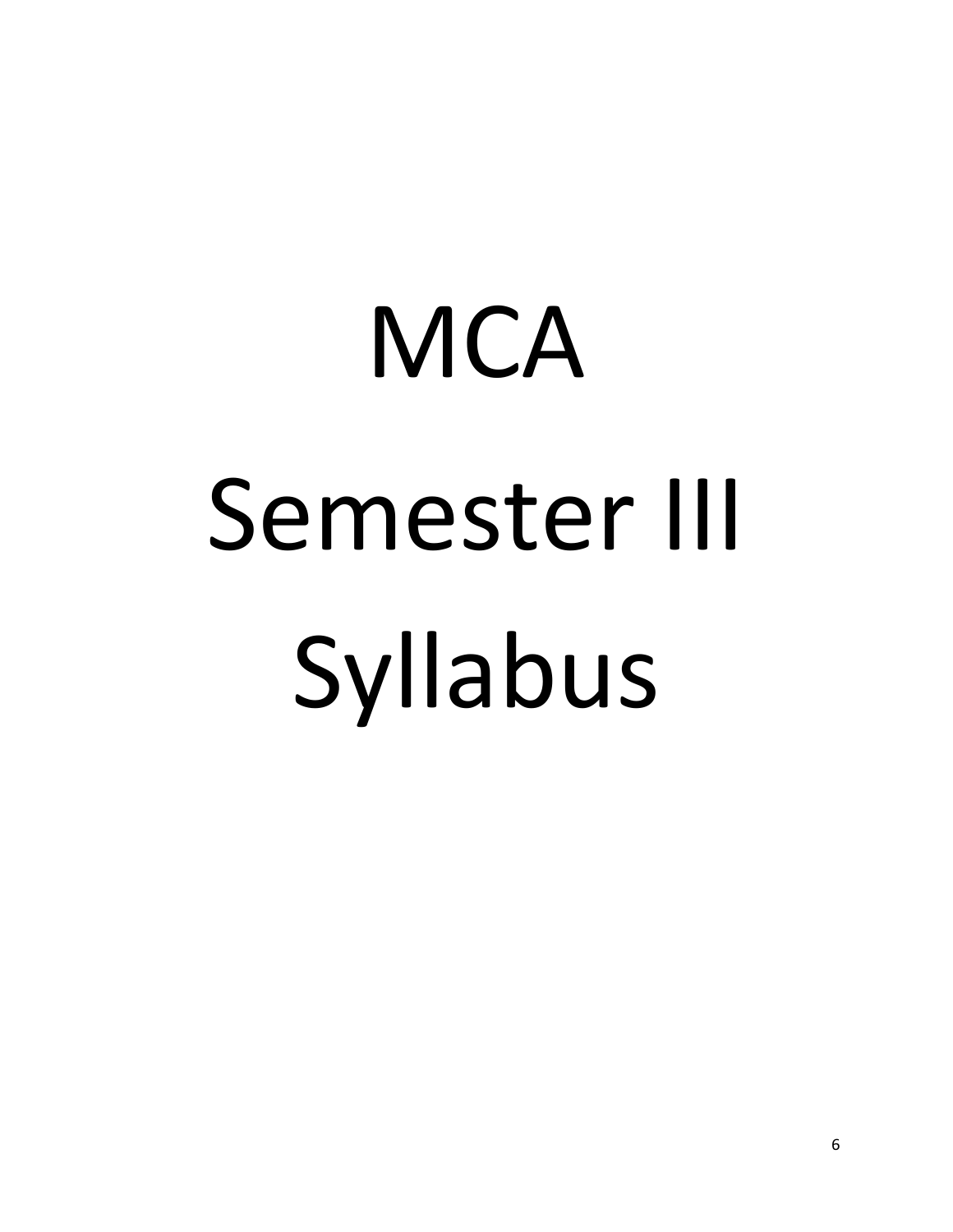# MCA

# Semester III

# Syllabus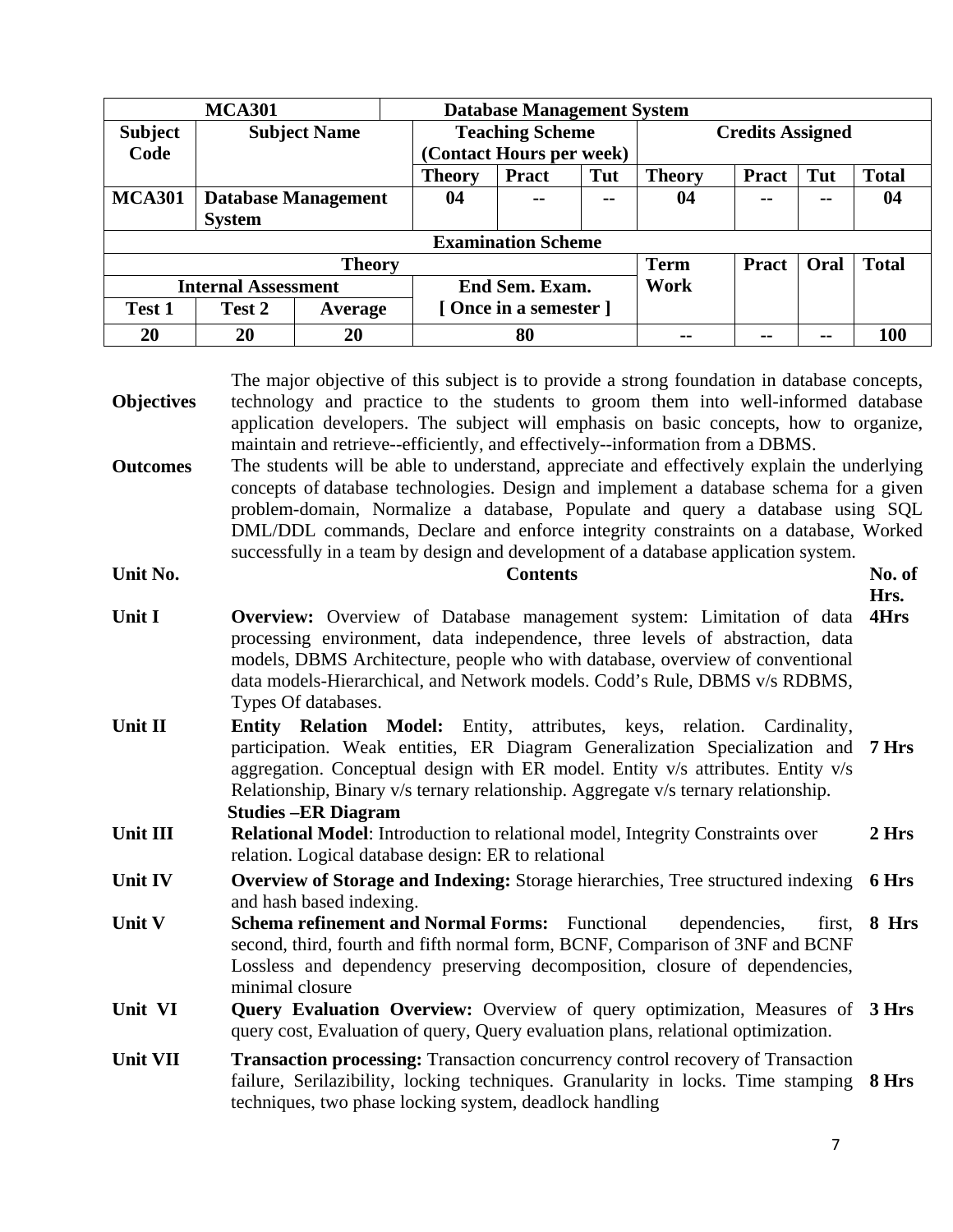| MCA301 | | | Database Management System | | | | | | |
|---|---|---|---|---|---|---|---|---|---|
| **Subject Code** | **Subject Name** | | **Teaching Scheme (Contact Hours per week)** | | | **Credits Assigned** | | | |
| | | | **Theory** | **Pract** | **Tut** | **Theory** | **Pract** | **Tut** | **Total** |
| **MCA301** | **Database Management System** | | 04 | -- | -- | 04 | -- | -- | 04 |
| **Examination Scheme** | | | | | | | | | |
| **Theory** | | | | | | **Term Work** | **Pract** | **Oral** | **Total** |
| **Internal Assessment** | | | **End Sem. Exam. [ Once in a semester ]** | | | | | | |
| **Test 1** | **Test 2** | **Average** | | | | | | | |
| 20 | 20 | 20 | 80 | | | -- | -- | -- | 100 |

**Objectives** The major objective of this subject is to provide a strong foundation in database concepts, technology and practice to the students to groom them into well-informed database application developers. The subject will emphasis on basic concepts, how to organize, maintain and retrieve--efficiently, and effectively--information from a DBMS.

**Outcomes** The students will be able to understand, appreciate and effectively explain the underlying concepts of database technologies. Design and implement a database schema for a given problem-domain, Normalize a database, Populate and query a database using SQL DML/DDL commands, Declare and enforce integrity constraints on a database, Worked successfully in a team by design and development of a database application system.

| Unit No. | Contents | No. of Hrs. |
|---|---|---|
| Unit I | **Overview:** Overview of Database management system: Limitation of data processing environment, data independence, three levels of abstraction, data models, DBMS Architecture, people who with database, overview of conventional data models-Hierarchical, and Network models. Codd's Rule, DBMS v/s RDBMS, Types Of databases. | 4Hrs |
| Unit II | **Entity Relation Model:** Entity, attributes, keys, relation. Cardinality, participation. Weak entities, ER Diagram Generalization Specialization and aggregation. Conceptual design with ER model. Entity v/s attributes. Entity v/s Relationship, Binary v/s ternary relationship. Aggregate v/s ternary relationship. **Studies –ER Diagram** | 7 Hrs |
| Unit III | **Relational Model**: Introduction to relational model, Integrity Constraints over relation. Logical database design: ER to relational | 2 Hrs |
| Unit IV | **Overview of Storage and Indexing:** Storage hierarchies, Tree structured indexing and hash based indexing. | 6 Hrs |
| Unit V | **Schema refinement and Normal Forms:** Functional dependencies, first, second, third, fourth and fifth normal form, BCNF, Comparison of 3NF and BCNF Lossless and dependency preserving decomposition, closure of dependencies, minimal closure | 8 Hrs |
| Unit VI | **Query Evaluation Overview:** Overview of query optimization, Measures of query cost, Evaluation of query, Query evaluation plans, relational optimization. | 3 Hrs |
| Unit VII | **Transaction processing:** Transaction concurrency control recovery of Transaction failure, Serilazibility, locking techniques. Granularity in locks. Time stamping techniques, two phase locking system, deadlock handling | 8 Hrs |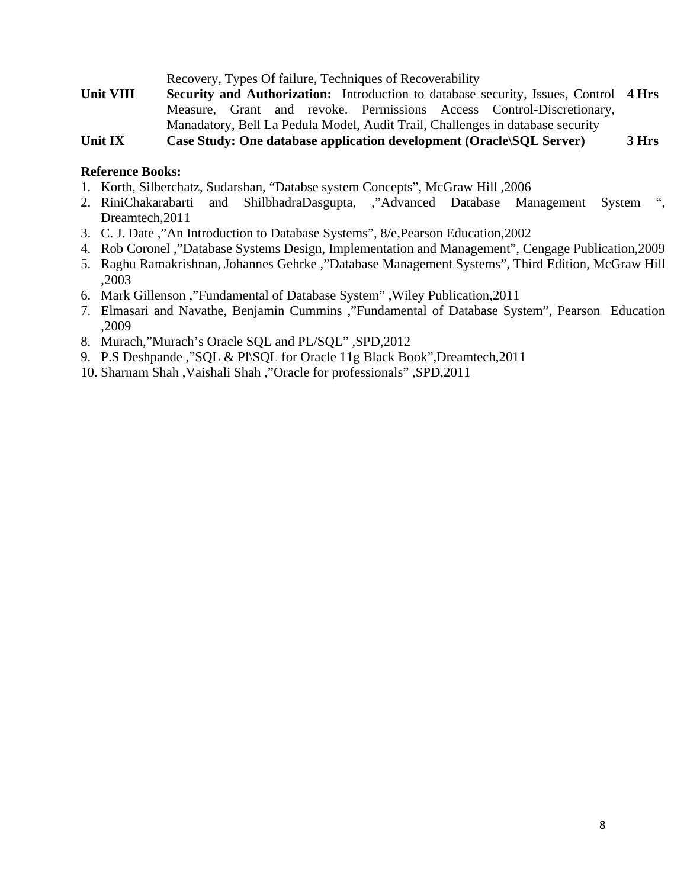| | | |
|---|---|---|
| | Recovery, Types Of failure, Techniques of Recoverability | |
| **Unit VIII** | **Security and Authorization:** Introduction to database security, Issues, Control Measure, Grant and revoke. Permissions Access Control-Discretionary, Manadatory, Bell La Pedula Model, Audit Trail, Challenges in database security | **4 Hrs** |
| **Unit IX** | **Case Study: One database application development (Oracle\SQL Server)** | **3 Hrs** |

**Reference Books:**

1. Korth, Silberchatz, Sudarshan, “Databse system Concepts”, McGraw Hill ,2006
2. RiniChakarabarti and ShilbhadraDasgupta, ,”Advanced Database Management System “, Dreamtech,2011
3. C. J. Date ,”An Introduction to Database Systems”, 8/e,Pearson Education,2002
4. Rob Coronel ,”Database Systems Design, Implementation and Management”, Cengage Publication,2009
5. Raghu Ramakrishnan, Johannes Gehrke ,”Database Management Systems”, Third Edition, McGraw Hill ,2003
6. Mark Gillenson ,”Fundamental of Database System” ,Wiley Publication,2011
7. Elmasari and Navathe, Benjamin Cummins ,”Fundamental of Database System”, Pearson Education ,2009
8. Murach,”Murach’s Oracle SQL and PL/SQL” ,SPD,2012
9. P.S Deshpande ,”SQL & Pl\SQL for Oracle 11g Black Book”,Dreamtech,2011
10. Sharnam Shah ,Vaishali Shah ,”Oracle for professionals” ,SPD,2011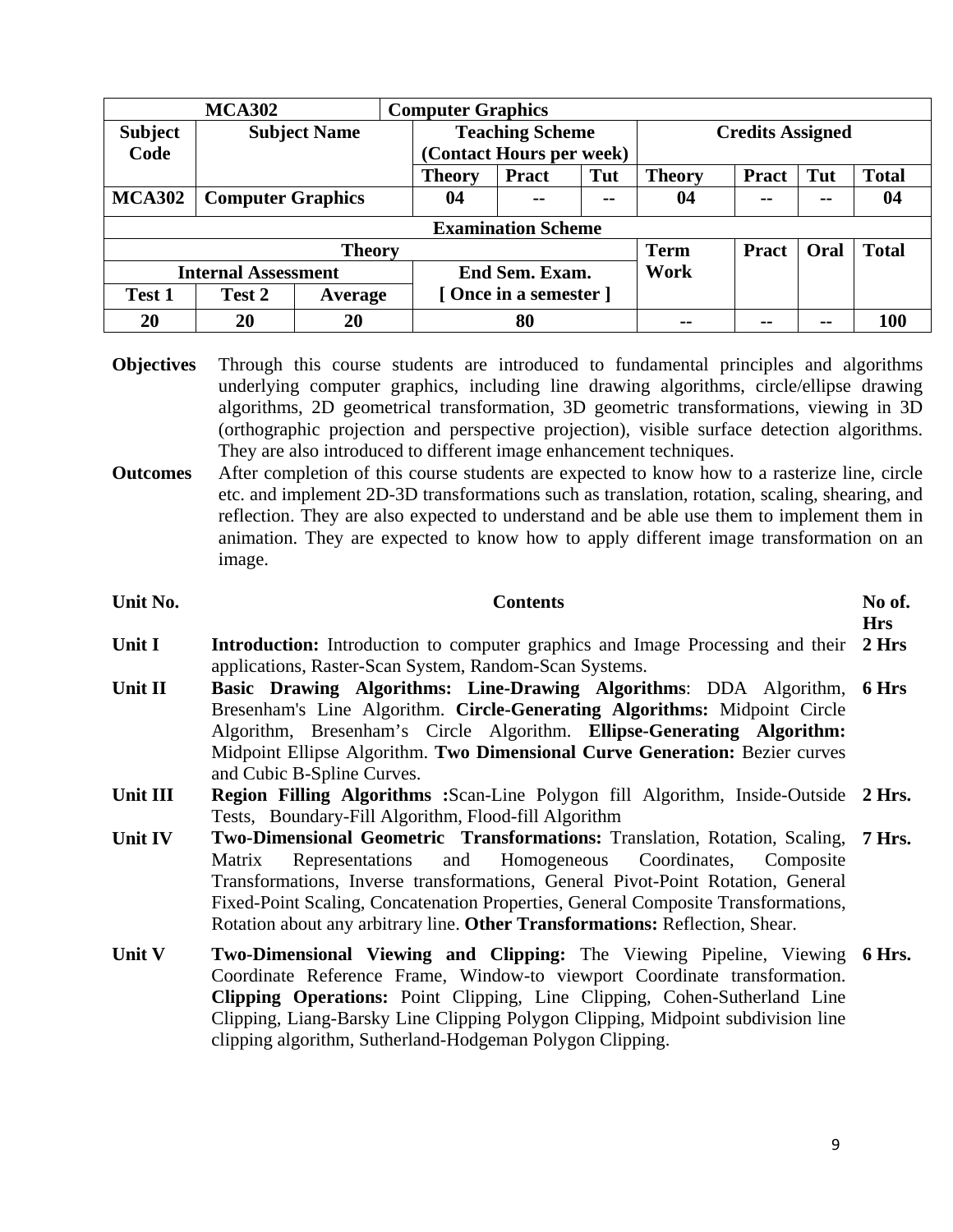| MCA302 | | | Computer Graphics | | | | | | |
|---|---|---|---|---|---|---|---|---|---|
| Subject Code | Subject Name | | Teaching Scheme (Contact Hours per week) | | | Credits Assigned | | | |
| | | | Theory | Pract | Tut | Theory | Pract | Tut | Total |
| MCA302 | Computer Graphics | | 04 | -- | -- | 04 | -- | -- | 04 |
| Examination Scheme | | | | | | | | | |
| Theory | | | | | | Term Work | Pract | Oral | Total |
| Internal Assessment | | | End Sem. Exam. [ Once in a semester ] | | | | | | |
| Test 1 | Test 2 | Average | | | | | | | |
| 20 | 20 | 20 | 80 | | | -- | -- | -- | 100 |

**Objectives** Through this course students are introduced to fundamental principles and algorithms underlying computer graphics, including line drawing algorithms, circle/ellipse drawing algorithms, 2D geometrical transformation, 3D geometric transformations, viewing in 3D (orthographic projection and perspective projection), visible surface detection algorithms. They are also introduced to different image enhancement techniques.

**Outcomes** After completion of this course students are expected to know how to a rasterize line, circle etc. and implement 2D-3D transformations such as translation, rotation, scaling, shearing, and reflection. They are also expected to understand and be able use them to implement them in animation. They are expected to know how to apply different image transformation on an image.

| Unit No. | Contents | No of. Hrs |
|---|---|---|
| Unit I | **Introduction:** Introduction to computer graphics and Image Processing and their applications, Raster-Scan System, Random-Scan Systems. | 2 Hrs |
| Unit II | **Basic Drawing Algorithms: Line-Drawing Algorithms**: DDA Algorithm, Bresenham's Line Algorithm. **Circle-Generating Algorithms:** Midpoint Circle Algorithm, Bresenham's Circle Algorithm. **Ellipse-Generating Algorithm:** Midpoint Ellipse Algorithm. **Two Dimensional Curve Generation:** Bezier curves and Cubic B-Spline Curves. | 6 Hrs |
| Unit III | **Region Filling Algorithms :**Scan-Line Polygon fill Algorithm, Inside-Outside Tests, Boundary-Fill Algorithm, Flood-fill Algorithm | 2 Hrs. |
| Unit IV | **Two-Dimensional Geometric Transformations:** Translation, Rotation, Scaling, Matrix Representations and Homogeneous Coordinates, Composite Transformations, Inverse transformations, General Pivot-Point Rotation, General Fixed-Point Scaling, Concatenation Properties, General Composite Transformations, Rotation about any arbitrary line. **Other Transformations:** Reflection, Shear. | 7 Hrs. |
| Unit V | **Two-Dimensional Viewing and Clipping:** The Viewing Pipeline, Viewing Coordinate Reference Frame, Window-to viewport Coordinate transformation. **Clipping Operations:** Point Clipping, Line Clipping, Cohen-Sutherland Line Clipping, Liang-Barsky Line Clipping Polygon Clipping, Midpoint subdivision line clipping algorithm, Sutherland-Hodgeman Polygon Clipping. | 6 Hrs. |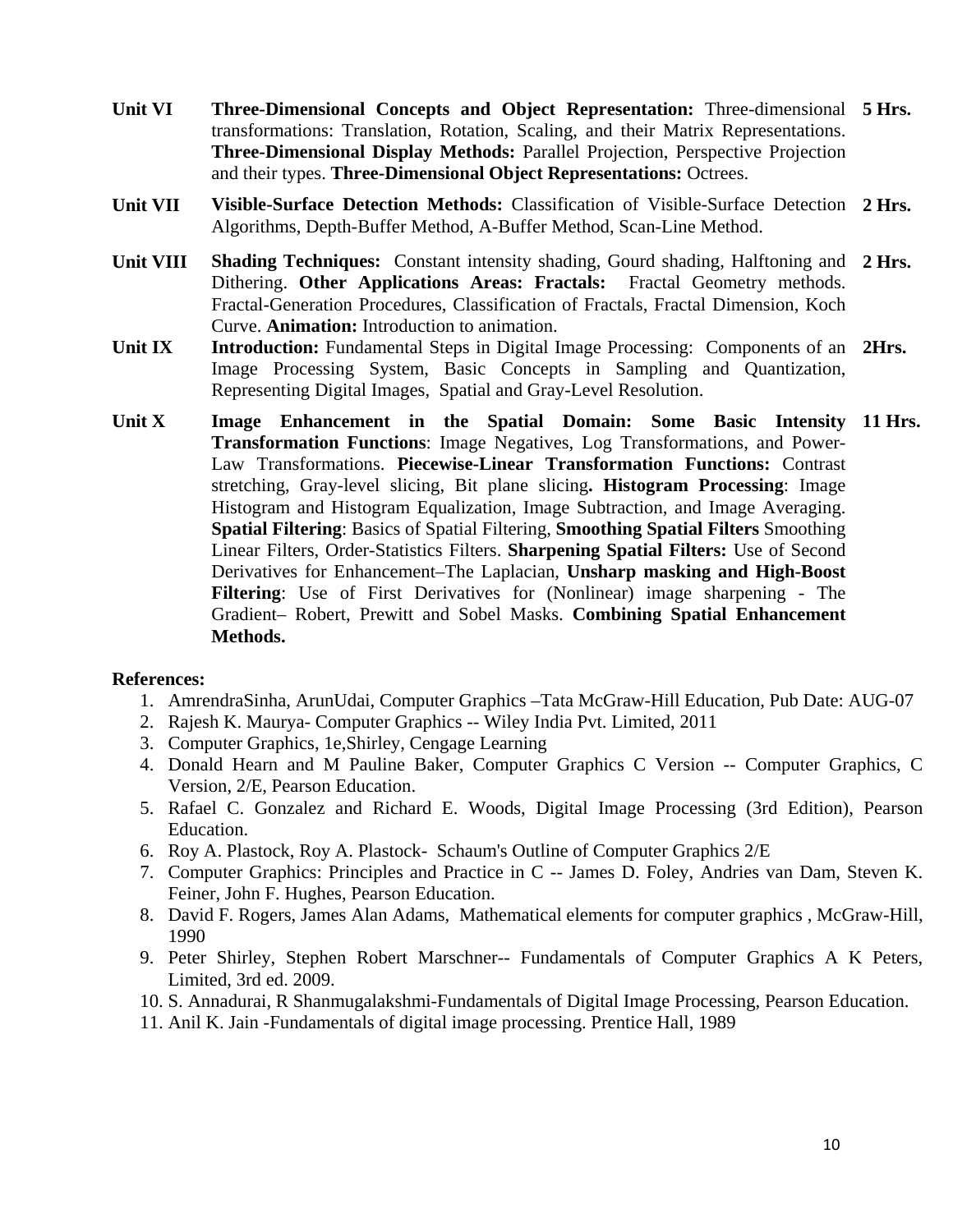| Unit | Content | Hours |
|---|---|---|
| **Unit VI** | **Three-Dimensional Concepts and Object Representation:** Three-dimensional transformations: Translation, Rotation, Scaling, and their Matrix Representations. **Three-Dimensional Display Methods:** Parallel Projection, Perspective Projection and their types. **Three-Dimensional Object Representations:** Octrees. | **5 Hrs.** |
| **Unit VII** | **Visible-Surface Detection Methods:** Classification of Visible-Surface Detection Algorithms, Depth-Buffer Method, A-Buffer Method, Scan-Line Method. | **2 Hrs.** |
| **Unit VIII** | **Shading Techniques:** Constant intensity shading, Gourd shading, Halftoning and Dithering. **Other Applications Areas: Fractals:** Fractal Geometry methods. Fractal-Generation Procedures, Classification of Fractals, Fractal Dimension, Koch Curve. **Animation:** Introduction to animation. | **2 Hrs.** |
| **Unit IX** | **Introduction:** Fundamental Steps in Digital Image Processing: Components of an Image Processing System, Basic Concepts in Sampling and Quantization, Representing Digital Images, Spatial and Gray-Level Resolution. | **2Hrs.** |
| **Unit X** | **Image Enhancement in the Spatial Domain: Some Basic Intensity Transformation Functions**: Image Negatives, Log Transformations, and Power-Law Transformations. **Piecewise-Linear Transformation Functions:** Contrast stretching, Gray-level slicing, Bit plane slicing**. Histogram Processing**: Image Histogram and Histogram Equalization, Image Subtraction, and Image Averaging. **Spatial Filtering**: Basics of Spatial Filtering, **Smoothing Spatial Filters** Smoothing Linear Filters, Order-Statistics Filters. **Sharpening Spatial Filters:** Use of Second Derivatives for Enhancement–The Laplacian, **Unsharp masking and High-Boost Filtering**: Use of First Derivatives for (Nonlinear) image sharpening - The Gradient– Robert, Prewitt and Sobel Masks. **Combining Spatial Enhancement Methods.** | **11 Hrs.** |

**References:**

1. AmrendraSinha, ArunUdai, Computer Graphics –Tata McGraw-Hill Education, Pub Date: AUG-07
2. Rajesh K. Maurya- Computer Graphics -- Wiley India Pvt. Limited, 2011
3. Computer Graphics, 1e,Shirley, Cengage Learning
4. Donald Hearn and M Pauline Baker, Computer Graphics C Version -- Computer Graphics, C Version, 2/E, Pearson Education.
5. Rafael C. Gonzalez and Richard E. Woods, Digital Image Processing (3rd Edition), Pearson Education.
6. Roy A. Plastock, Roy A. Plastock- Schaum's Outline of Computer Graphics 2/E
7. Computer Graphics: Principles and Practice in C -- James D. Foley, Andries van Dam, Steven K. Feiner, John F. Hughes, Pearson Education.
8. David F. Rogers, James Alan Adams, Mathematical elements for computer graphics , McGraw-Hill, 1990
9. Peter Shirley, Stephen Robert Marschner-- Fundamentals of Computer Graphics A K Peters, Limited, 3rd ed. 2009.
10. S. Annadurai, R Shanmugalakshmi-Fundamentals of Digital Image Processing, Pearson Education.
11. Anil K. Jain -Fundamentals of digital image processing. Prentice Hall, 1989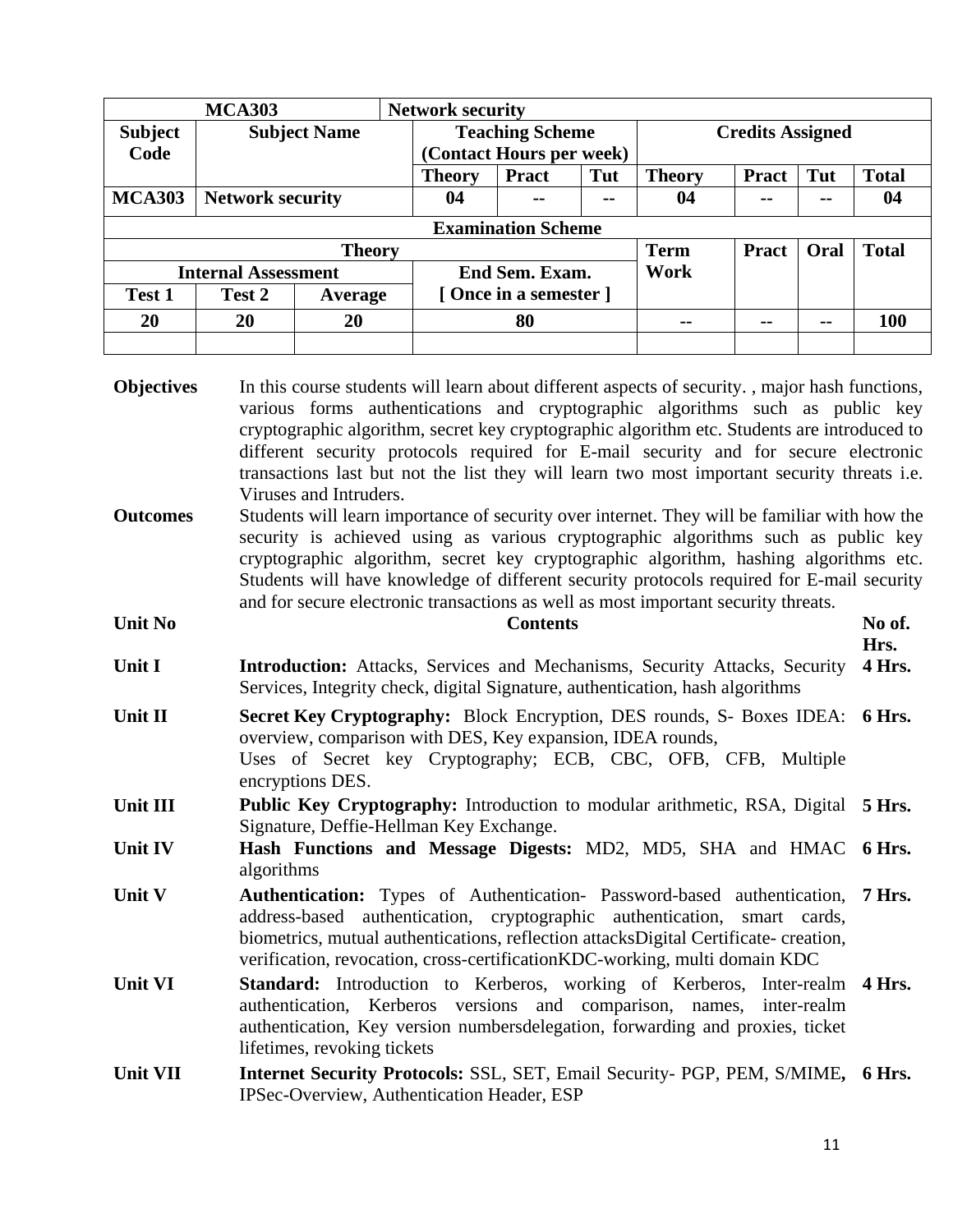| MCA303 | | | Network security | | | | | | |
|---|---|---|---|---|---|---|---|---|---|
| **Subject Code** | **Subject Name** | | **Teaching Scheme (Contact Hours per week)** | | | **Credits Assigned** | | | |
| | | | **Theory** | **Pract** | **Tut** | **Theory** | **Pract** | **Tut** | **Total** |
| **MCA303** | **Network security** | | **04** | **--** | **--** | **04** | **--** | **--** | **04** |
| **Examination Scheme** | | | | | | | | | |
| **Theory** | | | | | | **Term Work** | **Pract** | **Oral** | **Total** |
| **Internal Assessment** | | | **End Sem. Exam. [ Once in a semester ]** | | | | | | |
| **Test 1** | **Test 2** | **Average** | | | | | | | |
| **20** | **20** | **20** | **80** | | | **--** | **--** | **--** | **100** |

**Objectives** In this course students will learn about different aspects of security. , major hash functions, various forms authentications and cryptographic algorithms such as public key cryptographic algorithm, secret key cryptographic algorithm etc. Students are introduced to different security protocols required for E-mail security and for secure electronic transactions last but not the list they will learn two most important security threats i.e. Viruses and Intruders.

**Outcomes** Students will learn importance of security over internet. They will be familiar with how the security is achieved using as various cryptographic algorithms such as public key cryptographic algorithm, secret key cryptographic algorithm, hashing algorithms etc. Students will have knowledge of different security protocols required for E-mail security and for secure electronic transactions as well as most important security threats.

| Unit No | Contents | No of. Hrs. |
|---|---|---|
| Unit I | **Introduction:** Attacks, Services and Mechanisms, Security Attacks, Security Services, Integrity check, digital Signature, authentication, hash algorithms | **4 Hrs.** |
| Unit II | **Secret Key Cryptography:** Block Encryption, DES rounds, S- Boxes IDEA: overview, comparison with DES, Key expansion, IDEA rounds, Uses of Secret key Cryptography; ECB, CBC, OFB, CFB, Multiple encryptions DES. | **6 Hrs.** |
| Unit III | **Public Key Cryptography:** Introduction to modular arithmetic, RSA, Digital Signature, Deffie-Hellman Key Exchange. | **5 Hrs.** |
| Unit IV | **Hash Functions and Message Digests:** MD2, MD5, SHA and HMAC algorithms | **6 Hrs.** |
| Unit V | **Authentication:** Types of Authentication- Password-based authentication, address-based authentication, cryptographic authentication, smart cards, biometrics, mutual authentications, reflection attacksDigital Certificate- creation, verification, revocation, cross-certificationKDC-working, multi domain KDC | **7 Hrs.** |
| Unit VI | **Standard:** Introduction to Kerberos, working of Kerberos, Inter-realm authentication, Kerberos versions and comparison, names, inter-realm authentication, Key version numbersdelegation, forwarding and proxies, ticket lifetimes, revoking tickets | **4 Hrs.** |
| Unit VII | **Internet Security Protocols:** SSL, SET, Email Security- PGP, PEM, S/MIME**,** IPSec-Overview, Authentication Header, ESP | **6 Hrs.** |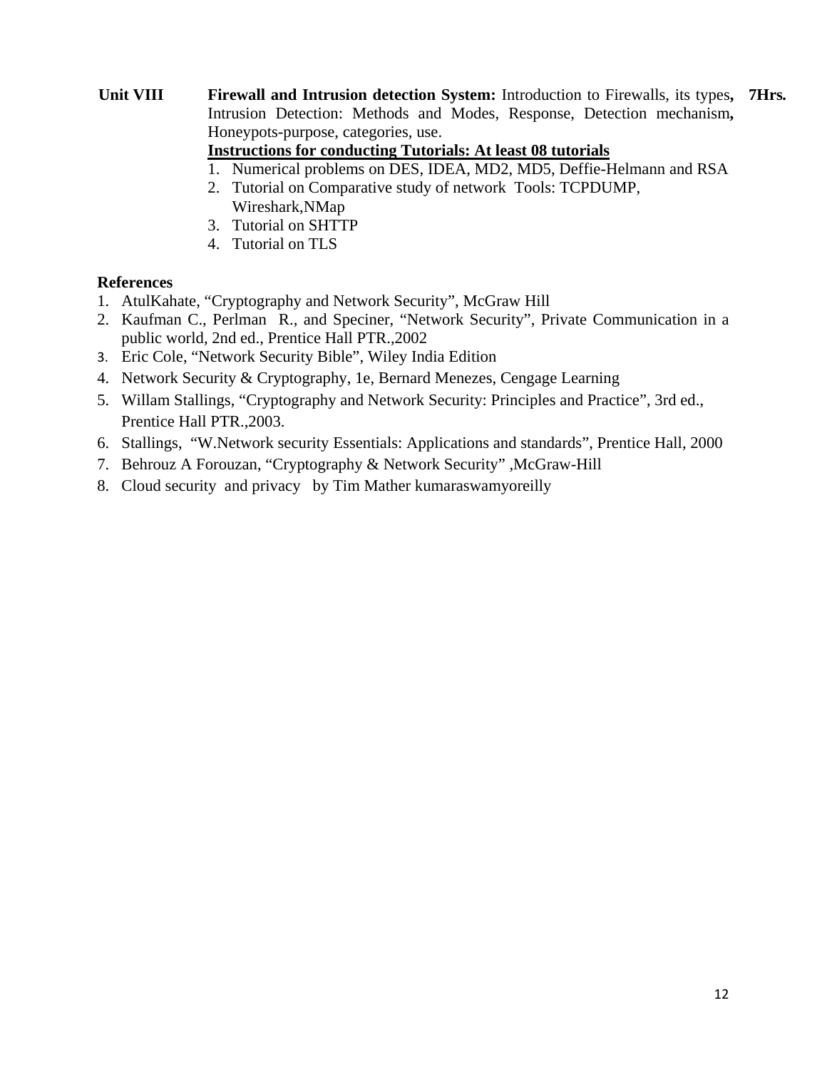**Unit VIII** **Firewall and Intrusion detection System:** Introduction to Firewalls, its types, Intrusion Detection: Methods and Modes, Response, Detection mechanism, Honeypots-purpose, categories, use. **7Hrs.**

**<u>Instructions for conducting Tutorials: At least 08 tutorials</u>**

1. Numerical problems on DES, IDEA, MD2, MD5, Deffie-Helmann and RSA
2. Tutorial on Comparative study of network Tools: TCPDUMP, Wireshark,NMap
3. Tutorial on SHTTP
4. Tutorial on TLS

**References**

1. AtulKahate, "Cryptography and Network Security", McGraw Hill
2. Kaufman C., Perlman R., and Speciner, "Network Security", Private Communication in a public world, 2nd ed., Prentice Hall PTR.,2002
3. Eric Cole, "Network Security Bible", Wiley India Edition
4. Network Security & Cryptography, 1e, Bernard Menezes, Cengage Learning
5. Willam Stallings, "Cryptography and Network Security: Principles and Practice", 3rd ed., Prentice Hall PTR.,2003.
6. Stallings, "W.Network security Essentials: Applications and standards", Prentice Hall, 2000
7. Behrouz A Forouzan, "Cryptography & Network Security" ,McGraw-Hill
8. Cloud security and privacy by Tim Mather kumaraswamyoreilly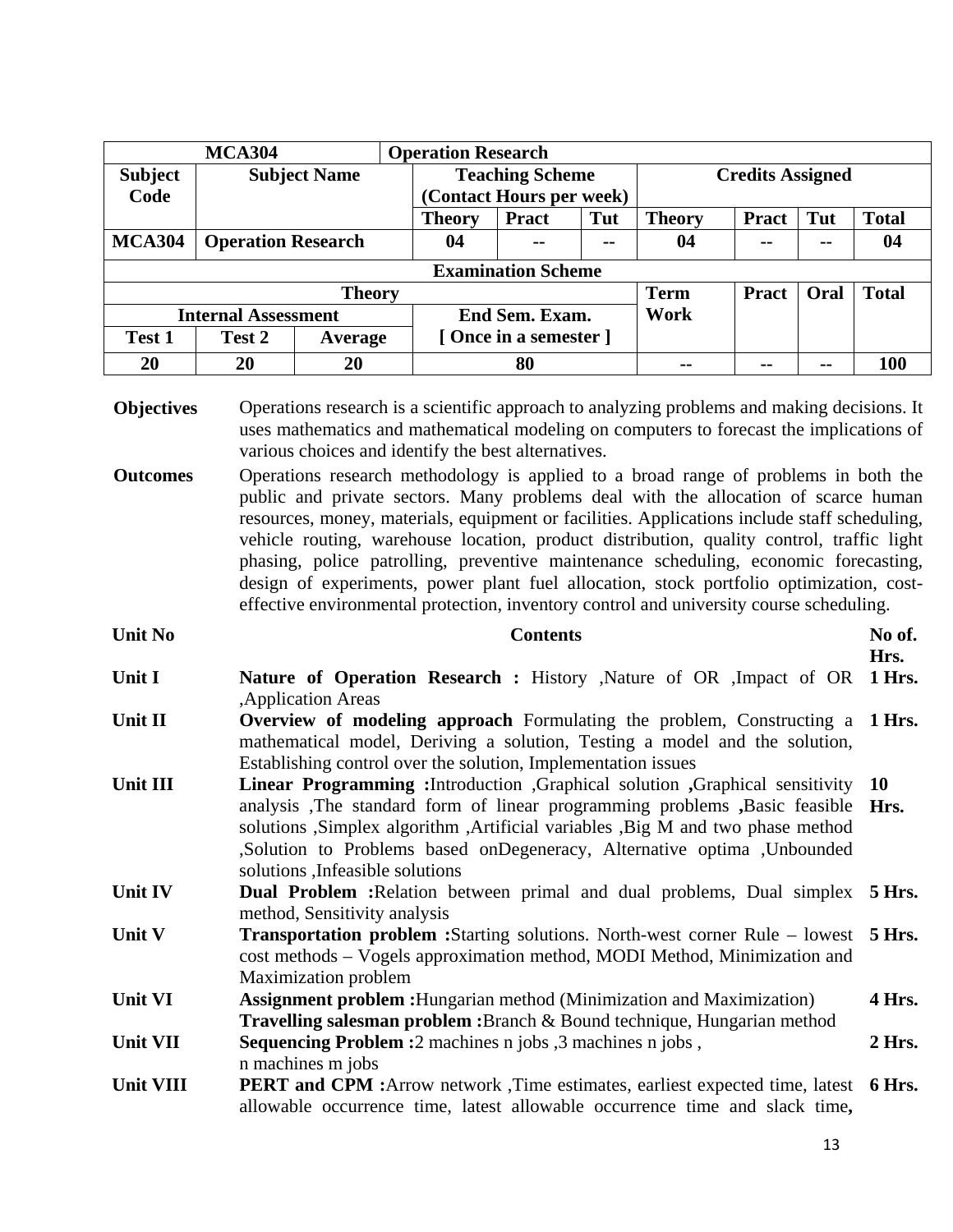| MCA304 | | | Operation Research | | | | | | |
|---|---|---|---|---|---|---|---|---|---|
| Subject Code | Subject Name | | Teaching Scheme (Contact Hours per week) | | | Credits Assigned | | | |
| | | | Theory | Pract | Tut | Theory | Pract | Tut | Total |
| MCA304 | Operation Research | | 04 | -- | -- | 04 | -- | -- | 04 |
| Examination Scheme | | | | | | | | | |
| Theory | | | | | | Term Work | Pract | Oral | Total |
| Internal Assessment | | | End Sem. Exam. [ Once in a semester ] | | | | | | |
| Test 1 | Test 2 | Average | | | | | | | |
| 20 | 20 | 20 | 80 | | | -- | -- | -- | 100 |

**Objectives** Operations research is a scientific approach to analyzing problems and making decisions. It uses mathematics and mathematical modeling on computers to forecast the implications of various choices and identify the best alternatives.

**Outcomes** Operations research methodology is applied to a broad range of problems in both the public and private sectors. Many problems deal with the allocation of scarce human resources, money, materials, equipment or facilities. Applications include staff scheduling, vehicle routing, warehouse location, product distribution, quality control, traffic light phasing, police patrolling, preventive maintenance scheduling, economic forecasting, design of experiments, power plant fuel allocation, stock portfolio optimization, cost-effective environmental protection, inventory control and university course scheduling.

| Unit No | Contents | No of. Hrs. |
|---|---|---|
| Unit I | **Nature of Operation Research :** History ,Nature of OR ,Impact of OR ,Application Areas | 1 Hrs. |
| Unit II | **Overview of modeling approach** Formulating the problem, Constructing a mathematical model, Deriving a solution, Testing a model and the solution, Establishing control over the solution, Implementation issues | 1 Hrs. |
| Unit III | **Linear Programming :**Introduction ,Graphical solution **,**Graphical sensitivity analysis ,The standard form of linear programming problems **,**Basic feasible solutions ,Simplex algorithm ,Artificial variables ,Big M and two phase method ,Solution to Problems based onDegeneracy, Alternative optima ,Unbounded solutions ,Infeasible solutions | 10 Hrs. |
| Unit IV | **Dual Problem :**Relation between primal and dual problems, Dual simplex method, Sensitivity analysis | 5 Hrs. |
| Unit V | **Transportation problem :**Starting solutions. North-west corner Rule – lowest cost methods – Vogels approximation method, MODI Method, Minimization and Maximization problem | 5 Hrs. |
| Unit VI | **Assignment problem :**Hungarian method (Minimization and Maximization)<br>**Travelling salesman problem :**Branch & Bound technique, Hungarian method | 4 Hrs. |
| Unit VII | **Sequencing Problem :**2 machines n jobs ,3 machines n jobs , n machines m jobs | 2 Hrs. |
| Unit VIII | **PERT and CPM :**Arrow network ,Time estimates, earliest expected time, latest allowable occurrence time, latest allowable occurrence time and slack time**,** | 6 Hrs. |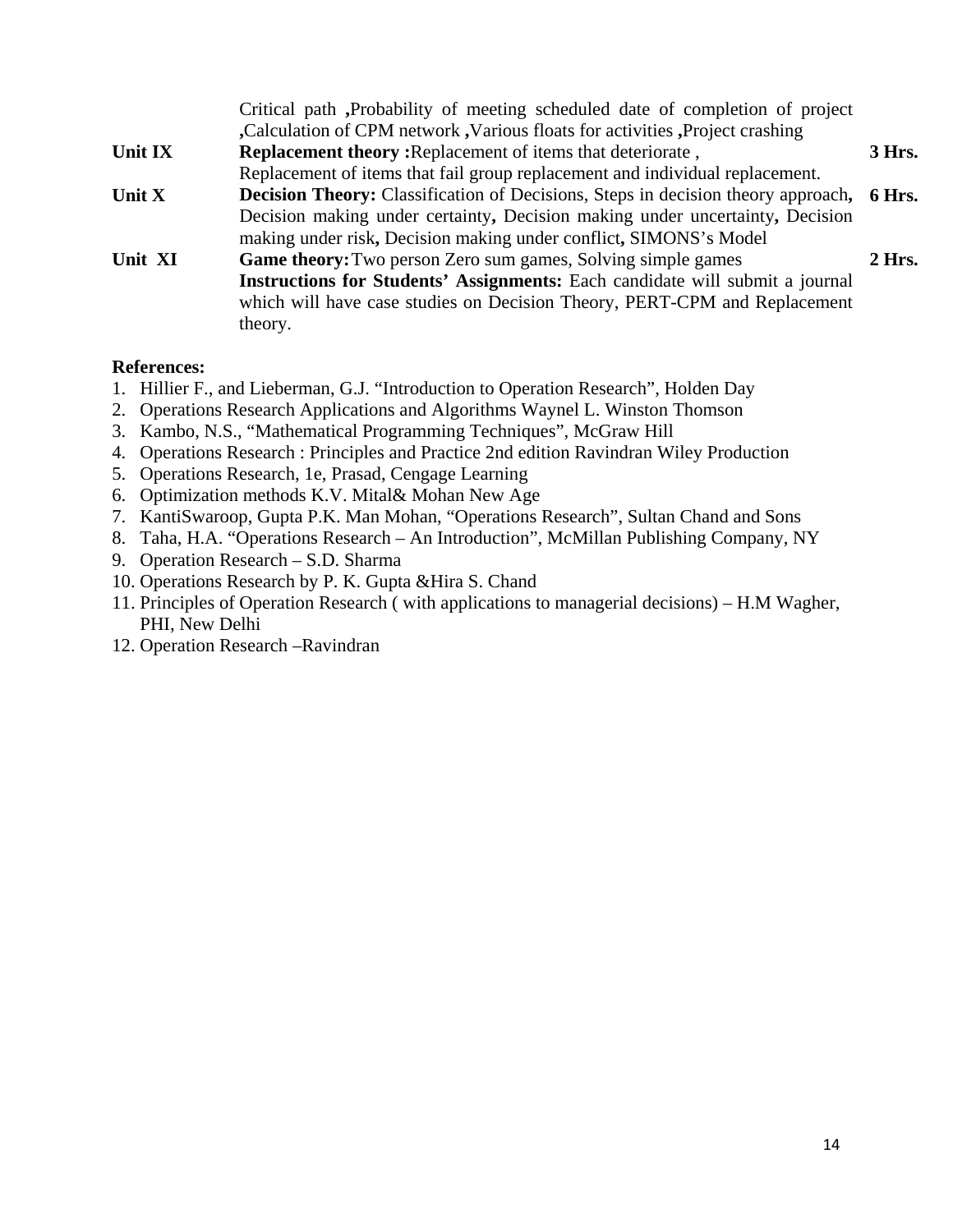| | | |
|---|---|---|
| | Critical path **,**Probability of meeting scheduled date of completion of project **,**Calculation of CPM network **,**Various floats for activities **,**Project crashing | |
| **Unit IX** | **Replacement theory :**Replacement of items that deteriorate , Replacement of items that fail group replacement and individual replacement. | **3 Hrs.** |
| **Unit X** | **Decision Theory:** Classification of Decisions, Steps in decision theory approach**,** Decision making under certainty**,** Decision making under uncertainty**,** Decision making under risk**,** Decision making under conflict**,** SIMONS's Model | **6 Hrs.** |
| **Unit XI** | **Game theory:**Two person Zero sum games, Solving simple games | **2 Hrs.** |
| | **Instructions for Students' Assignments:** Each candidate will submit a journal which will have case studies on Decision Theory, PERT-CPM and Replacement theory. | |

**References:**

1. Hillier F., and Lieberman, G.J. "Introduction to Operation Research", Holden Day
2. Operations Research Applications and Algorithms Waynel L. Winston Thomson
3. Kambo, N.S., "Mathematical Programming Techniques", McGraw Hill
4. Operations Research : Principles and Practice 2nd edition Ravindran Wiley Production
5. Operations Research, 1e, Prasad, Cengage Learning
6. Optimization methods K.V. Mital& Mohan New Age
7. KantiSwaroop, Gupta P.K. Man Mohan, "Operations Research", Sultan Chand and Sons
8. Taha, H.A. "Operations Research – An Introduction", McMillan Publishing Company, NY
9. Operation Research – S.D. Sharma
10. Operations Research by P. K. Gupta &Hira S. Chand
11. Principles of Operation Research ( with applications to managerial decisions) – H.M Wagher, PHI, New Delhi
12. Operation Research –Ravindran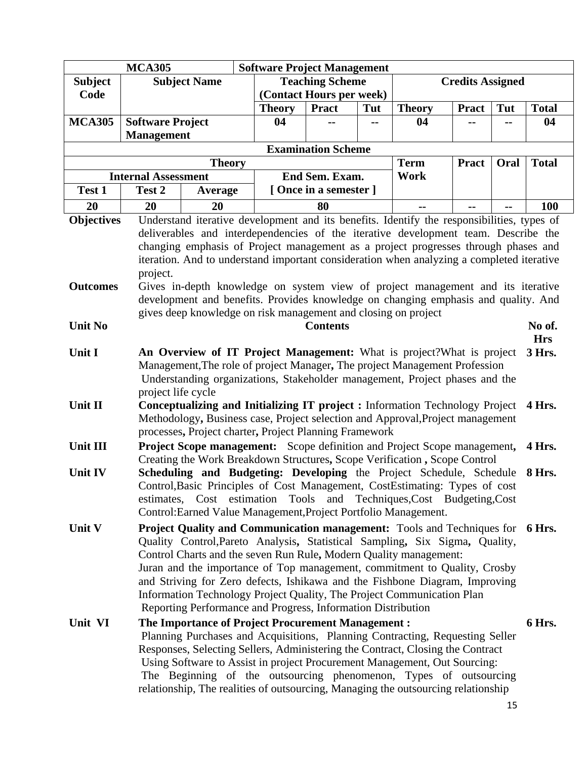| MCA305 | | | Software Project Management | | | | | | |
|---|---|---|---|---|---|---|---|---|---|
| **Subject Code** | **Subject Name** | | **Teaching Scheme (Contact Hours per week)** | | | **Credits Assigned** | | | |
| | | | **Theory** | **Pract** | **Tut** | **Theory** | **Pract** | **Tut** | **Total** |
| **MCA305** | **Software Project Management** | | **04** | **--** | **--** | **04** | **--** | **--** | **04** |
| **Examination Scheme** | | | | | | | | | |
| **Theory** | | | | | | **Term Work** | **Pract** | **Oral** | **Total** |
| **Internal Assessment** | | | **End Sem. Exam. [ Once in a semester ]** | | | | | | |
| **Test 1** | **Test 2** | **Average** | | | | | | | |
| **20** | **20** | **20** | **80** | | | **--** | **--** | **--** | **100** |

**Objectives** Understand iterative development and its benefits. Identify the responsibilities, types of deliverables and interdependencies of the iterative development team. Describe the changing emphasis of Project management as a project progresses through phases and iteration. And to understand important consideration when analyzing a completed iterative project.

**Outcomes** Gives in-depth knowledge on system view of project management and its iterative development and benefits. Provides knowledge on changing emphasis and quality. And gives deep knowledge on risk management and closing on project

| Unit No | Contents | No of. Hrs |
|---|---|---|
| **Unit I** | **An Overview of IT Project Management:** What is project?What is project Management,The role of project Manager**,** The project Management Profession Understanding organizations, Stakeholder management, Project phases and the project life cycle | **3 Hrs.** |
| **Unit II** | **Conceptualizing and Initializing IT project :** Information Technology Project Methodology**,** Business case, Project selection and Approval,Project management processes**,** Project charter**,** Project Planning Framework | **4 Hrs.** |
| **Unit III** | **Project Scope management:** Scope definition and Project Scope management**,** Creating the Work Breakdown Structures**,** Scope Verification **,** Scope Control | **4 Hrs.** |
| **Unit IV** | **Scheduling and Budgeting: Developing** the Project Schedule, Schedule Control,Basic Principles of Cost Management, CostEstimating: Types of cost estimates, Cost estimation Tools and Techniques,Cost Budgeting,Cost Control:Earned Value Management,Project Portfolio Management. | **8 Hrs.** |
| **Unit V** | **Project Quality and Communication management:** Tools and Techniques for Quality Control,Pareto Analysis**,** Statistical Sampling**,** Six Sigma**,** Quality, Control Charts and the seven Run Rule**,** Modern Quality management: Juran and the importance of Top management, commitment to Quality, Crosby and Striving for Zero defects, Ishikawa and the Fishbone Diagram, Improving Information Technology Project Quality, The Project Communication Plan Reporting Performance and Progress, Information Distribution | **6 Hrs.** |
| **Unit VI** | **The Importance of Project Procurement Management :** Planning Purchases and Acquisitions, Planning Contracting, Requesting Seller Responses, Selecting Sellers, Administering the Contract, Closing the Contract Using Software to Assist in project Procurement Management, Out Sourcing: The Beginning of the outsourcing phenomenon, Types of outsourcing relationship, The realities of outsourcing, Managing the outsourcing relationship | **6 Hrs.** |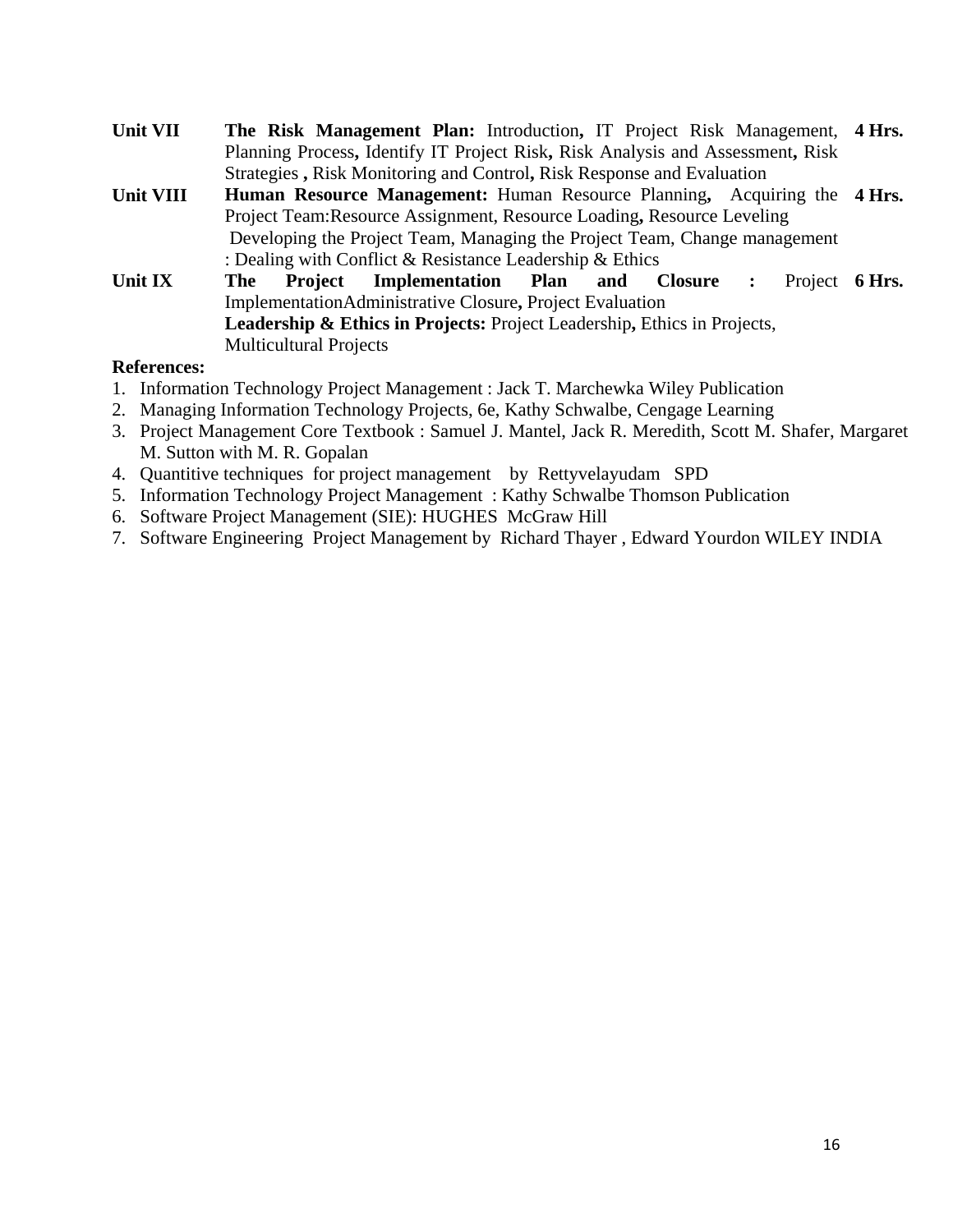| | | |
|---|---|---|
| **Unit VII** | **The Risk Management Plan:** Introduction**,** IT Project Risk Management, Planning Process**,** Identify IT Project Risk**,** Risk Analysis and Assessment**,** Risk Strategies **,** Risk Monitoring and Control**,** Risk Response and Evaluation | **4 Hrs.** |
| **Unit VIII** | **Human Resource Management:** Human Resource Planning**,** Acquiring the Project Team:Resource Assignment, Resource Loading**,** Resource Leveling Developing the Project Team, Managing the Project Team, Change management : Dealing with Conflict & Resistance Leadership & Ethics | **4 Hrs.** |
| **Unit IX** | **The Project Implementation Plan and Closure :** Project ImplementationAdministrative Closure**,** Project Evaluation **Leadership & Ethics in Projects:** Project Leadership**,** Ethics in Projects, Multicultural Projects | **6 Hrs.** |

**References:**

1. Information Technology Project Management : Jack T. Marchewka Wiley Publication
2. Managing Information Technology Projects, 6e, Kathy Schwalbe, Cengage Learning
3. Project Management Core Textbook : Samuel J. Mantel, Jack R. Meredith, Scott M. Shafer, Margaret M. Sutton with M. R. Gopalan
4. Quantitive techniques for project management by Rettyvelayudam SPD
5. Information Technology Project Management : Kathy Schwalbe Thomson Publication
6. Software Project Management (SIE): HUGHES McGraw Hill
7. Software Engineering Project Management by Richard Thayer , Edward Yourdon WILEY INDIA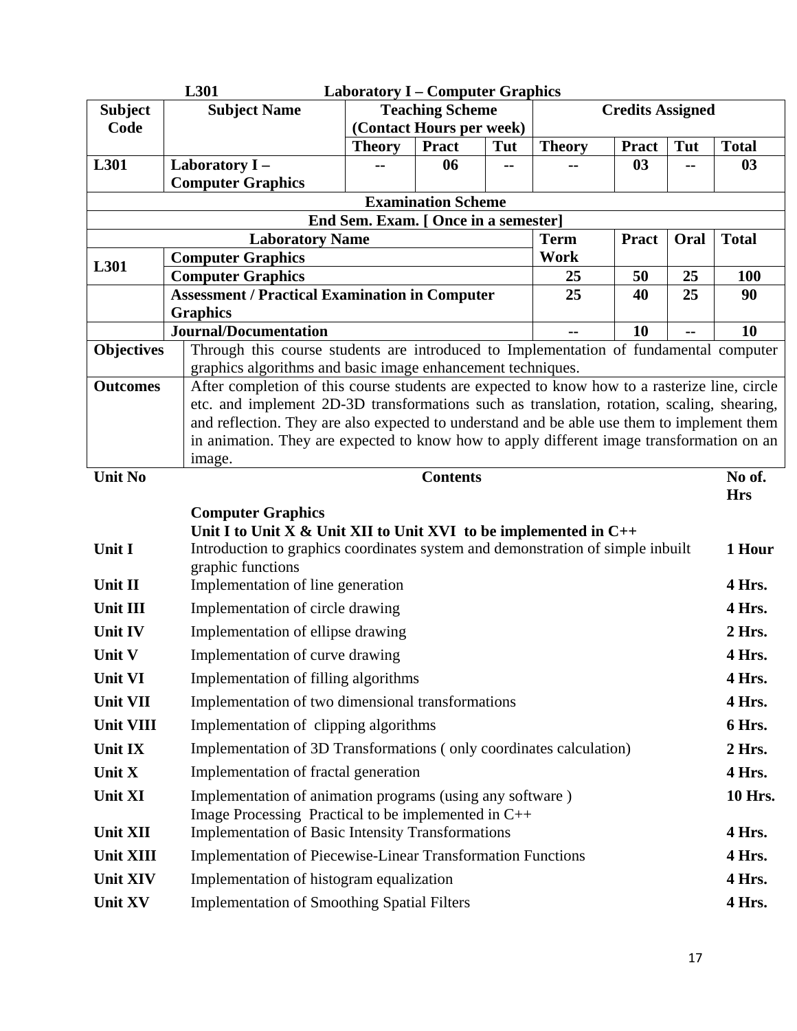**L301 Laboratory I – Computer Graphics**

| Subject Code | Subject Name | Teaching Scheme (Contact Hours per week) | | | Credits Assigned | | | |
|---|---|---|---|---|---|---|---|---|
| | | Theory | Pract | Tut | Theory | Pract | Tut | Total |
| L301 | Laboratory I – Computer Graphics | -- | 06 | -- | -- | 03 | -- | 03 |

| Examination Scheme | | | | | |
|---|---|---|---|---|---|
| End Sem. Exam. [ Once in a semester] | | | | | |
| | Laboratory Name | Term Work | Pract | Oral | Total |
| L301 | Computer Graphics | | | | |
| | Computer Graphics | 25 | 50 | 25 | 100 |
| | Assessment / Practical Examination in Computer Graphics | 25 | 40 | 25 | 90 |
| | Journal/Documentation | -- | 10 | -- | 10 |

| | |
|---|---|
| **Objectives** | Through this course students are introduced to Implementation of fundamental computer graphics algorithms and basic image enhancement techniques. |
| **Outcomes** | After completion of this course students are expected to know how to a rasterize line, circle etc. and implement 2D-3D transformations such as translation, rotation, scaling, shearing, and reflection. They are also expected to understand and be able use them to implement them in animation. They are expected to know how to apply different image transformation on an image. |

| Unit No | Contents | No of. Hrs |
|---|---|---|
| | **Computer Graphics** **Unit I to Unit X & Unit XII to Unit XVI to be implemented in C++** | |
| **Unit I** | Introduction to graphics coordinates system and demonstration of simple inbuilt graphic functions | **1 Hour** |
| **Unit II** | Implementation of line generation | **4 Hrs.** |
| **Unit III** | Implementation of circle drawing | **4 Hrs.** |
| **Unit IV** | Implementation of ellipse drawing | **2 Hrs.** |
| **Unit V** | Implementation of curve drawing | **4 Hrs.** |
| **Unit VI** | Implementation of filling algorithms | **4 Hrs.** |
| **Unit VII** | Implementation of two dimensional transformations | **4 Hrs.** |
| **Unit VIII** | Implementation of clipping algorithms | **6 Hrs.** |
| **Unit IX** | Implementation of 3D Transformations ( only coordinates calculation) | **2 Hrs.** |
| **Unit X** | Implementation of fractal generation | **4 Hrs.** |
| **Unit XI** | Implementation of animation programs (using any software ) | **10 Hrs.** |
| | Image Processing Practical to be implemented in C++ | |
| **Unit XII** | Implementation of Basic Intensity Transformations | **4 Hrs.** |
| **Unit XIII** | Implementation of Piecewise-Linear Transformation Functions | **4 Hrs.** |
| **Unit XIV** | Implementation of histogram equalization | **4 Hrs.** |
| **Unit XV** | Implementation of Smoothing Spatial Filters | **4 Hrs.** |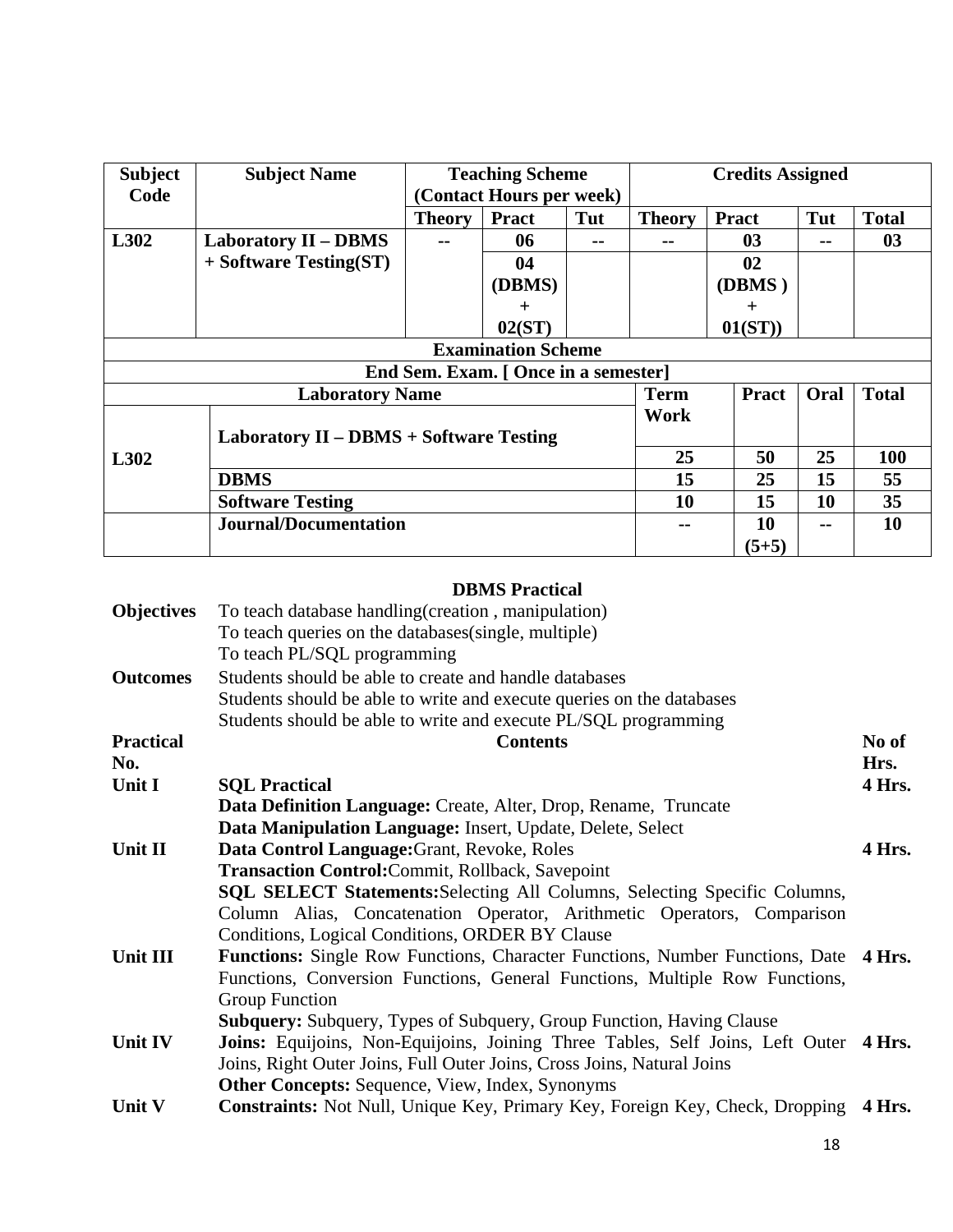| Subject Code | Subject Name | Teaching Scheme (Contact Hours per week) | | | Credits Assigned | | | |
|---|---|---|---|---|---|---|---|---|
| | | Theory | Pract | Tut | Theory | Pract | Tut | Total |
| L302 | Laboratory II – DBMS + Software Testing(ST) | -- | 06 | -- | -- | 03 | -- | 03 |
| | | | 04 (DBMS) + 02(ST) | | | 02 (DBMS ) + 01(ST)) | | |

| Examination Scheme | | | | | |
|---|---|---|---|---|---|
| End Sem. Exam. [ Once in a semester] | | | | | |
| Laboratory Name | | Term Work | Pract | Oral | Total |
| L302 | Laboratory II – DBMS + Software Testing | 25 | 50 | 25 | 100 |
| | DBMS | 15 | 25 | 15 | 55 |
| | Software Testing | 10 | 15 | 10 | 35 |
| | Journal/Documentation | -- | 10 (5+5) | -- | 10 |

## DBMS Practical

**Objectives**
To teach database handling(creation , manipulation)
To teach queries on the databases(single, multiple)
To teach PL/SQL programming

**Outcomes**
Students should be able to create and handle databases
Students should be able to write and execute queries on the databases
Students should be able to write and execute PL/SQL programming

| Practical No. | Contents | No of Hrs. |
|---|---|---|
| Unit I | **SQL Practical**<br>**Data Definition Language:** Create, Alter, Drop, Rename, Truncate<br>**Data Manipulation Language:** Insert, Update, Delete, Select | 4 Hrs. |
| Unit II | **Data Control Language:** Grant, Revoke, Roles<br>**Transaction Control:** Commit, Rollback, Savepoint<br>**SQL SELECT Statements:** Selecting All Columns, Selecting Specific Columns, Column Alias, Concatenation Operator, Arithmetic Operators, Comparison Conditions, Logical Conditions, ORDER BY Clause | 4 Hrs. |
| Unit III | **Functions:** Single Row Functions, Character Functions, Number Functions, Date Functions, Conversion Functions, General Functions, Multiple Row Functions, Group Function<br>**Subquery:** Subquery, Types of Subquery, Group Function, Having Clause | 4 Hrs. |
| Unit IV | **Joins:** Equijoins, Non-Equijoins, Joining Three Tables, Self Joins, Left Outer Joins, Right Outer Joins, Full Outer Joins, Cross Joins, Natural Joins<br>**Other Concepts:** Sequence, View, Index, Synonyms | 4 Hrs. |
| Unit V | **Constraints:** Not Null, Unique Key, Primary Key, Foreign Key, Check, Dropping | 4 Hrs. |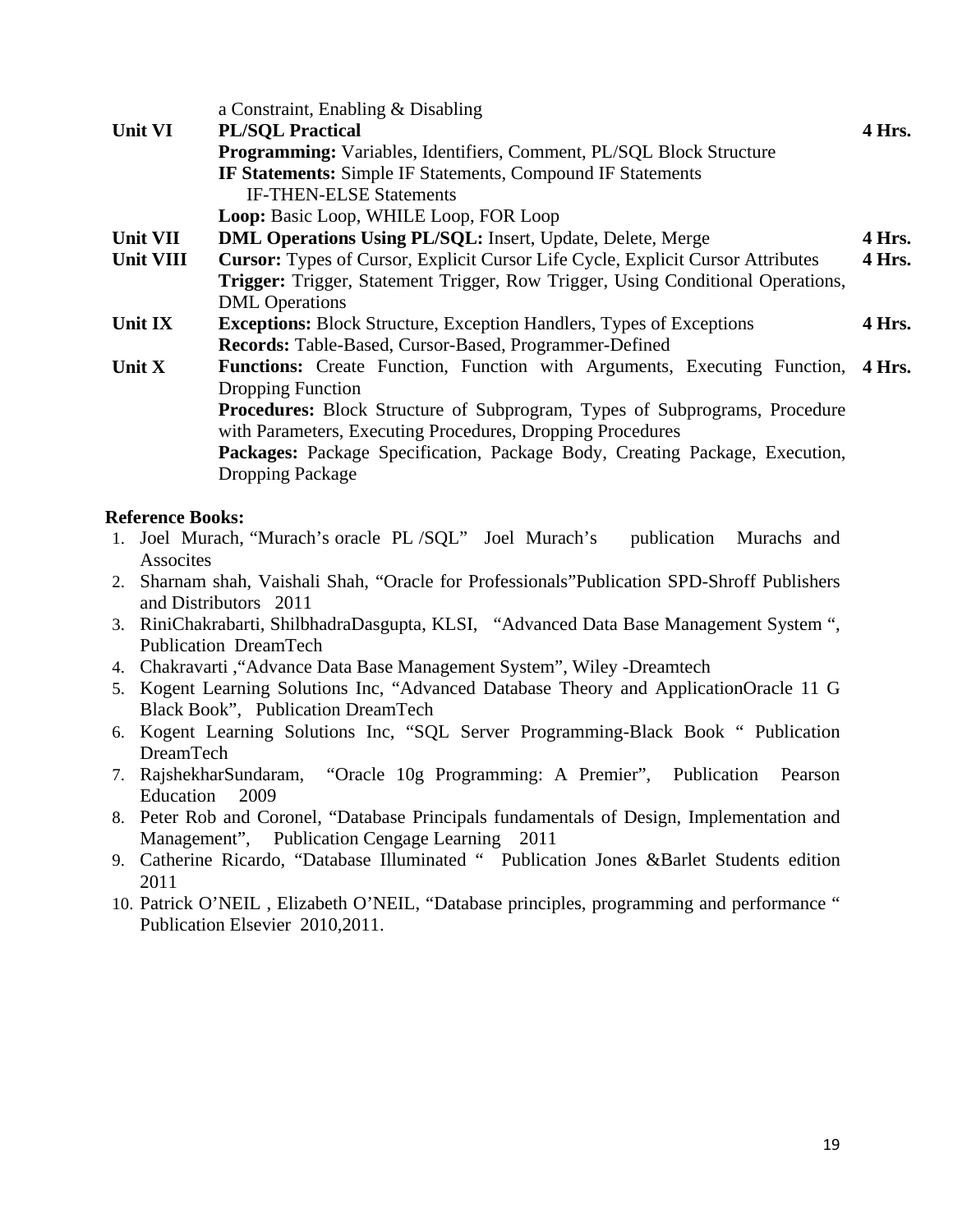| | | |
|---|---|---|
| | a Constraint, Enabling & Disabling | |
| **Unit VI** | **PL/SQL Practical** | **4 Hrs.** |
| | **Programming:** Variables, Identifiers, Comment, PL/SQL Block Structure<br>**IF Statements:** Simple IF Statements, Compound IF Statements<br>IF-THEN-ELSE Statements<br>**Loop:** Basic Loop, WHILE Loop, FOR Loop | |
| **Unit VII** | **DML Operations Using PL/SQL:** Insert, Update, Delete, Merge | **4 Hrs.** |
| **Unit VIII** | **Cursor:** Types of Cursor, Explicit Cursor Life Cycle, Explicit Cursor Attributes<br>**Trigger:** Trigger, Statement Trigger, Row Trigger, Using Conditional Operations, DML Operations | **4 Hrs.** |
| **Unit IX** | **Exceptions:** Block Structure, Exception Handlers, Types of Exceptions<br>**Records:** Table-Based, Cursor-Based, Programmer-Defined | **4 Hrs.** |
| **Unit X** | **Functions:** Create Function, Function with Arguments, Executing Function, Dropping Function<br>**Procedures:** Block Structure of Subprogram, Types of Subprograms, Procedure with Parameters, Executing Procedures, Dropping Procedures<br>**Packages:** Package Specification, Package Body, Creating Package, Execution, Dropping Package | **4 Hrs.** |

**Reference Books:**

1. Joel Murach, "Murach's oracle PL /SQL" Joel Murach's publication Murachs and Assocites
2. Sharnam shah, Vaishali Shah, "Oracle for Professionals"Publication SPD-Shroff Publishers and Distributors 2011
3. RiniChakrabarti, ShilbhadraDasgupta, KLSI, "Advanced Data Base Management System ", Publication DreamTech
4. Chakravarti ,"Advance Data Base Management System", Wiley -Dreamtech
5. Kogent Learning Solutions Inc, "Advanced Database Theory and ApplicationOracle 11 G Black Book", Publication DreamTech
6. Kogent Learning Solutions Inc, "SQL Server Programming-Black Book " Publication DreamTech
7. RajshekharSundaram, "Oracle 10g Programming: A Premier", Publication Pearson Education 2009
8. Peter Rob and Coronel, "Database Principals fundamentals of Design, Implementation and Management", Publication Cengage Learning 2011
9. Catherine Ricardo, "Database Illuminated " Publication Jones &Barlet Students edition 2011
10. Patrick O'NEIL , Elizabeth O'NEIL, "Database principles, programming and performance " Publication Elsevier 2010,2011.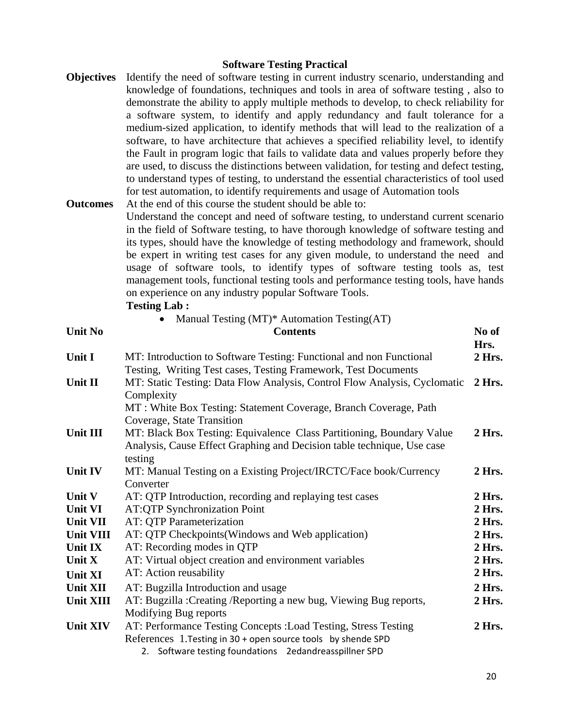# Software Testing Practical

**Objectives** Identify the need of software testing in current industry scenario, understanding and knowledge of foundations, techniques and tools in area of software testing , also to demonstrate the ability to apply multiple methods to develop, to check reliability for a software system, to identify and apply redundancy and fault tolerance for a medium-sized application, to identify methods that will lead to the realization of a software, to have architecture that achieves a specified reliability level, to identify the Fault in program logic that fails to validate data and values properly before they are used, to discuss the distinctions between validation, for testing and defect testing, to understand types of testing, to understand the essential characteristics of tool used for test automation, to identify requirements and usage of Automation tools

**Outcomes** At the end of this course the student should be able to:
Understand the concept and need of software testing, to understand current scenario in the field of Software testing, to have thorough knowledge of software testing and its types, should have the knowledge of testing methodology and framework, should be expert in writing test cases for any given module, to understand the need and usage of software tools, to identify types of software testing tools as, test management tools, functional testing tools and performance testing tools, have hands on experience on any industry popular Software Tools.

**Testing Lab :**

- Manual Testing (MT)* Automation Testing(AT)

| Unit No | Contents | No of Hrs. |
|---|---|---|
| **Unit I** | MT: Introduction to Software Testing: Functional and non Functional Testing, Writing Test cases, Testing Framework, Test Documents | **2 Hrs.** |
| **Unit II** | MT: Static Testing: Data Flow Analysis, Control Flow Analysis, Cyclomatic Complexity<br>MT : White Box Testing: Statement Coverage, Branch Coverage, Path Coverage, State Transition | **2 Hrs.** |
| **Unit III** | MT: Black Box Testing: Equivalence Class Partitioning, Boundary Value Analysis, Cause Effect Graphing and Decision table technique, Use case testing | **2 Hrs.** |
| **Unit IV** | MT: Manual Testing on a Existing Project/IRCTC/Face book/Currency Converter | **2 Hrs.** |
| **Unit V** | AT: QTP Introduction, recording and replaying test cases | **2 Hrs.** |
| **Unit VI** | AT:QTP Synchronization Point | **2 Hrs.** |
| **Unit VII** | AT: QTP Parameterization | **2 Hrs.** |
| **Unit VIII** | AT: QTP Checkpoints(Windows and Web application) | **2 Hrs.** |
| **Unit IX** | AT: Recording modes in QTP | **2 Hrs.** |
| **Unit X** | AT: Virtual object creation and environment variables | **2 Hrs.** |
| **Unit XI** | AT: Action reusability | **2 Hrs.** |
| **Unit XII** | AT: Bugzilla Introduction and usage | **2 Hrs.** |
| **Unit XIII** | AT: Bugzilla :Creating /Reporting a new bug, Viewing Bug reports, Modifying Bug reports | **2 Hrs.** |
| **Unit XIV** | AT: Performance Testing Concepts :Load Testing, Stress Testing | **2 Hrs.** |

References 1. Testing in 30 + open source tools by shende SPD
2. Software testing foundations 2edandreasspillner SPD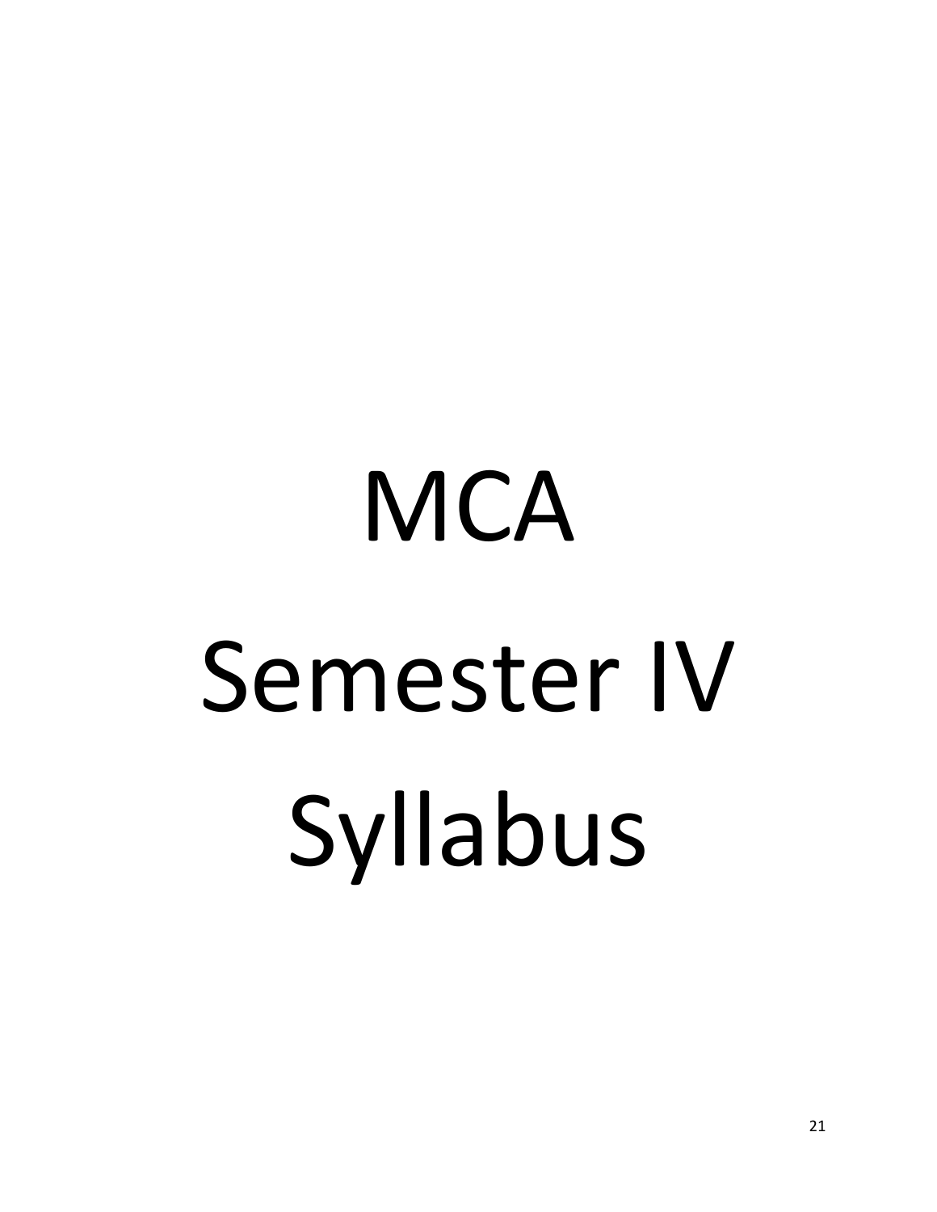# MCA

# Semester IV

# Syllabus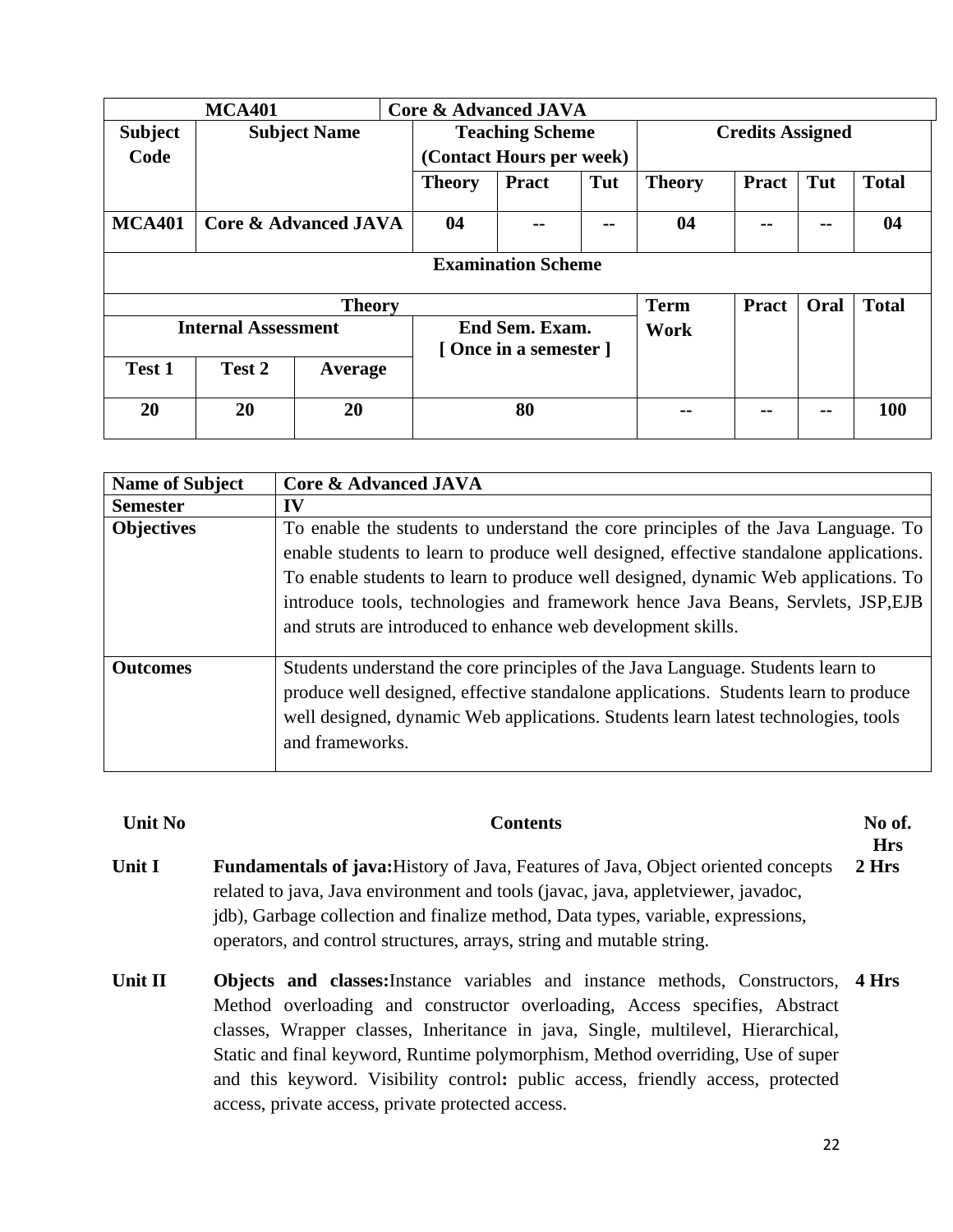| MCA401 | Core & Advanced JAVA | | | | | | | |
|---|---|---|---|---|---|---|---|---|
| **Subject Code** | **Subject Name** | **Teaching Scheme (Contact Hours per week)** | | | **Credits Assigned** | | | |
| | | **Theory** | **Pract** | **Tut** | **Theory** | **Pract** | **Tut** | **Total** |
| **MCA401** | **Core & Advanced JAVA** | **04** | **--** | **--** | **04** | **--** | **--** | **04** |

| **Examination Scheme** | | | | | | | |
|---|---|---|---|---|---|---|---|
| **Theory** | | | | **Term Work** | **Pract** | **Oral** | **Total** |
| **Internal Assessment** | | | **End Sem. Exam. [ Once in a semester ]** | | | | |
| **Test 1** | **Test 2** | **Average** | | | | | |
| **20** | **20** | **20** | **80** | **--** | **--** | **--** | **100** |

| **Name of Subject** | **Core & Advanced JAVA** |
|---|---|
| **Semester** | **IV** |
| **Objectives** | To enable the students to understand the core principles of the Java Language. To enable students to learn to produce well designed, effective standalone applications. To enable students to learn to produce well designed, dynamic Web applications. To introduce tools, technologies and framework hence Java Beans, Servlets, JSP,EJB and struts are introduced to enhance web development skills. |
| **Outcomes** | Students understand the core principles of the Java Language. Students learn to produce well designed, effective standalone applications. Students learn to produce well designed, dynamic Web applications. Students learn latest technologies, tools and frameworks. |

| **Unit No** | **Contents** | **No of. Hrs** |
|---|---|---|
| **Unit I** | **Fundamentals of java:** History of Java, Features of Java, Object oriented concepts related to java, Java environment and tools (javac, java, appletviewer, javadoc, jdb), Garbage collection and finalize method, Data types, variable, expressions, operators, and control structures, arrays, string and mutable string. | **2 Hrs** |
| **Unit II** | **Objects and classes:** Instance variables and instance methods, Constructors, Method overloading and constructor overloading, Access specifies, Abstract classes, Wrapper classes, Inheritance in java, Single, multilevel, Hierarchical, Static and final keyword, Runtime polymorphism, Method overriding, Use of super and this keyword. Visibility control**:** public access, friendly access, protected access, private access, private protected access. | **4 Hrs** |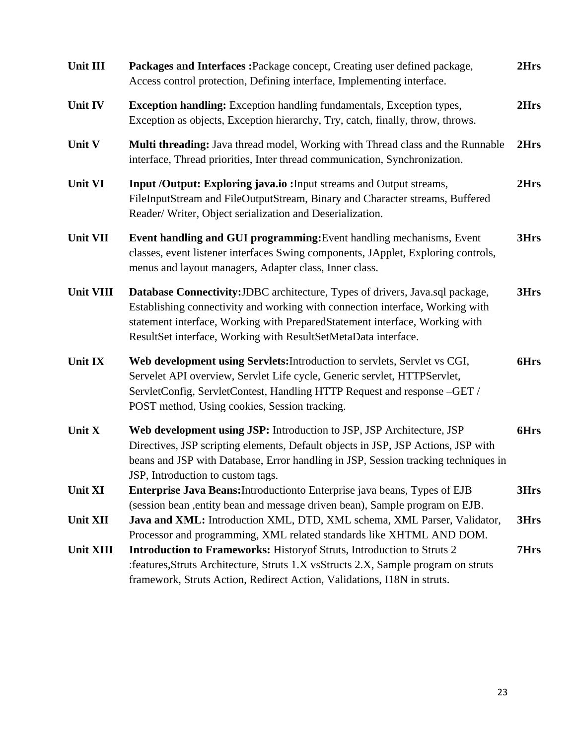| | | |
|---|---|---|
| **Unit III** | **Packages and Interfaces :**Package concept, Creating user defined package, Access control protection, Defining interface, Implementing interface. | **2Hrs** |
| **Unit IV** | **Exception handling:** Exception handling fundamentals, Exception types, Exception as objects, Exception hierarchy, Try, catch, finally, throw, throws. | **2Hrs** |
| **Unit V** | **Multi threading:** Java thread model, Working with Thread class and the Runnable interface, Thread priorities, Inter thread communication, Synchronization. | **2Hrs** |
| **Unit VI** | **Input /Output: Exploring java.io :**Input streams and Output streams, FileInputStream and FileOutputStream, Binary and Character streams, Buffered Reader/ Writer, Object serialization and Deserialization. | **2Hrs** |
| **Unit VII** | **Event handling and GUI programming:**Event handling mechanisms, Event classes, event listener interfaces Swing components, JApplet, Exploring controls, menus and layout managers, Adapter class, Inner class. | **3Hrs** |
| **Unit VIII** | **Database Connectivity:**JDBC architecture, Types of drivers, Java.sql package, Establishing connectivity and working with connection interface, Working with statement interface, Working with PreparedStatement interface, Working with ResultSet interface, Working with ResultSetMetaData interface. | **3Hrs** |
| **Unit IX** | **Web development using Servlets:**Introduction to servlets, Servlet vs CGI, Servelet API overview, Servlet Life cycle, Generic servlet, HTTPServlet, ServletConfig, ServletContest, Handling HTTP Request and response –GET / POST method, Using cookies, Session tracking. | **6Hrs** |
| **Unit X** | **Web development using JSP:** Introduction to JSP, JSP Architecture, JSP Directives, JSP scripting elements, Default objects in JSP, JSP Actions, JSP with beans and JSP with Database, Error handling in JSP, Session tracking techniques in JSP, Introduction to custom tags. | **6Hrs** |
| **Unit XI** | **Enterprise Java Beans:**Introductionto Enterprise java beans, Types of EJB (session bean ,entity bean and message driven bean), Sample program on EJB. | **3Hrs** |
| **Unit XII** | **Java and XML:** Introduction XML, DTD, XML schema, XML Parser, Validator, Processor and programming, XML related standards like XHTML AND DOM. | **3Hrs** |
| **Unit XIII** | **Introduction to Frameworks:** Historyof Struts, Introduction to Struts 2 :features,Struts Architecture, Struts 1.X vsStructs 2.X, Sample program on struts framework, Struts Action, Redirect Action, Validations, I18N in struts. | **7Hrs** |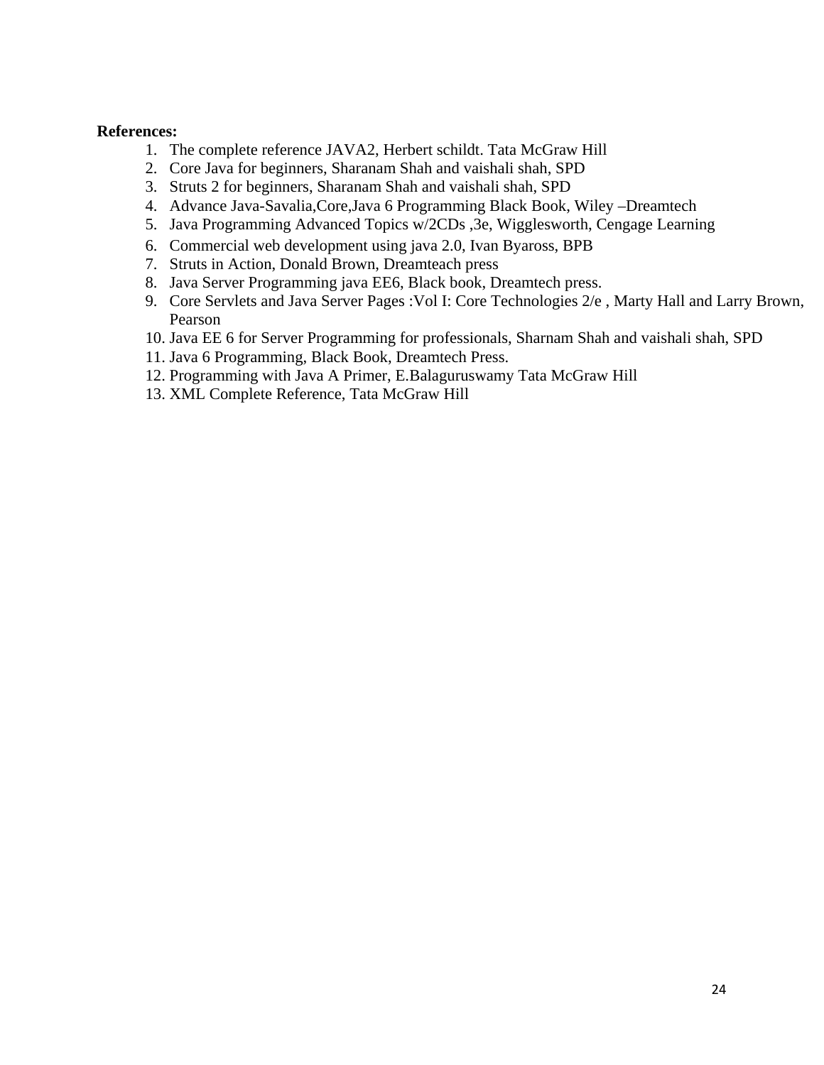**References:**

1. The complete reference JAVA2, Herbert schildt. Tata McGraw Hill
2. Core Java for beginners, Sharanam Shah and vaishali shah, SPD
3. Struts 2 for beginners, Sharanam Shah and vaishali shah, SPD
4. Advance Java-Savalia,Core,Java 6 Programming Black Book, Wiley –Dreamtech
5. Java Programming Advanced Topics w/2CDs ,3e, Wigglesworth, Cengage Learning
6. Commercial web development using java 2.0, Ivan Byaross, BPB
7. Struts in Action, Donald Brown, Dreamteach press
8. Java Server Programming java EE6, Black book, Dreamtech press.
9. Core Servlets and Java Server Pages :Vol I: Core Technologies 2/e , Marty Hall and Larry Brown, Pearson
10. Java EE 6 for Server Programming for professionals, Sharnam Shah and vaishali shah, SPD
11. Java 6 Programming, Black Book, Dreamtech Press.
12. Programming with Java A Primer, E.Balaguruswamy Tata McGraw Hill
13. XML Complete Reference, Tata McGraw Hill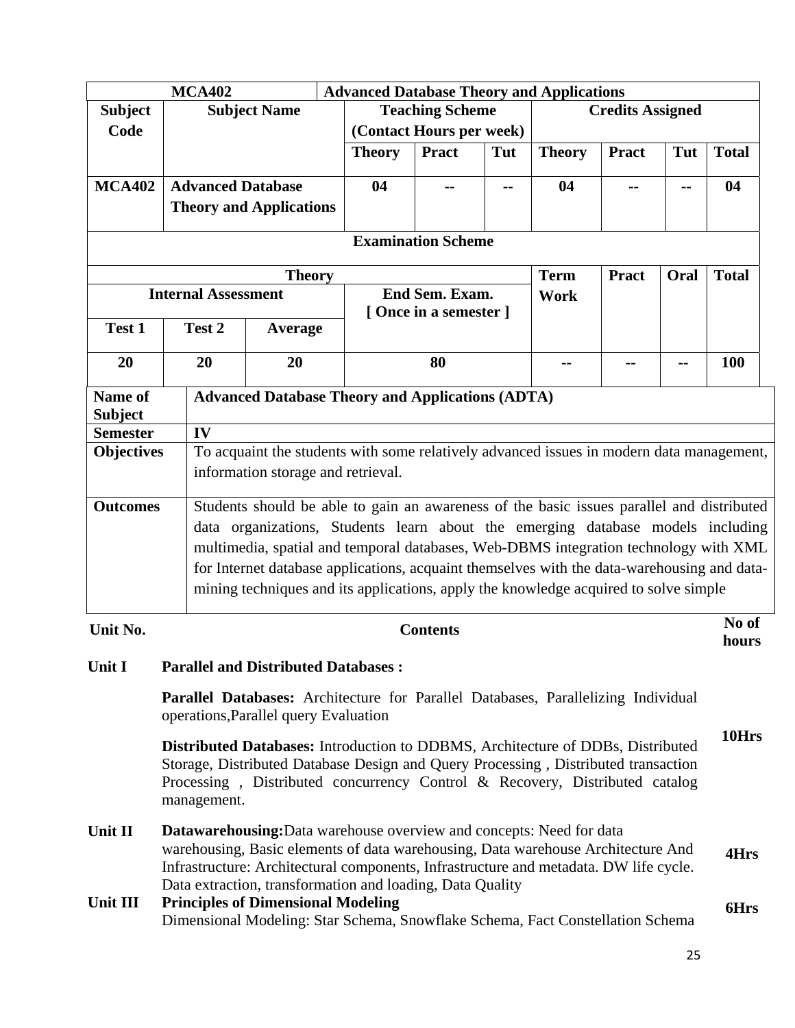| MCA402 | | Advanced Database Theory and Applications | | | | | | |
|---|---|---|---|---|---|---|---|---|
| Subject Code | Subject Name | Teaching Scheme (Contact Hours per week) | | | Credits Assigned | | | |
| | | Theory | Pract | Tut | Theory | Pract | Tut | Total |
| MCA402 | Advanced Database Theory and Applications | 04 | -- | -- | 04 | -- | -- | 04 |

| Examination Scheme | | | | | | | |
|---|---|---|---|---|---|---|---|
| Theory | | | | Term Work | Pract | Oral | Total |
| Internal Assessment | | | End Sem. Exam. [ Once in a semester ] | | | | |
| Test 1 | Test 2 | Average | | | | | |
| 20 | 20 | 20 | 80 | -- | -- | -- | 100 |

| | |
|---|---|
| **Name of Subject** | **Advanced Database Theory and Applications (ADTA)** |
| **Semester** | **IV** |
| **Objectives** | To acquaint the students with some relatively advanced issues in modern data management, information storage and retrieval. |
| **Outcomes** | Students should be able to gain an awareness of the basic issues parallel and distributed data organizations, Students learn about the emerging database models including multimedia, spatial and temporal databases, Web-DBMS integration technology with XML for Internet database applications, acquaint themselves with the data-warehousing and data-mining techniques and its applications, apply the knowledge acquired to solve simple |

| Unit No. | Contents | No of hours |
|---|---|---|
| **Unit I** | **Parallel and Distributed Databases :**<br><br>**Parallel Databases:** Architecture for Parallel Databases, Parallelizing Individual operations,Parallel query Evaluation<br><br>**Distributed Databases:** Introduction to DDBMS, Architecture of DDBs, Distributed Storage, Distributed Database Design and Query Processing , Distributed transaction Processing , Distributed concurrency Control & Recovery, Distributed catalog management. | **10Hrs** |
| **Unit II** | **Datawarehousing:**Data warehouse overview and concepts: Need for data warehousing, Basic elements of data warehousing, Data warehouse Architecture And Infrastructure: Architectural components, Infrastructure and metadata. DW life cycle. Data extraction, transformation and loading, Data Quality | **4Hrs** |
| **Unit III** | **Principles of Dimensional Modeling**<br>Dimensional Modeling: Star Schema, Snowflake Schema, Fact Constellation Schema | **6Hrs** |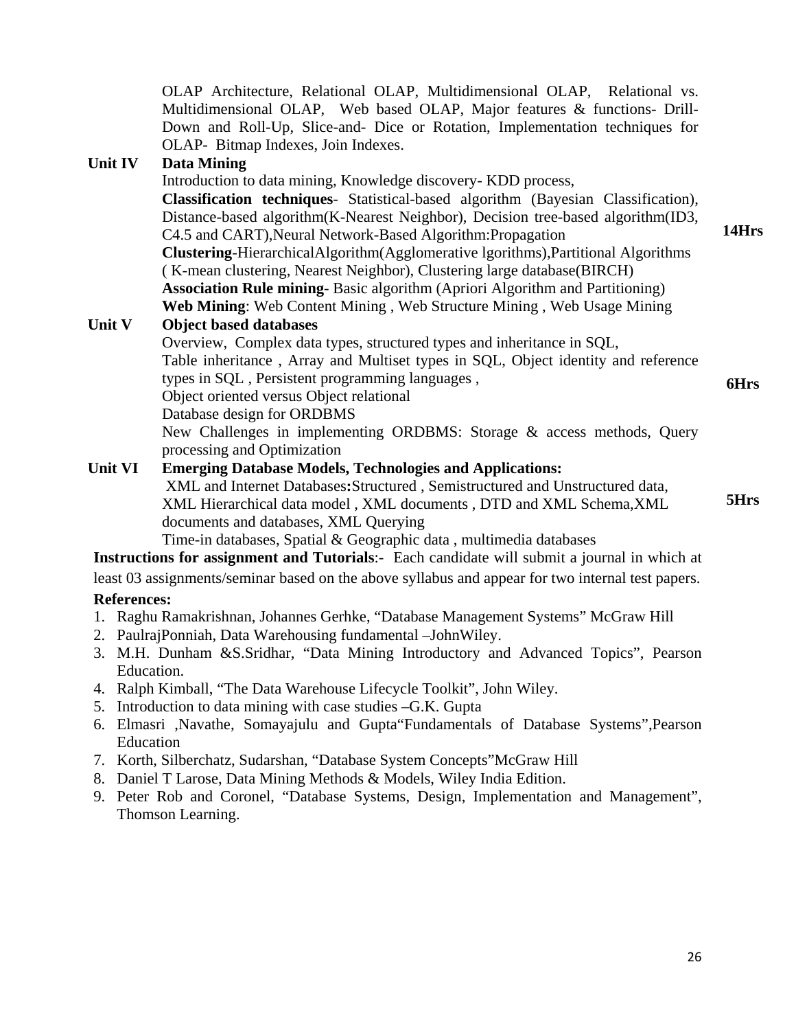OLAP Architecture, Relational OLAP, Multidimensional OLAP, Relational vs. Multidimensional OLAP, Web based OLAP, Major features & functions- Drill-Down and Roll-Up, Slice-and- Dice or Rotation, Implementation techniques for OLAP- Bitmap Indexes, Join Indexes.

| | | |
|---|---|---|
| **Unit IV** | **Data Mining**<br>Introduction to data mining, Knowledge discovery- KDD process,<br>**Classification techniques**- Statistical-based algorithm (Bayesian Classification), Distance-based algorithm(K-Nearest Neighbor), Decision tree-based algorithm(ID3, C4.5 and CART),Neural Network-Based Algorithm:Propagation<br>**Clustering**-HierarchicalAlgorithm(Agglomerative lgorithms),Partitional Algorithms ( K-mean clustering, Nearest Neighbor), Clustering large database(BIRCH)<br>**Association Rule mining**- Basic algorithm (Apriori Algorithm and Partitioning)<br>**Web Mining**: Web Content Mining , Web Structure Mining , Web Usage Mining | **14Hrs** |
| **Unit V** | **Object based databases**<br>Overview, Complex data types, structured types and inheritance in SQL,<br>Table inheritance , Array and Multiset types in SQL, Object identity and reference types in SQL , Persistent programming languages ,<br>Object oriented versus Object relational<br>Database design for ORDBMS<br>New Challenges in implementing ORDBMS: Storage & access methods, Query processing and Optimization | **6Hrs** |
| **Unit VI** | **Emerging Database Models, Technologies and Applications:**<br>XML and Internet Databases**:**Structured , Semistructured and Unstructured data, XML Hierarchical data model , XML documents , DTD and XML Schema,XML documents and databases, XML Querying<br>Time-in databases, Spatial & Geographic data , multimedia databases | **5Hrs** |

**Instructions for assignment and Tutorials**:- Each candidate will submit a journal in which at least 03 assignments/seminar based on the above syllabus and appear for two internal test papers.

**References:**

1. Raghu Ramakrishnan, Johannes Gerhke, "Database Management Systems" McGraw Hill
2. PaulrajPonniah, Data Warehousing fundamental –JohnWiley.
3. M.H. Dunham &S.Sridhar, "Data Mining Introductory and Advanced Topics", Pearson Education.
4. Ralph Kimball, "The Data Warehouse Lifecycle Toolkit", John Wiley.
5. Introduction to data mining with case studies –G.K. Gupta
6. Elmasri ,Navathe, Somayajulu and Gupta"Fundamentals of Database Systems",Pearson Education
7. Korth, Silberchatz, Sudarshan, "Database System Concepts"McGraw Hill
8. Daniel T Larose, Data Mining Methods & Models, Wiley India Edition.
9. Peter Rob and Coronel, "Database Systems, Design, Implementation and Management", Thomson Learning.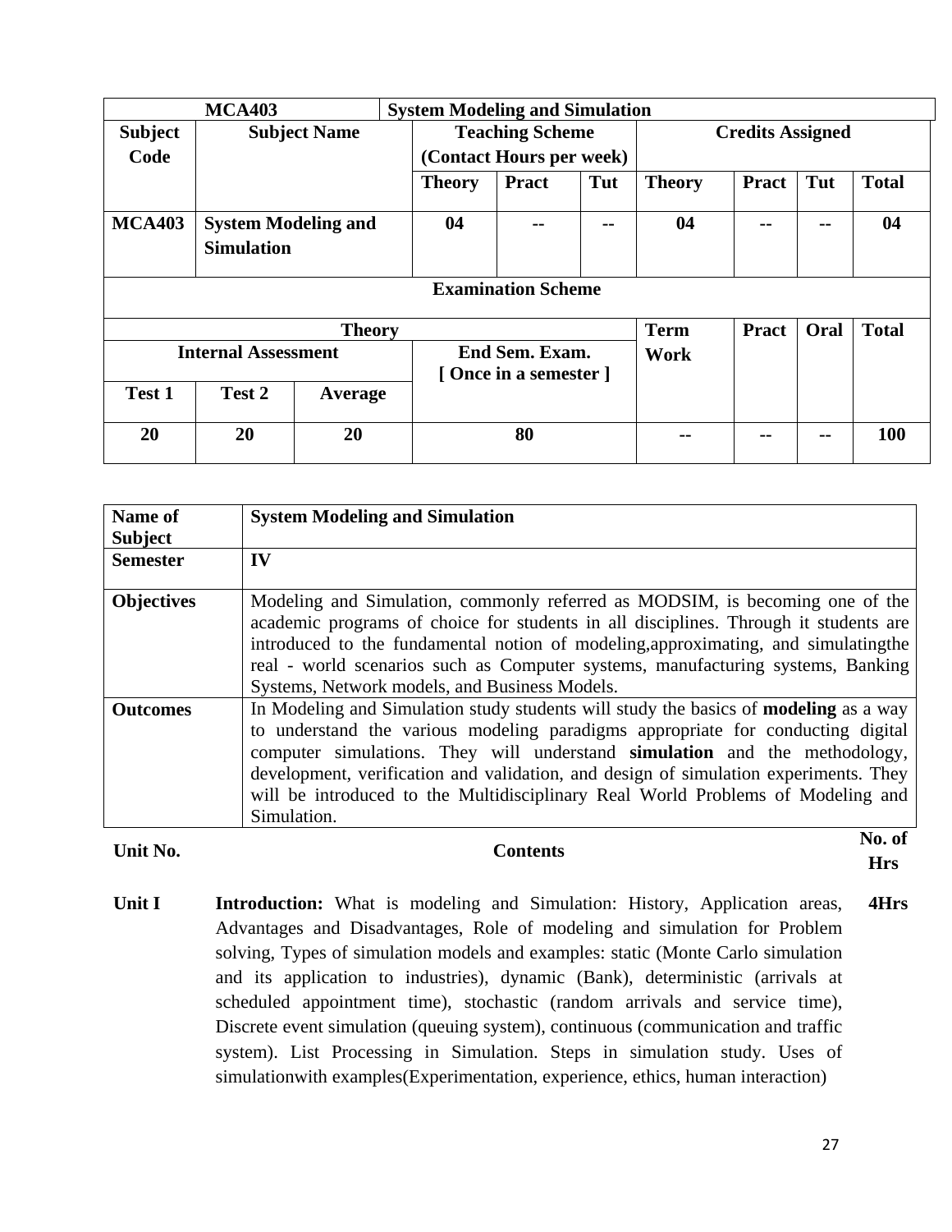| MCA403 | | System Modeling and Simulation | | | | | | |
|---|---|---|---|---|---|---|---|---|
| **Subject Code** | **Subject Name** | **Teaching Scheme (Contact Hours per week)** | | | **Credits Assigned** | | | |
| | | **Theory** | **Pract** | **Tut** | **Theory** | **Pract** | **Tut** | **Total** |
| **MCA403** | **System Modeling and Simulation** | **04** | **--** | **--** | **04** | **--** | **--** | **04** |

| **Examination Scheme** | | | | | | | |
|---|---|---|---|---|---|---|---|
| **Theory** | | | | **Term Work** | **Pract** | **Oral** | **Total** |
| **Internal Assessment** | | | **End Sem. Exam. [ Once in a semester ]** | | | | |
| **Test 1** | **Test 2** | **Average** | | | | | |
| **20** | **20** | **20** | **80** | **--** | **--** | **--** | **100** |

| | |
|---|---|
| **Name of Subject** | **System Modeling and Simulation** |
| **Semester** | **IV** |
| **Objectives** | Modeling and Simulation, commonly referred as MODSIM, is becoming one of the academic programs of choice for students in all disciplines. Through it students are introduced to the fundamental notion of modeling,approximating, and simulatingthe real - world scenarios such as Computer systems, manufacturing systems, Banking Systems, Network models, and Business Models. |
| **Outcomes** | In Modeling and Simulation study students will study the basics of **modeling** as a way to understand the various modeling paradigms appropriate for conducting digital computer simulations. They will understand **simulation** and the methodology, development, verification and validation, and design of simulation experiments. They will be introduced to the Multidisciplinary Real World Problems of Modeling and Simulation. |

| **Unit No.** | **Contents** | **No. of Hrs** |
|---|---|---|
| **Unit I** | **Introduction:** What is modeling and Simulation: History, Application areas, Advantages and Disadvantages, Role of modeling and simulation for Problem solving, Types of simulation models and examples: static (Monte Carlo simulation and its application to industries), dynamic (Bank), deterministic (arrivals at scheduled appointment time), stochastic (random arrivals and service time), Discrete event simulation (queuing system), continuous (communication and traffic system). List Processing in Simulation. Steps in simulation study. Uses of simulationwith examples(Experimentation, experience, ethics, human interaction) | **4Hrs** |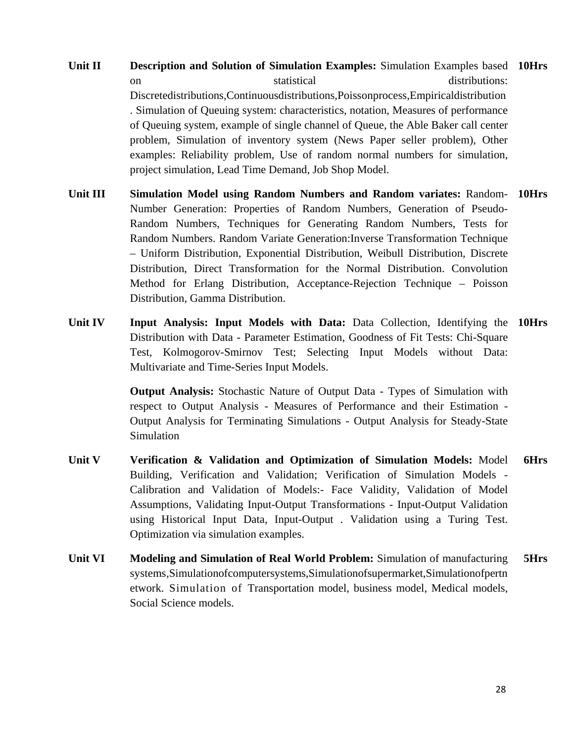| | | |
|---|---|---|
| **Unit II** | **Description and Solution of Simulation Examples:** Simulation Examples based on statistical distributions: Discretedistributions,Continuousdistributions,Poissonprocess,Empiricaldistribution. Simulation of Queuing system: characteristics, notation, Measures of performance of Queuing system, example of single channel of Queue, the Able Baker call center problem, Simulation of inventory system (News Paper seller problem), Other examples: Reliability problem, Use of random normal numbers for simulation, project simulation, Lead Time Demand, Job Shop Model. | **10Hrs** |
| **Unit III** | **Simulation Model using Random Numbers and Random variates:** Random-Number Generation: Properties of Random Numbers, Generation of Pseudo-Random Numbers, Techniques for Generating Random Numbers, Tests for Random Numbers. Random Variate Generation:Inverse Transformation Technique – Uniform Distribution, Exponential Distribution, Weibull Distribution, Discrete Distribution, Direct Transformation for the Normal Distribution. Convolution Method for Erlang Distribution, Acceptance-Rejection Technique – Poisson Distribution, Gamma Distribution. | **10Hrs** |
| **Unit IV** | **Input Analysis: Input Models with Data:** Data Collection, Identifying the Distribution with Data - Parameter Estimation, Goodness of Fit Tests: Chi-Square Test, Kolmogorov-Smirnov Test; Selecting Input Models without Data: Multivariate and Time-Series Input Models.<br><br>**Output Analysis:** Stochastic Nature of Output Data - Types of Simulation with respect to Output Analysis - Measures of Performance and their Estimation - Output Analysis for Terminating Simulations - Output Analysis for Steady-State Simulation | **10Hrs** |
| **Unit V** | **Verification & Validation and Optimization of Simulation Models:** Model Building, Verification and Validation; Verification of Simulation Models - Calibration and Validation of Models:- Face Validity, Validation of Model Assumptions, Validating Input-Output Transformations - Input-Output Validation using Historical Input Data, Input-Output . Validation using a Turing Test. Optimization via simulation examples. | **6Hrs** |
| **Unit VI** | **Modeling and Simulation of Real World Problem:** Simulation of manufacturing systems,Simulationofcomputersystems,Simulationofsupermarket,Simulationofpertnetwork. Simulation of Transportation model, business model, Medical models, Social Science models. | **5Hrs** |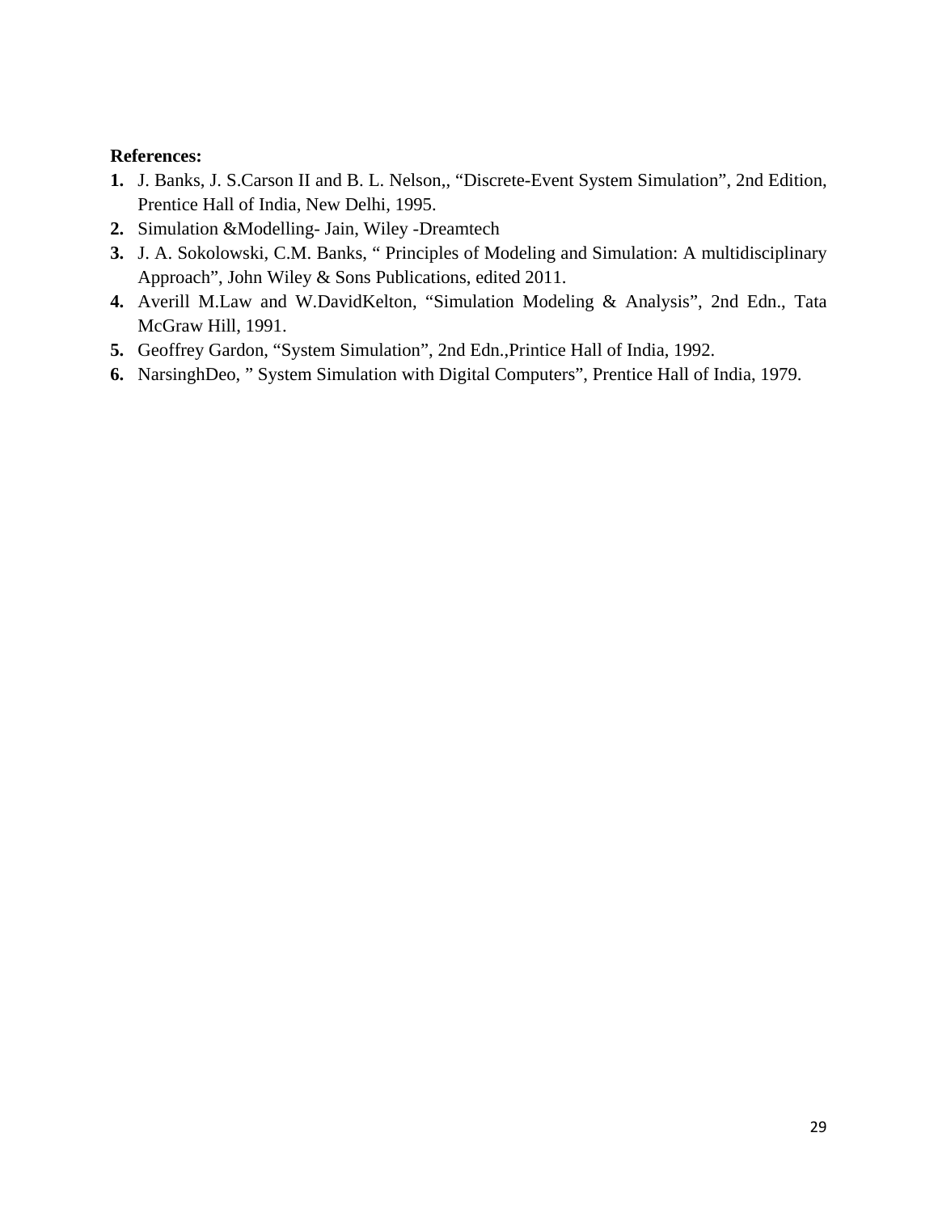**References:**

1. J. Banks, J. S.Carson II and B. L. Nelson,, “Discrete-Event System Simulation”, 2nd Edition, Prentice Hall of India, New Delhi, 1995.
2. Simulation &Modelling- Jain, Wiley -Dreamtech
3. J. A. Sokolowski, C.M. Banks, “ Principles of Modeling and Simulation: A multidisciplinary Approach”, John Wiley & Sons Publications, edited 2011.
4. Averill M.Law and W.DavidKelton, “Simulation Modeling & Analysis”, 2nd Edn., Tata McGraw Hill, 1991.
5. Geoffrey Gardon, “System Simulation”, 2nd Edn.,Printice Hall of India, 1992.
6. NarsinghDeo, ” System Simulation with Digital Computers”, Prentice Hall of India, 1979.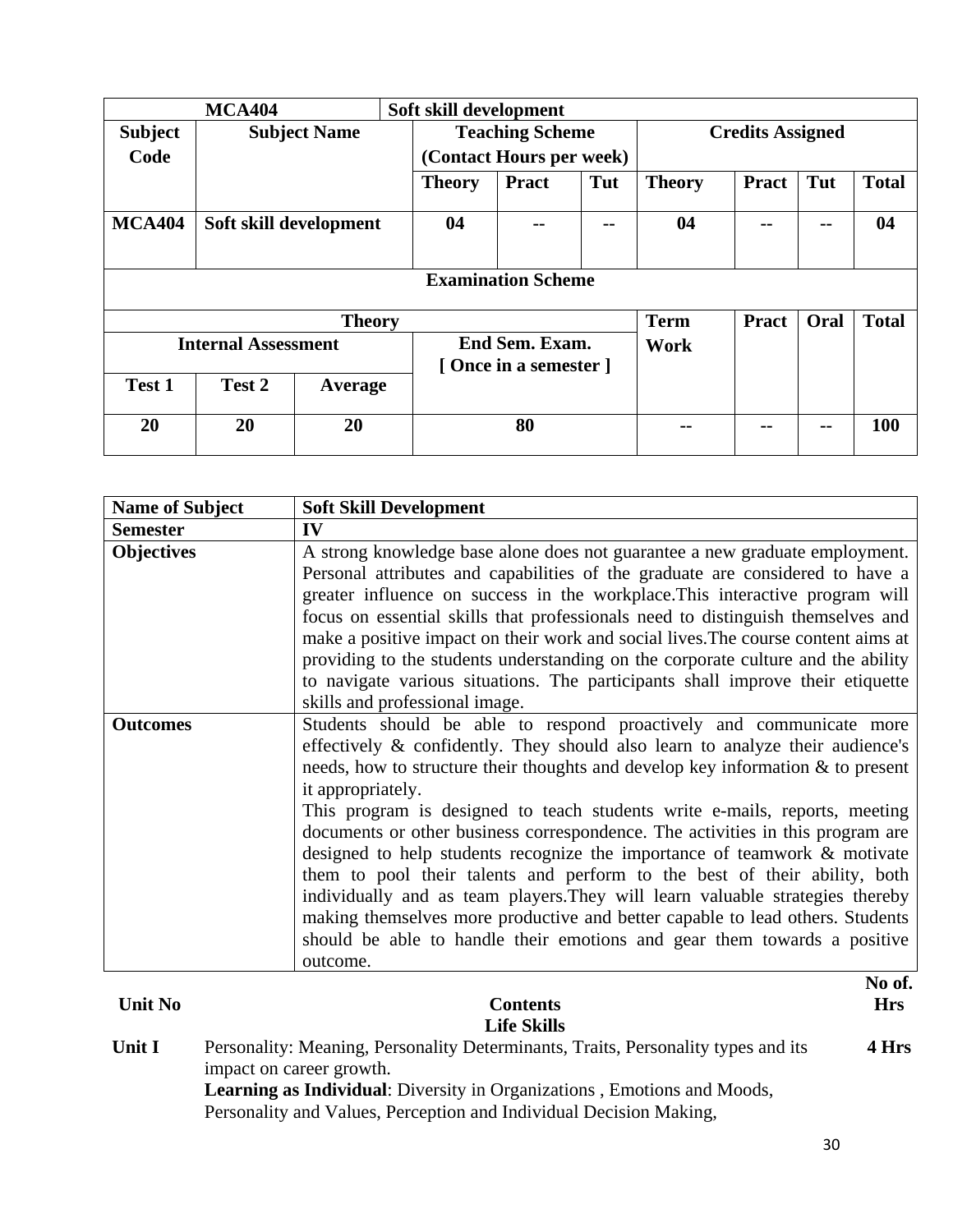| MCA404 | | | Soft skill development | | | | | | |
|---|---|---|---|---|---|---|---|---|---|
| Subject Code | Subject Name | | Teaching Scheme (Contact Hours per week) | | | Credits Assigned | | | |
| | | | Theory | Pract | Tut | Theory | Pract | Tut | Total |
| MCA404 | Soft skill development | | 04 | -- | -- | 04 | -- | -- | 04 |
| Examination Scheme | | | | | | | | | |
| Theory | | | | | | Term Work | Pract | Oral | Total |
| Internal Assessment | | | End Sem. Exam. [ Once in a semester ] | | | | | | |
| Test 1 | Test 2 | Average | | | | | | | |
| 20 | 20 | 20 | 80 | | | -- | -- | -- | 100 |

| Name of Subject | Soft Skill Development |
|---|---|
| Semester | IV |
| Objectives | A strong knowledge base alone does not guarantee a new graduate employment. Personal attributes and capabilities of the graduate are considered to have a greater influence on success in the workplace.This interactive program will focus on essential skills that professionals need to distinguish themselves and make a positive impact on their work and social lives.The course content aims at providing to the students understanding on the corporate culture and the ability to navigate various situations. The participants shall improve their etiquette skills and professional image. |
| Outcomes | Students should be able to respond proactively and communicate more effectively & confidently. They should also learn to analyze their audience's needs, how to structure their thoughts and develop key information & to present it appropriately.<br>This program is designed to teach students write e-mails, reports, meeting documents or other business correspondence. The activities in this program are designed to help students recognize the importance of teamwork & motivate them to pool their talents and perform to the best of their ability, both individually and as team players.They will learn valuable strategies thereby making themselves more productive and better capable to lead others. Students should be able to handle their emotions and gear them towards a positive outcome. |

| Unit No | Contents | No of. Hrs |
|---|---|---|
| | **Life Skills** | |
| Unit I | Personality: Meaning, Personality Determinants, Traits, Personality types and its impact on career growth.<br>**Learning as Individual**: Diversity in Organizations , Emotions and Moods, Personality and Values, Perception and Individual Decision Making, | 4 Hrs |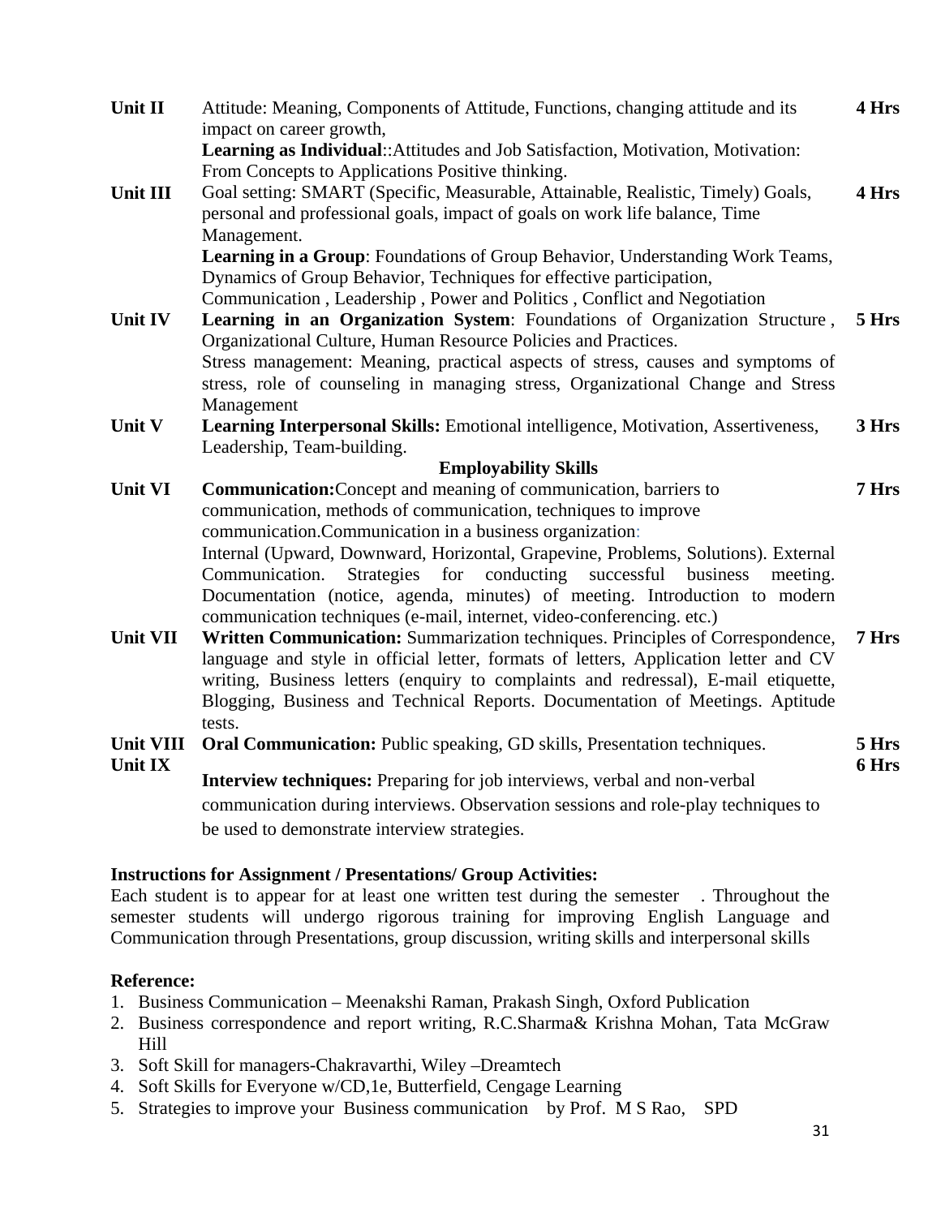| | | |
|---|---|---|
| **Unit II** | Attitude: Meaning, Components of Attitude, Functions, changing attitude and its impact on career growth,<br>**Learning as Individual**::Attitudes and Job Satisfaction, Motivation, Motivation: From Concepts to Applications Positive thinking. | **4 Hrs** |
| **Unit III** | Goal setting: SMART (Specific, Measurable, Attainable, Realistic, Timely) Goals, personal and professional goals, impact of goals on work life balance, Time Management.<br>**Learning in a Group**: Foundations of Group Behavior, Understanding Work Teams, Dynamics of Group Behavior, Techniques for effective participation, Communication , Leadership , Power and Politics , Conflict and Negotiation | **4 Hrs** |
| **Unit IV** | **Learning in an Organization System**: Foundations of Organization Structure , Organizational Culture, Human Resource Policies and Practices.<br>Stress management: Meaning, practical aspects of stress, causes and symptoms of stress, role of counseling in managing stress, Organizational Change and Stress Management | **5 Hrs** |
| **Unit V** | **Learning Interpersonal Skills:** Emotional intelligence, Motivation, Assertiveness, Leadership, Team-building. | **3 Hrs** |
| | **Employability Skills** | |
| **Unit VI** | **Communication:**Concept and meaning of communication, barriers to communication, methods of communication, techniques to improve communication.Communication in a business organization:<br>Internal (Upward, Downward, Horizontal, Grapevine, Problems, Solutions). External Communication. Strategies for conducting successful business meeting. Documentation (notice, agenda, minutes) of meeting. Introduction to modern communication techniques (e-mail, internet, video-conferencing. etc.) | **7 Hrs** |
| **Unit VII** | **Written Communication:** Summarization techniques. Principles of Correspondence, language and style in official letter, formats of letters, Application letter and CV writing, Business letters (enquiry to complaints and redressal), E-mail etiquette, Blogging, Business and Technical Reports. Documentation of Meetings. Aptitude tests. | **7 Hrs** |
| **Unit VIII** | **Oral Communication:** Public speaking, GD skills, Presentation techniques. | **5 Hrs** |
| **Unit IX** | **Interview techniques:** Preparing for job interviews, verbal and non-verbal communication during interviews. Observation sessions and role-play techniques to be used to demonstrate interview strategies. | **6 Hrs** |

**Instructions for Assignment / Presentations/ Group Activities:**

Each student is to appear for at least one written test during the semester . Throughout the semester students will undergo rigorous training for improving English Language and Communication through Presentations, group discussion, writing skills and interpersonal skills

**Reference:**

1. Business Communication – Meenakshi Raman, Prakash Singh, Oxford Publication
2. Business correspondence and report writing, R.C.Sharma& Krishna Mohan, Tata McGraw Hill
3. Soft Skill for managers-Chakravarthi, Wiley –Dreamtech
4. Soft Skills for Everyone w/CD,1e, Butterfield, Cengage Learning
5. Strategies to improve your Business communication by Prof. M S Rao, SPD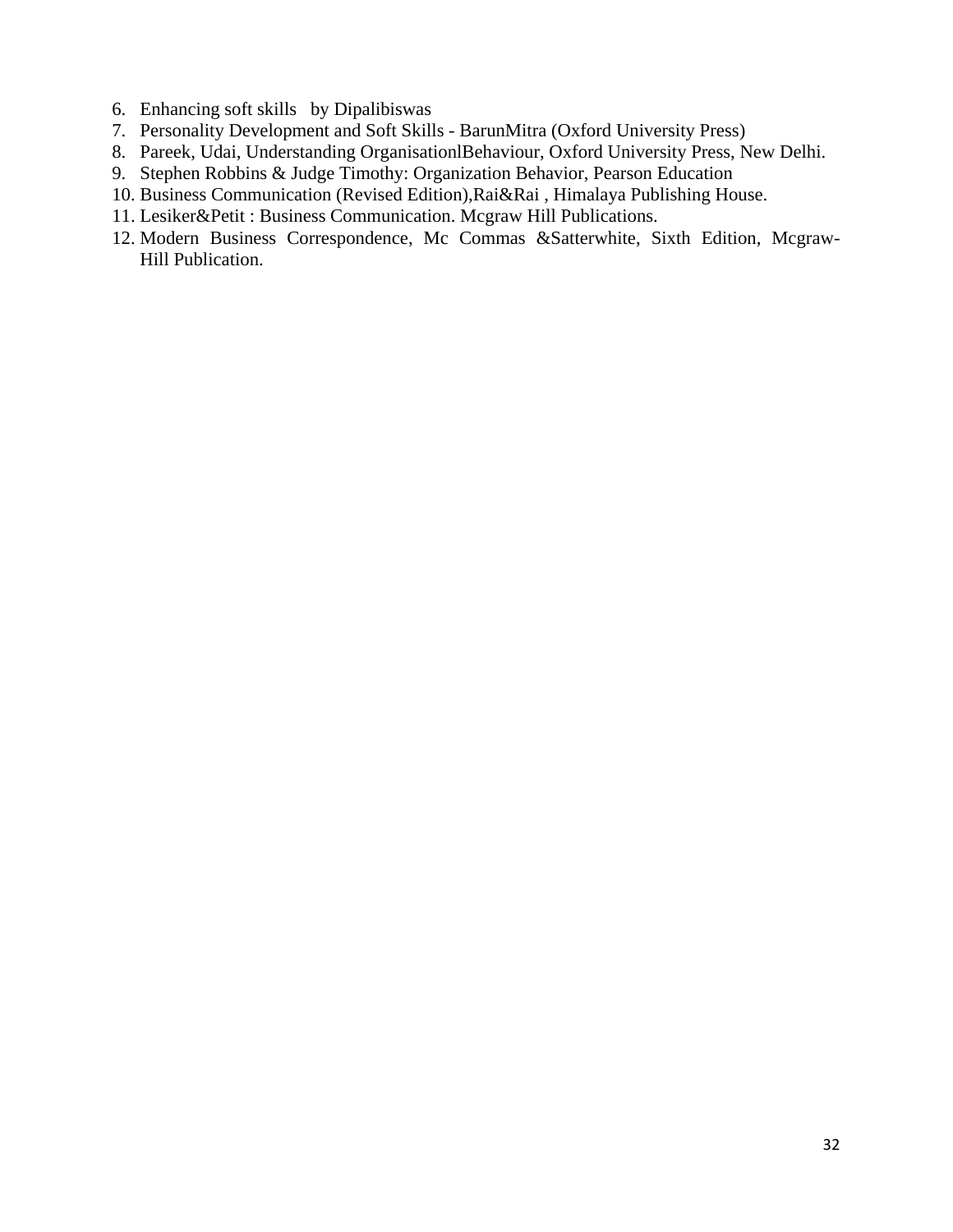6. Enhancing soft skills by Dipalibiswas
7. Personality Development and Soft Skills - BarunMitra (Oxford University Press)
8. Pareek, Udai, Understanding OrganisationlBehaviour, Oxford University Press, New Delhi.
9. Stephen Robbins & Judge Timothy: Organization Behavior, Pearson Education
10. Business Communication (Revised Edition),Rai&Rai , Himalaya Publishing House.
11. Lesiker&Petit : Business Communication. Mcgraw Hill Publications.
12. Modern Business Correspondence, Mc Commas &Satterwhite, Sixth Edition, Mcgraw-Hill Publication.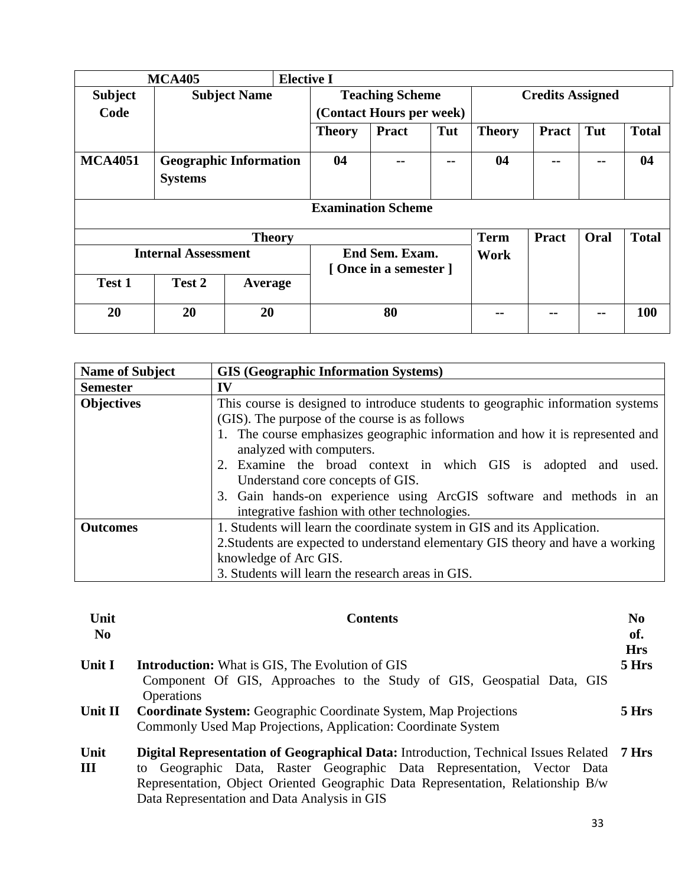| MCA405 | | Elective I | | | | | | | |
|---|---|---|---|---|---|---|---|---|---|
| Subject Code | Subject Name | Teaching Scheme (Contact Hours per week) | | | Credits Assigned | | | | |
| | | Theory | Pract | Tut | Theory | Pract | Tut | Total | |
| MCA4051 | Geographic Information Systems | 04 | -- | -- | 04 | -- | -- | 04 | |

| Examination Scheme | | | | | | | |
|---|---|---|---|---|---|---|---|
| Theory | | | | Term Work | Pract | Oral | Total |
| Internal Assessment | | | End Sem. Exam. [ Once in a semester ] | | | | |
| Test 1 | Test 2 | Average | | | | | |
| 20 | 20 | 20 | 80 | -- | -- | -- | 100 |

| Name of Subject | GIS (Geographic Information Systems) |
|---|---|
| Semester | IV |
| Objectives | This course is designed to introduce students to geographic information systems (GIS). The purpose of the course is as follows<br>1. The course emphasizes geographic information and how it is represented and analyzed with computers.<br>2. Examine the broad context in which GIS is adopted and used. Understand core concepts of GIS.<br>3. Gain hands-on experience using ArcGIS software and methods in an integrative fashion with other technologies. |
| Outcomes | 1. Students will learn the coordinate system in GIS and its Application.<br>2.Students are expected to understand elementary GIS theory and have a working knowledge of Arc GIS.<br>3. Students will learn the research areas in GIS. |

| Unit No | Contents | No of. Hrs |
|---|---|---|
| Unit I | **Introduction:** What is GIS, The Evolution of GIS<br>Component Of GIS, Approaches to the Study of GIS, Geospatial Data, GIS Operations | 5 Hrs |
| Unit II | **Coordinate System:** Geographic Coordinate System, Map Projections<br>Commonly Used Map Projections, Application: Coordinate System | 5 Hrs |
| Unit III | **Digital Representation of Geographical Data:** Introduction, Technical Issues Related to Geographic Data, Raster Geographic Data Representation, Vector Data Representation, Object Oriented Geographic Data Representation, Relationship B/w Data Representation and Data Analysis in GIS | 7 Hrs |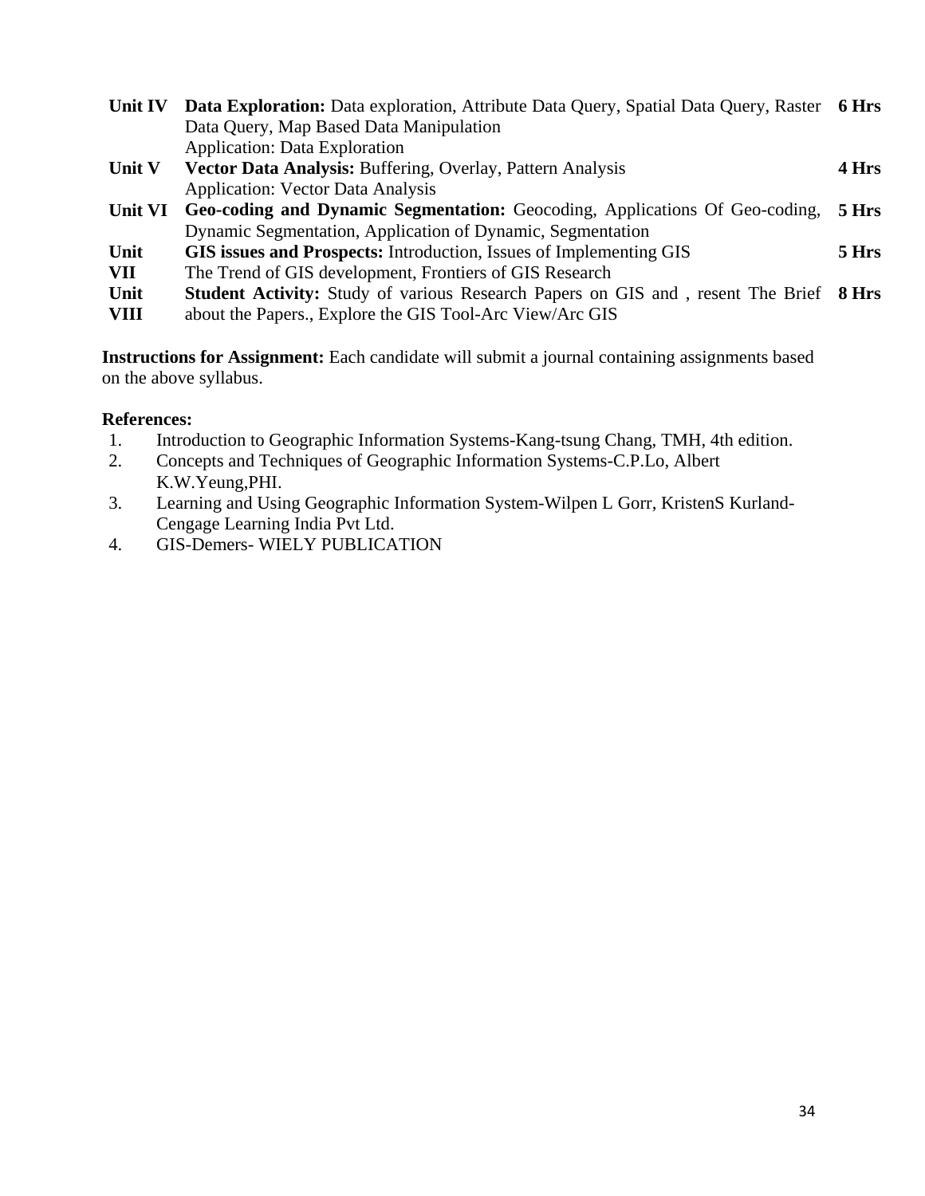| | | |
|---|---|---|
| **Unit IV** | **Data Exploration:** Data exploration, Attribute Data Query, Spatial Data Query, Raster Data Query, Map Based Data Manipulation<br>Application: Data Exploration | **6 Hrs** |
| **Unit V** | **Vector Data Analysis:** Buffering, Overlay, Pattern Analysis<br>Application: Vector Data Analysis | **4 Hrs** |
| **Unit VI** | **Geo-coding and Dynamic Segmentation:** Geocoding, Applications Of Geo-coding, Dynamic Segmentation, Application of Dynamic, Segmentation | **5 Hrs** |
| **Unit VII** | **GIS issues and Prospects:** Introduction, Issues of Implementing GIS<br>The Trend of GIS development, Frontiers of GIS Research | **5 Hrs** |
| **Unit VIII** | **Student Activity:** Study of various Research Papers on GIS and , resent The Brief about the Papers., Explore the GIS Tool-Arc View/Arc GIS | **8 Hrs** |

**Instructions for Assignment:** Each candidate will submit a journal containing assignments based on the above syllabus.

**References:**

1. Introduction to Geographic Information Systems-Kang-tsung Chang, TMH, 4th edition.
2. Concepts and Techniques of Geographic Information Systems-C.P.Lo, Albert K.W.Yeung,PHI.
3. Learning and Using Geographic Information System-Wilpen L Gorr, KristenS Kurland-Cengage Learning India Pvt Ltd.
4. GIS-Demers- WIELY PUBLICATION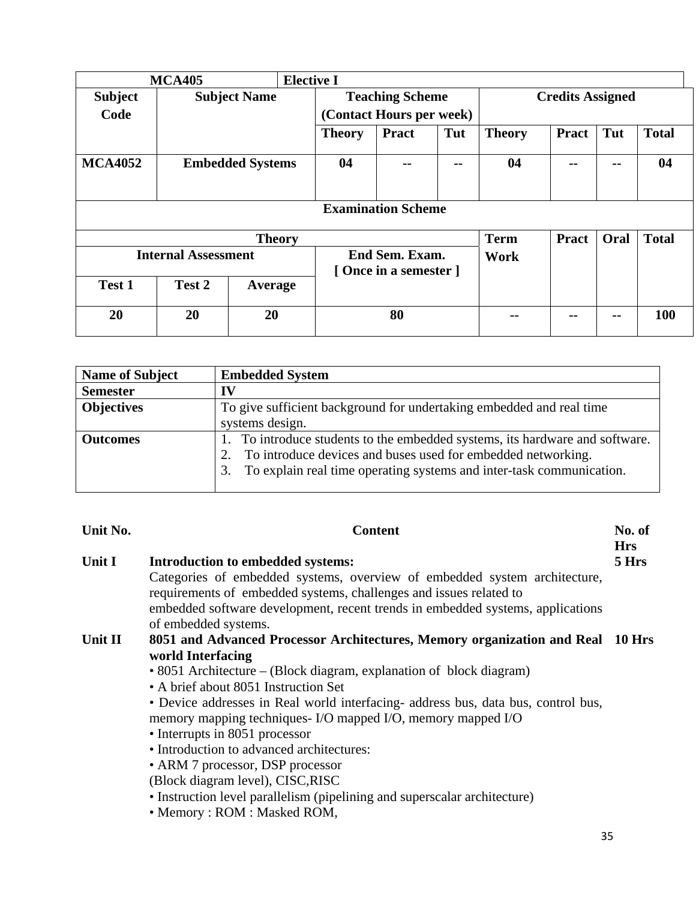| MCA405 | | Elective I | | | | | | | |
|---|---|---|---|---|---|---|---|---|---|
| **Subject Code** | **Subject Name** | | **Teaching Scheme (Contact Hours per week)** | | | **Credits Assigned** | | | |
| | | | **Theory** | **Pract** | **Tut** | **Theory** | **Pract** | **Tut** | **Total** |
| **MCA4052** | **Embedded Systems** | | **04** | **--** | **--** | **04** | **--** | **--** | **04** |
| **Examination Scheme** | | | | | | | | | |
| **Theory** | | | | | | **Term Work** | **Pract** | **Oral** | **Total** |
| **Internal Assessment** | | | **End Sem. Exam. [ Once in a semester ]** | | | | | | |
| **Test 1** | **Test 2** | **Average** | | | | | | | |
| **20** | **20** | **20** | **80** | | | **--** | **--** | **--** | **100** |

| **Name of Subject** | **Embedded System** |
|---|---|
| **Semester** | **IV** |
| **Objectives** | To give sufficient background for undertaking embedded and real time systems design. |
| **Outcomes** | 1. To introduce students to the embedded systems, its hardware and software.<br>2. To introduce devices and buses used for embedded networking.<br>3. To explain real time operating systems and inter-task communication. |

| **Unit No.** | **Content** | **No. of Hrs** |
|---|---|---|
| **Unit I** | **Introduction to embedded systems:**<br>Categories of embedded systems, overview of embedded system architecture, requirements of embedded systems, challenges and issues related to embedded software development, recent trends in embedded systems, applications of embedded systems. | **5 Hrs** |
| **Unit II** | **8051 and Advanced Processor Architectures, Memory organization and Real world Interfacing**<br>• 8051 Architecture – (Block diagram, explanation of block diagram)<br>• A brief about 8051 Instruction Set<br>• Device addresses in Real world interfacing- address bus, data bus, control bus, memory mapping techniques- I/O mapped I/O, memory mapped I/O<br>• Interrupts in 8051 processor<br>• Introduction to advanced architectures:<br>• ARM 7 processor, DSP processor<br>(Block diagram level), CISC,RISC<br>• Instruction level parallelism (pipelining and superscalar architecture)<br>• Memory : ROM : Masked ROM, | **10 Hrs** |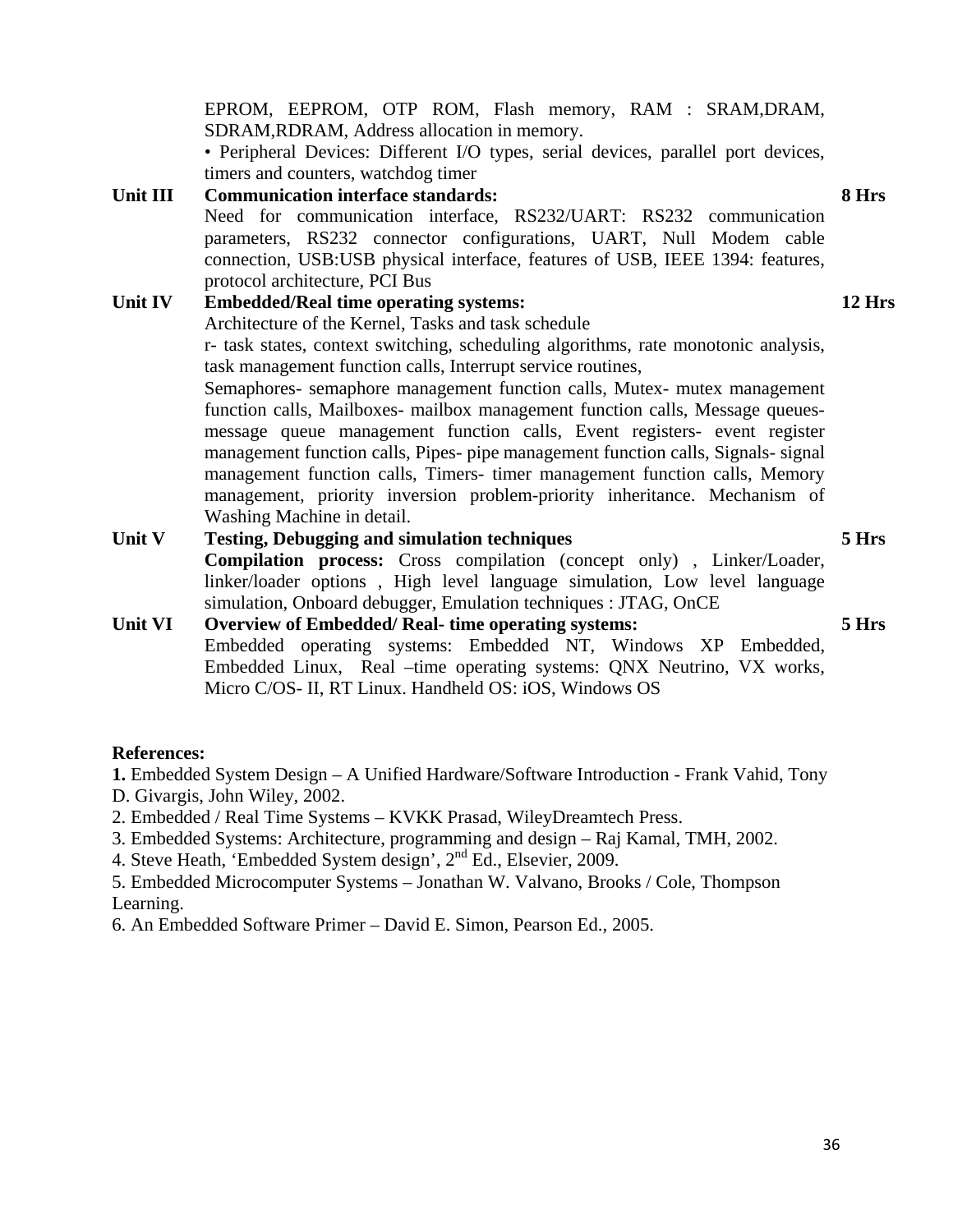EPROM, EEPROM, OTP ROM, Flash memory, RAM : SRAM,DRAM, SDRAM,RDRAM, Address allocation in memory.

• Peripheral Devices: Different I/O types, serial devices, parallel port devices, timers and counters, watchdog timer

| | | |
|---|---|---|
| **Unit III** | **Communication interface standards:**<br>Need for communication interface, RS232/UART: RS232 communication parameters, RS232 connector configurations, UART, Null Modem cable connection, USB:USB physical interface, features of USB, IEEE 1394: features, protocol architecture, PCI Bus | **8 Hrs** |
| **Unit IV** | **Embedded/Real time operating systems:**<br>Architecture of the Kernel, Tasks and task schedule<br>r- task states, context switching, scheduling algorithms, rate monotonic analysis, task management function calls, Interrupt service routines,<br>Semaphores- semaphore management function calls, Mutex- mutex management function calls, Mailboxes- mailbox management function calls, Message queues- message queue management function calls, Event registers- event register management function calls, Pipes- pipe management function calls, Signals- signal management function calls, Timers- timer management function calls, Memory management, priority inversion problem-priority inheritance. Mechanism of Washing Machine in detail. | **12 Hrs** |
| **Unit V** | **Testing, Debugging and simulation techniques**<br>**Compilation process:** Cross compilation (concept only) , Linker/Loader, linker/loader options , High level language simulation, Low level language simulation, Onboard debugger, Emulation techniques : JTAG, OnCE | **5 Hrs** |
| **Unit VI** | **Overview of Embedded/ Real- time operating systems:**<br>Embedded operating systems: Embedded NT, Windows XP Embedded, Embedded Linux, Real –time operating systems: QNX Neutrino, VX works, Micro C/OS- II, RT Linux. Handheld OS: iOS, Windows OS | **5 Hrs** |

**References:**

**1.** Embedded System Design – A Unified Hardware/Software Introduction - Frank Vahid, Tony D. Givargis, John Wiley, 2002.

2. Embedded / Real Time Systems – KVKK Prasad, WileyDreamtech Press.

3. Embedded Systems: Architecture, programming and design – Raj Kamal, TMH, 2002.

4. Steve Heath, 'Embedded System design', 2nd Ed., Elsevier, 2009.

5. Embedded Microcomputer Systems – Jonathan W. Valvano, Brooks / Cole, Thompson Learning.

6. An Embedded Software Primer – David E. Simon, Pearson Ed., 2005.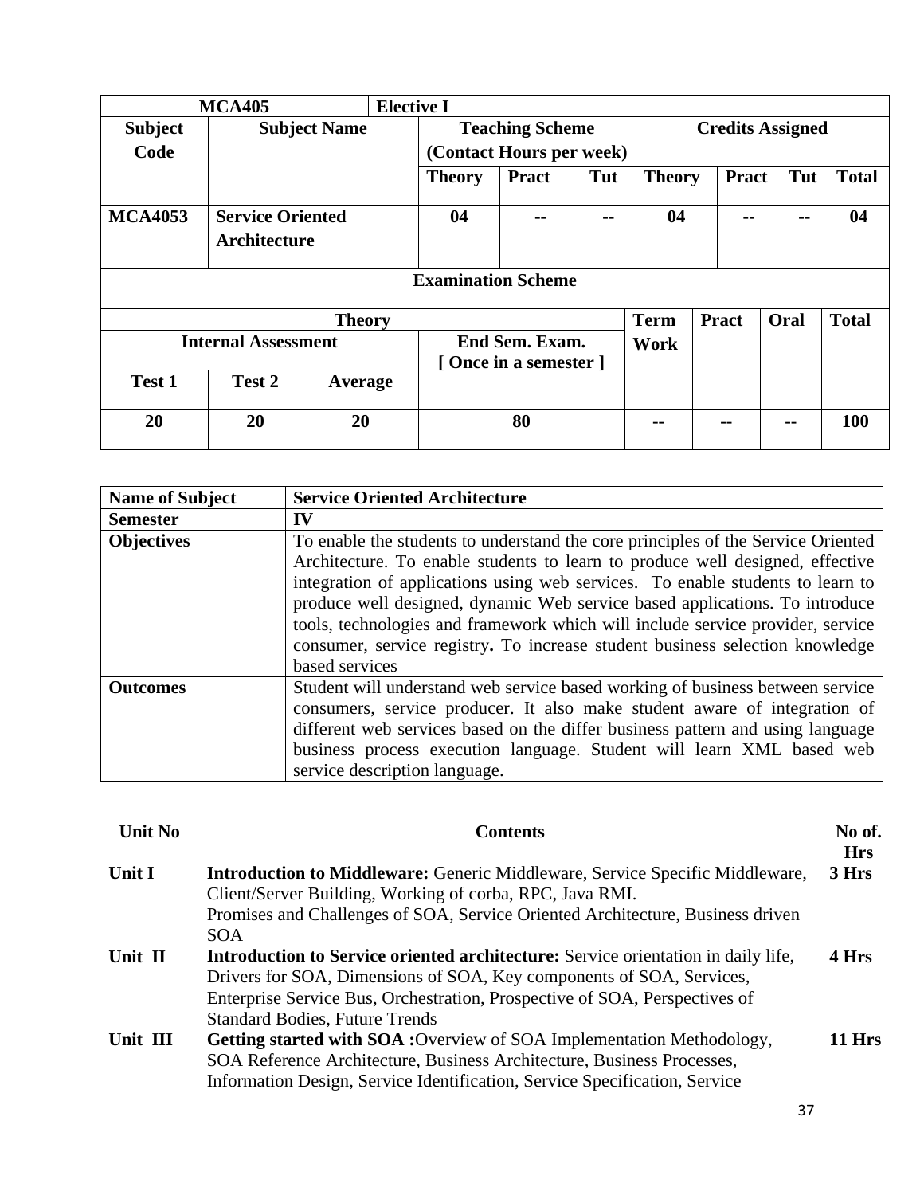| MCA405 | | Elective I | | | | | | | |
|---|---|---|---|---|---|---|---|---|---|
| **Subject Code** | **Subject Name** | **Teaching Scheme (Contact Hours per week)** | | | **Credits Assigned** | | | | |
| | | **Theory** | **Pract** | **Tut** | **Theory** | **Pract** | **Tut** | **Total** | |
| **MCA4053** | **Service Oriented Architecture** | **04** | **--** | **--** | **04** | **--** | **--** | **04** | |

| **Examination Scheme** | | | | | | | |
|---|---|---|---|---|---|---|---|
| **Theory** | | | | **Term Work** | **Pract** | **Oral** | **Total** |
| **Internal Assessment** | | | **End Sem. Exam. [ Once in a semester ]** | | | | |
| **Test 1** | **Test 2** | **Average** | | | | | |
| **20** | **20** | **20** | **80** | **--** | **--** | **--** | **100** |

| **Name of Subject** | **Service Oriented Architecture** |
|---|---|
| **Semester** | **IV** |
| **Objectives** | To enable the students to understand the core principles of the Service Oriented Architecture. To enable students to learn to produce well designed, effective integration of applications using web services. To enable students to learn to produce well designed, dynamic Web service based applications. To introduce tools, technologies and framework which will include service provider, service consumer, service registry**.** To increase student business selection knowledge based services |
| **Outcomes** | Student will understand web service based working of business between service consumers, service producer. It also make student aware of integration of different web services based on the differ business pattern and using language business process execution language. Student will learn XML based web service description language. |

| **Unit No** | **Contents** | **No of. Hrs** |
|---|---|---|
| **Unit I** | **Introduction to Middleware:** Generic Middleware, Service Specific Middleware, Client/Server Building, Working of corba, RPC, Java RMI. Promises and Challenges of SOA, Service Oriented Architecture, Business driven SOA | **3 Hrs** |
| **Unit II** | **Introduction to Service oriented architecture:** Service orientation in daily life, Drivers for SOA, Dimensions of SOA, Key components of SOA, Services, Enterprise Service Bus, Orchestration, Prospective of SOA, Perspectives of Standard Bodies, Future Trends | **4 Hrs** |
| **Unit III** | **Getting started with SOA :**Overview of SOA Implementation Methodology, SOA Reference Architecture, Business Architecture, Business Processes, Information Design, Service Identification, Service Specification, Service | **11 Hrs** |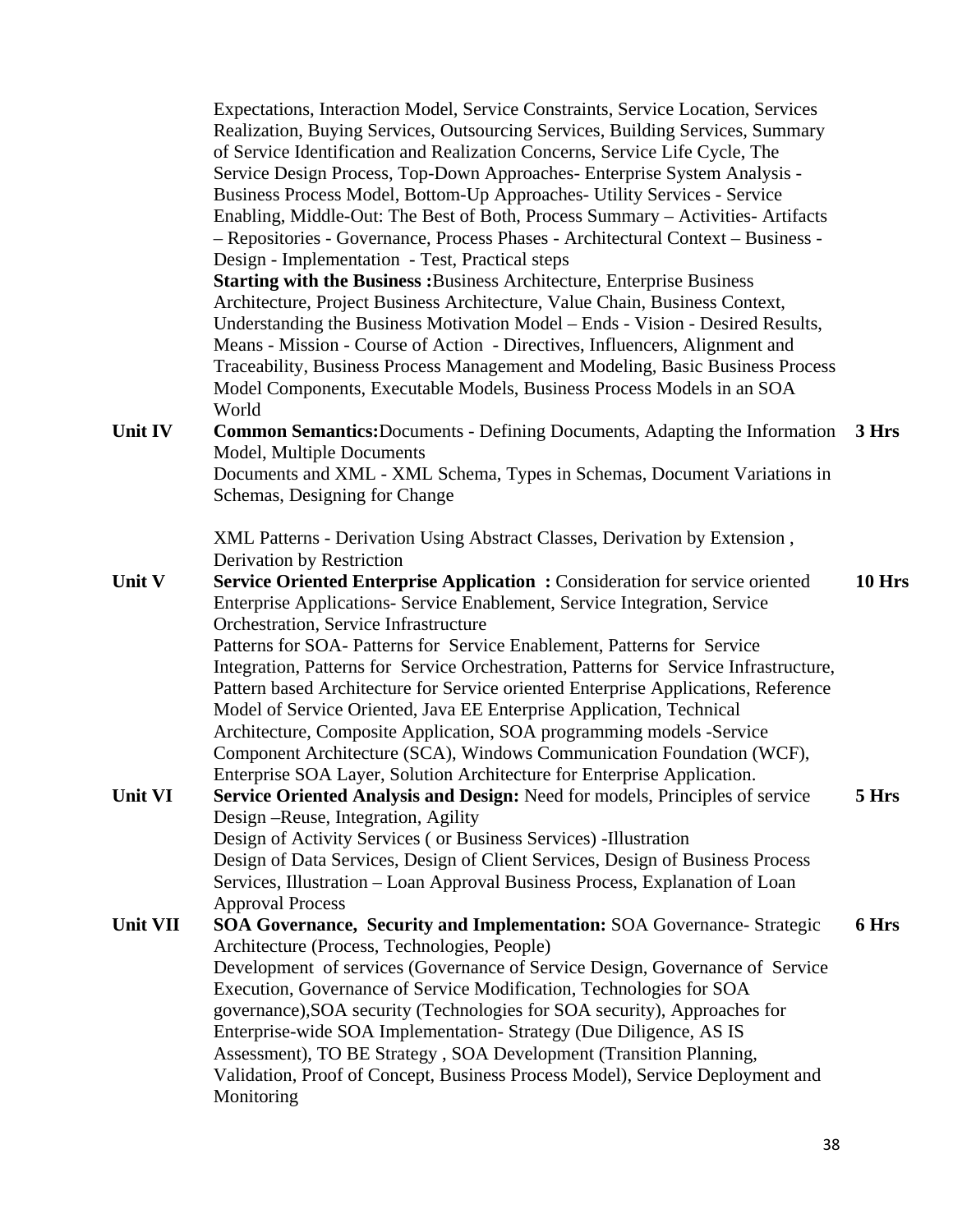| | | |
|---|---|---|
| | Expectations, Interaction Model, Service Constraints, Service Location, Services Realization, Buying Services, Outsourcing Services, Building Services, Summary of Service Identification and Realization Concerns, Service Life Cycle, The Service Design Process, Top-Down Approaches- Enterprise System Analysis - Business Process Model, Bottom-Up Approaches- Utility Services - Service Enabling, Middle-Out: The Best of Both, Process Summary – Activities- Artifacts – Repositories - Governance, Process Phases - Architectural Context – Business - Design - Implementation - Test, Practical steps<br>**Starting with the Business :**Business Architecture, Enterprise Business Architecture, Project Business Architecture, Value Chain, Business Context, Understanding the Business Motivation Model – Ends - Vision - Desired Results, Means - Mission - Course of Action - Directives, Influencers, Alignment and Traceability, Business Process Management and Modeling, Basic Business Process Model Components, Executable Models, Business Process Models in an SOA World | |
| **Unit IV** | **Common Semantics:**Documents - Defining Documents, Adapting the Information Model, Multiple Documents<br>Documents and XML - XML Schema, Types in Schemas, Document Variations in Schemas, Designing for Change<br><br>XML Patterns - Derivation Using Abstract Classes, Derivation by Extension , Derivation by Restriction | **3 Hrs** |
| **Unit V** | **Service Oriented Enterprise Application :** Consideration for service oriented Enterprise Applications- Service Enablement, Service Integration, Service Orchestration, Service Infrastructure<br>Patterns for SOA- Patterns for Service Enablement, Patterns for Service Integration, Patterns for Service Orchestration, Patterns for Service Infrastructure, Pattern based Architecture for Service oriented Enterprise Applications, Reference Model of Service Oriented, Java EE Enterprise Application, Technical Architecture, Composite Application, SOA programming models -Service Component Architecture (SCA), Windows Communication Foundation (WCF), Enterprise SOA Layer, Solution Architecture for Enterprise Application. | **10 Hrs** |
| **Unit VI** | **Service Oriented Analysis and Design:** Need for models, Principles of service Design –Reuse, Integration, Agility<br>Design of Activity Services ( or Business Services) -Illustration<br>Design of Data Services, Design of Client Services, Design of Business Process Services, Illustration – Loan Approval Business Process, Explanation of Loan Approval Process | **5 Hrs** |
| **Unit VII** | **SOA Governance, Security and Implementation:** SOA Governance- Strategic Architecture (Process, Technologies, People)<br>Development of services (Governance of Service Design, Governance of Service Execution, Governance of Service Modification, Technologies for SOA governance),SOA security (Technologies for SOA security), Approaches for Enterprise-wide SOA Implementation- Strategy (Due Diligence, AS IS Assessment), TO BE Strategy , SOA Development (Transition Planning, Validation, Proof of Concept, Business Process Model), Service Deployment and Monitoring | **6 Hrs** |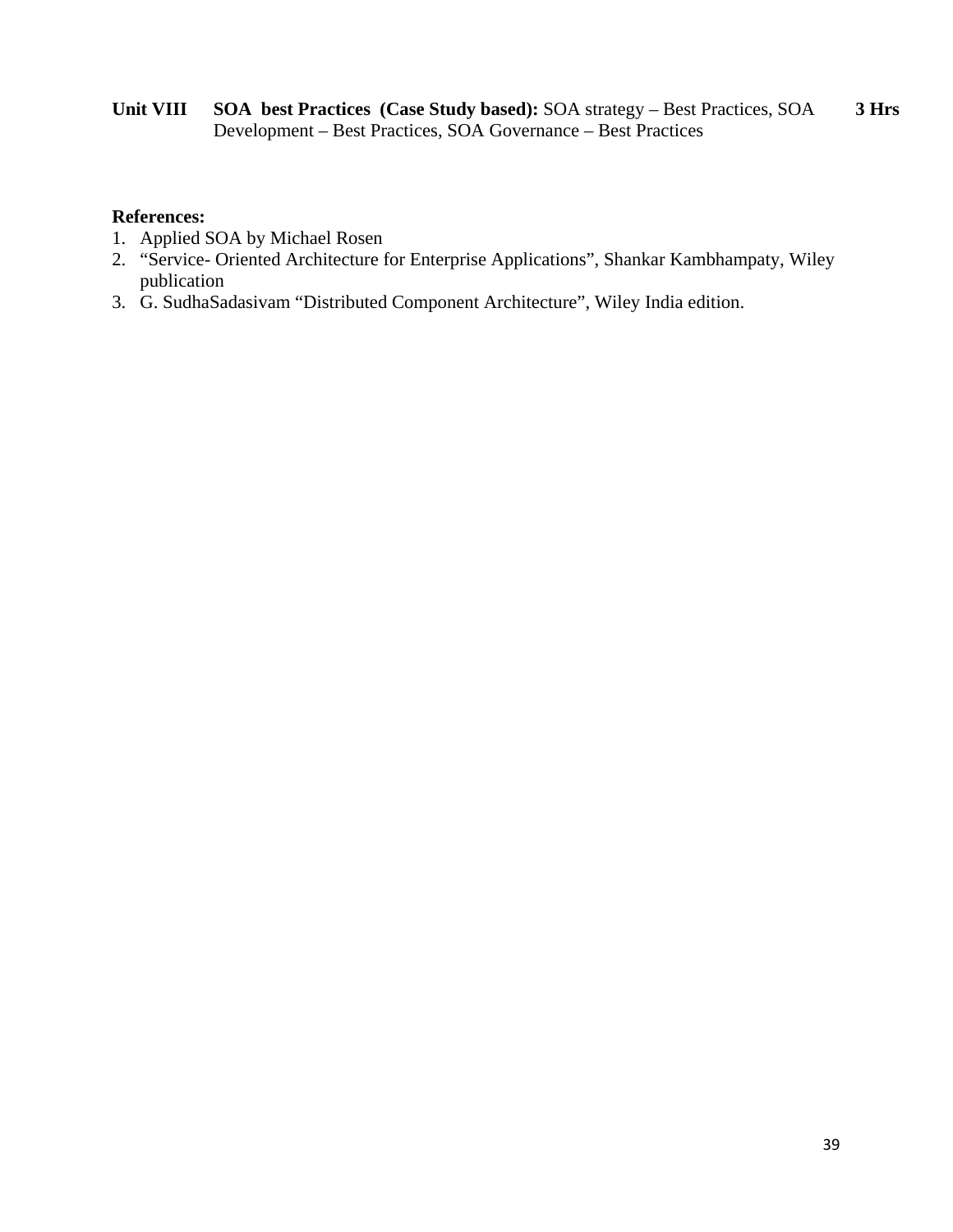| | | |
|---|---|---|
| **Unit VIII** | **SOA best Practices (Case Study based):** SOA strategy – Best Practices, SOA Development – Best Practices, SOA Governance – Best Practices | **3 Hrs** |

**References:**

1. Applied SOA by Michael Rosen
2. “Service- Oriented Architecture for Enterprise Applications”, Shankar Kambhampaty, Wiley publication
3. G. SudhaSadasivam “Distributed Component Architecture”, Wiley India edition.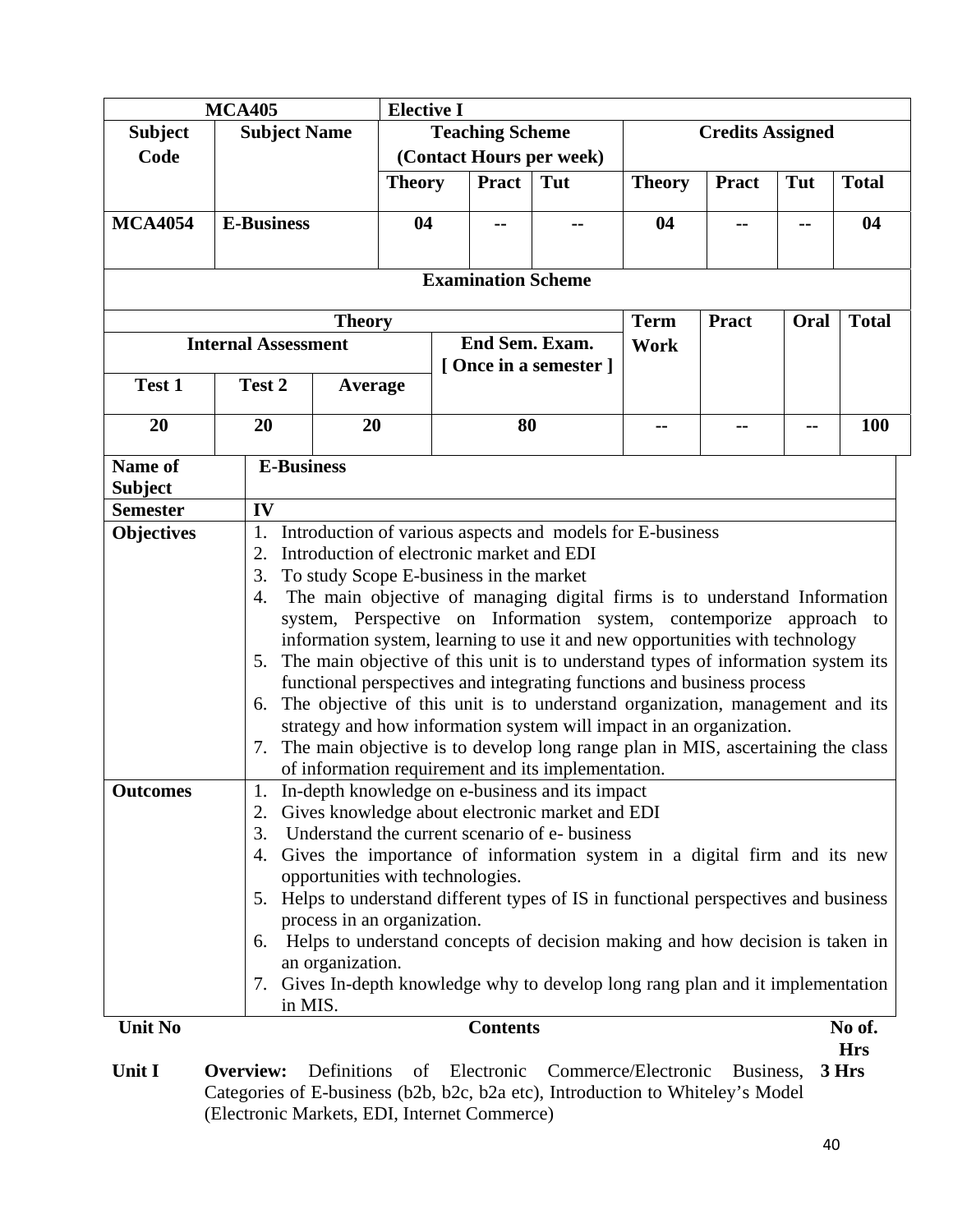| MCA405 | | Elective I | | | | | | |
|---|---|---|---|---|---|---|---|---|
| **Subject Code** | **Subject Name** | **Teaching Scheme (Contact Hours per week)** | | | **Credits Assigned** | | | |
| | | **Theory** | **Pract** | **Tut** | **Theory** | **Pract** | **Tut** | **Total** |
| **MCA4054** | **E-Business** | **04** | **--** | **--** | **04** | **--** | **--** | **04** |

**Examination Scheme**

| Theory | | | | Term Work | Pract | Oral | Total |
|---|---|---|---|---|---|---|---|
| **Internal Assessment** | | | **End Sem. Exam. [ Once in a semester ]** | | | | |
| **Test 1** | **Test 2** | **Average** | | | | | |
| **20** | **20** | **20** | **80** | **--** | **--** | **--** | **100** |

| | |
|---|---|
| **Name of Subject** | **E-Business** |
| **Semester** | **IV** |
| **Objectives** | 1. Introduction of various aspects and models for E-business<br>2. Introduction of electronic market and EDI<br>3. To study Scope E-business in the market<br>4. The main objective of managing digital firms is to understand Information system, Perspective on Information system, contemporize approach to information system, learning to use it and new opportunities with technology<br>5. The main objective of this unit is to understand types of information system its functional perspectives and integrating functions and business process<br>6. The objective of this unit is to understand organization, management and its strategy and how information system will impact in an organization.<br>7. The main objective is to develop long range plan in MIS, ascertaining the class of information requirement and its implementation. |
| **Outcomes** | 1. In-depth knowledge on e-business and its impact<br>2. Gives knowledge about electronic market and EDI<br>3. Understand the current scenario of e- business<br>4. Gives the importance of information system in a digital firm and its new opportunities with technologies.<br>5. Helps to understand different types of IS in functional perspectives and business process in an organization.<br>6. Helps to understand concepts of decision making and how decision is taken in an organization.<br>7. Gives In-depth knowledge why to develop long rang plan and it implementation in MIS. |

| Unit No | Contents | No of. Hrs |
|---|---|---|
| **Unit I** | **Overview:** Definitions of Electronic Commerce/Electronic Business, Categories of E-business (b2b, b2c, b2a etc), Introduction to Whiteley's Model (Electronic Markets, EDI, Internet Commerce) | **3 Hrs** |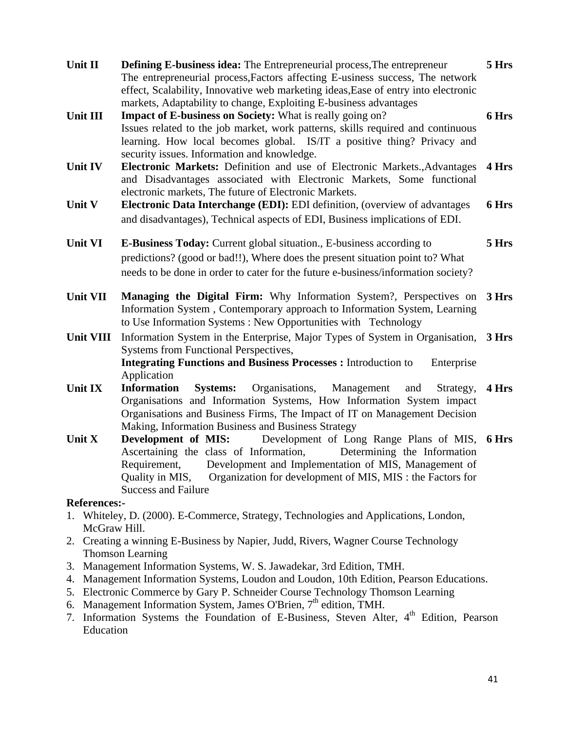| | | |
|---|---|---|
| **Unit II** | **Defining E-business idea:** The Entrepreneurial process,The entrepreneur The entrepreneurial process,Factors affecting E-usiness success, The network effect, Scalability, Innovative web marketing ideas,Ease of entry into electronic markets, Adaptability to change, Exploiting E-business advantages | **5 Hrs** |
| **Unit III** | **Impact of E-business on Society:** What is really going on? Issues related to the job market, work patterns, skills required and continuous learning. How local becomes global. IS/IT a positive thing? Privacy and security issues. Information and knowledge. | **6 Hrs** |
| **Unit IV** | **Electronic Markets:** Definition and use of Electronic Markets.,Advantages and Disadvantages associated with Electronic Markets, Some functional electronic markets, The future of Electronic Markets. | **4 Hrs** |
| **Unit V** | **Electronic Data Interchange (EDI):** EDI definition, (overview of advantages and disadvantages), Technical aspects of EDI, Business implications of EDI. | **6 Hrs** |
| **Unit VI** | **E-Business Today:** Current global situation., E-business according to predictions? (good or bad!!), Where does the present situation point to? What needs to be done in order to cater for the future e-business/information society? | **5 Hrs** |
| **Unit VII** | **Managing the Digital Firm:** Why Information System?, Perspectives on Information System , Contemporary approach to Information System, Learning to Use Information Systems : New Opportunities with Technology | **3 Hrs** |
| **Unit VIII** | Information System in the Enterprise, Major Types of System in Organisation, Systems from Functional Perspectives, **Integrating Functions and Business Processes :** Introduction to Enterprise Application | **3 Hrs** |
| **Unit IX** | **Information Systems:** Organisations, Management and Strategy, Organisations and Information Systems, How Information System impact Organisations and Business Firms, The Impact of IT on Management Decision Making, Information Business and Business Strategy | **4 Hrs** |
| **Unit X** | **Development of MIS:** Development of Long Range Plans of MIS, Ascertaining the class of Information, Determining the Information Requirement, Development and Implementation of MIS, Management of Quality in MIS, Organization for development of MIS, MIS : the Factors for Success and Failure | **6 Hrs** |

**References:-**

1. Whiteley, D. (2000). E-Commerce, Strategy, Technologies and Applications, London, McGraw Hill.
2. Creating a winning E-Business by Napier, Judd, Rivers, Wagner Course Technology Thomson Learning
3. Management Information Systems, W. S. Jawadekar, 3rd Edition, TMH.
4. Management Information Systems, Loudon and Loudon, 10th Edition, Pearson Educations.
5. Electronic Commerce by Gary P. Schneider Course Technology Thomson Learning
6. Management Information System, James O'Brien, 7th edition, TMH.
7. Information Systems the Foundation of E-Business, Steven Alter, 4th Edition, Pearson Education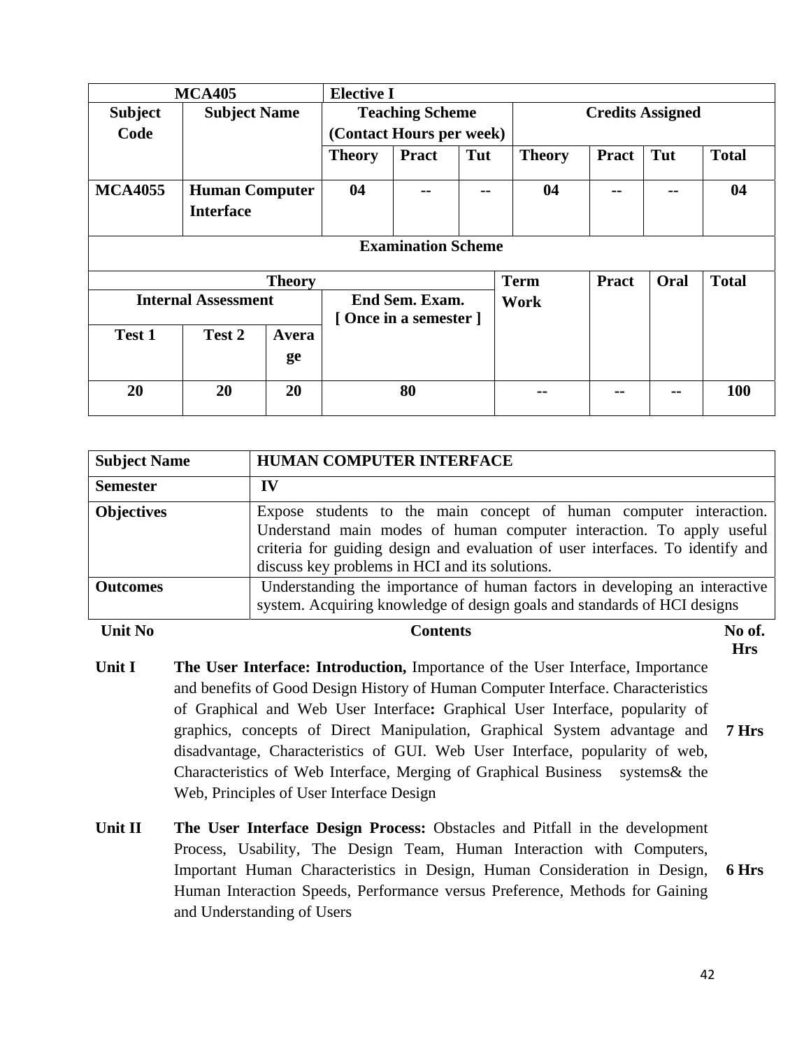| MCA405 | | Elective I | | | | | | |
|---|---|---|---|---|---|---|---|---|
| Subject Code | Subject Name | Teaching Scheme (Contact Hours per week) | | | Credits Assigned | | | |
| | | Theory | Pract | Tut | Theory | Pract | Tut | Total |
| MCA4055 | Human Computer Interface | 04 | -- | -- | 04 | -- | -- | 04 |

| Examination Scheme | | | | | | | |
|---|---|---|---|---|---|---|---|
| Theory | | | | Term Work | Pract | Oral | Total |
| Internal Assessment | | | End Sem. Exam. [ Once in a semester ] | | | | |
| Test 1 | Test 2 | Average | | | | | |
| 20 | 20 | 20 | 80 | -- | -- | -- | 100 |

| Subject Name | HUMAN COMPUTER INTERFACE |
|---|---|
| Semester | IV |
| Objectives | Expose students to the main concept of human computer interaction. Understand main modes of human computer interaction. To apply useful criteria for guiding design and evaluation of user interfaces. To identify and discuss key problems in HCI and its solutions. |
| Outcomes | Understanding the importance of human factors in developing an interactive system. Acquiring knowledge of design goals and standards of HCI designs |

| Unit No | Contents | No of. Hrs |
|---|---|---|
| Unit I | **The User Interface: Introduction,** Importance of the User Interface, Importance and benefits of Good Design History of Human Computer Interface. Characteristics of Graphical and Web User Interface**:** Graphical User Interface, popularity of graphics, concepts of Direct Manipulation, Graphical System advantage and disadvantage, Characteristics of GUI. Web User Interface, popularity of web, Characteristics of Web Interface, Merging of Graphical Business systems& the Web, Principles of User Interface Design | 7 Hrs |
| Unit II | **The User Interface Design Process:** Obstacles and Pitfall in the development Process, Usability, The Design Team, Human Interaction with Computers, Important Human Characteristics in Design, Human Consideration in Design, Human Interaction Speeds, Performance versus Preference, Methods for Gaining and Understanding of Users | 6 Hrs |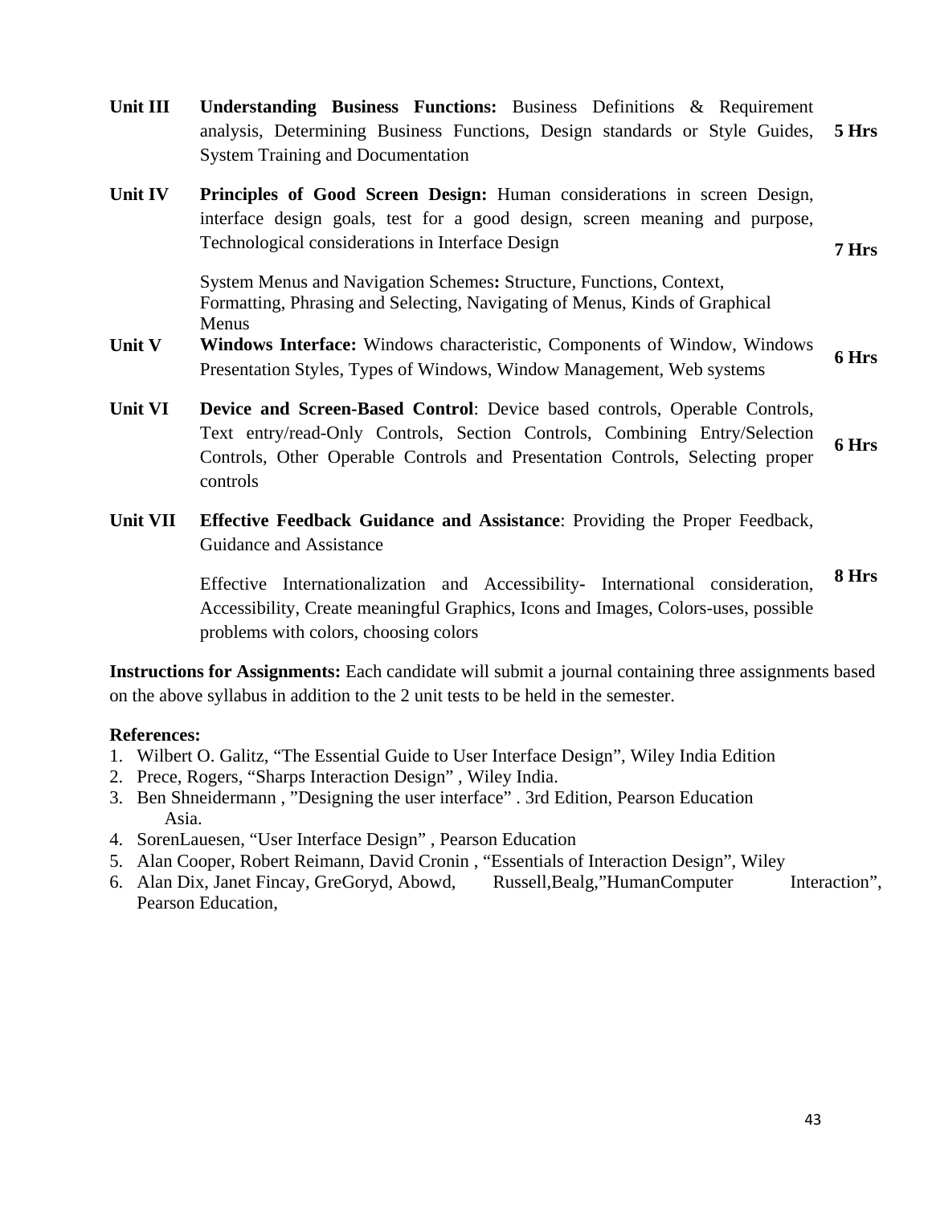| | | |
|---|---|---|
| **Unit III** | **Understanding Business Functions:** Business Definitions & Requirement analysis, Determining Business Functions, Design standards or Style Guides, System Training and Documentation | **5 Hrs** |
| **Unit IV** | **Principles of Good Screen Design:** Human considerations in screen Design, interface design goals, test for a good design, screen meaning and purpose, Technological considerations in Interface Design<br><br>System Menus and Navigation Schemes**:** Structure, Functions, Context, Formatting, Phrasing and Selecting, Navigating of Menus, Kinds of Graphical Menus | **7 Hrs** |
| **Unit V** | **Windows Interface:** Windows characteristic, Components of Window, Windows Presentation Styles, Types of Windows, Window Management, Web systems | **6 Hrs** |
| **Unit VI** | **Device and Screen-Based Control**: Device based controls, Operable Controls, Text entry/read-Only Controls, Section Controls, Combining Entry/Selection Controls, Other Operable Controls and Presentation Controls, Selecting proper controls | **6 Hrs** |
| **Unit VII** | **Effective Feedback Guidance and Assistance**: Providing the Proper Feedback, Guidance and Assistance<br><br>Effective Internationalization and Accessibility**-** International consideration, Accessibility, Create meaningful Graphics, Icons and Images, Colors-uses, possible problems with colors, choosing colors | **8 Hrs** |

**Instructions for Assignments:** Each candidate will submit a journal containing three assignments based on the above syllabus in addition to the 2 unit tests to be held in the semester.

**References:**

1. Wilbert O. Galitz, "The Essential Guide to User Interface Design", Wiley India Edition
2. Prece, Rogers, "Sharps Interaction Design" , Wiley India.
3. Ben Shneidermann , "Designing the user interface" . 3rd Edition, Pearson Education Asia.
4. SorenLauesen, "User Interface Design" , Pearson Education
5. Alan Cooper, Robert Reimann, David Cronin , "Essentials of Interaction Design", Wiley
6. Alan Dix, Janet Fincay, GreGoryd, Abowd, Russell,Bealg,"HumanComputer Interaction", Pearson Education,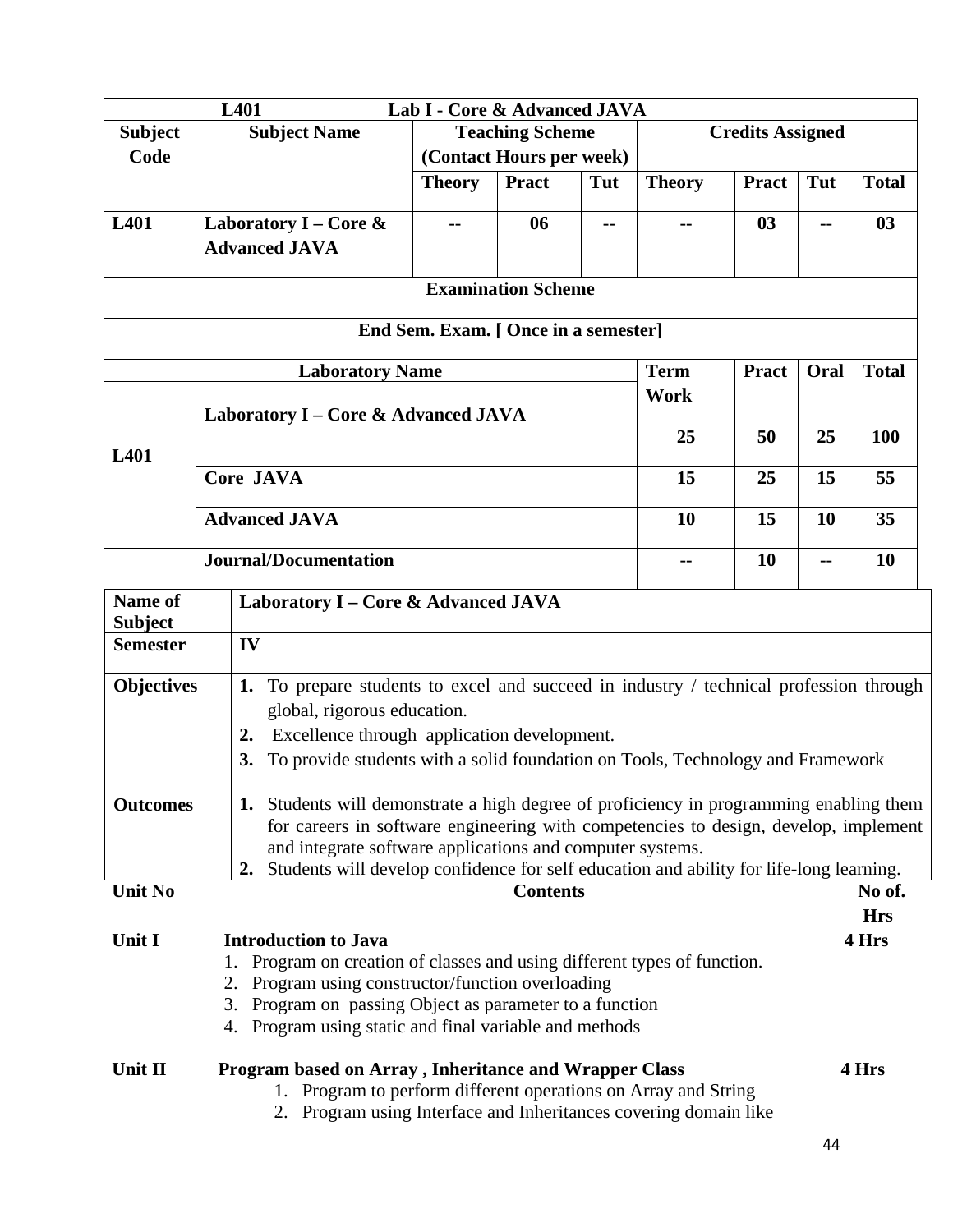| L401 | | Lab I - Core & Advanced JAVA | | | | | | |
|---|---|---|---|---|---|---|---|---|
| **Subject Code** | **Subject Name** | **Teaching Scheme (Contact Hours per week)** | | | **Credits Assigned** | | | |
| | | **Theory** | **Pract** | **Tut** | **Theory** | **Pract** | **Tut** | **Total** |
| **L401** | **Laboratory I – Core & Advanced JAVA** | -- | 06 | -- | -- | 03 | -- | 03 |

| **Examination Scheme** | | | | | |
|---|---|---|---|---|---|
| **End Sem. Exam. [ Once in a semester]** | | | | | |
| **Laboratory Name** | | **Term Work** | **Pract** | **Oral** | **Total** |
| **L401** | **Laboratory I – Core & Advanced JAVA** | 25 | 50 | 25 | 100 |
| | **Core JAVA** | 15 | 25 | 15 | 55 |
| | **Advanced JAVA** | 10 | 15 | 10 | 35 |
| | **Journal/Documentation** | -- | 10 | -- | 10 |

| **Name of Subject** | **Laboratory I – Core & Advanced JAVA** |
|---|---|
| **Semester** | **IV** |
| **Objectives** | **1.** To prepare students to excel and succeed in industry / technical profession through global, rigorous education.<br>**2.** Excellence through application development.<br>**3.** To provide students with a solid foundation on Tools, Technology and Framework |
| **Outcomes** | **1.** Students will demonstrate a high degree of proficiency in programming enabling them for careers in software engineering with competencies to design, develop, implement and integrate software applications and computer systems.<br>**2.** Students will develop confidence for self education and ability for life-long learning. |

| **Unit No** | **Contents** | **No of. Hrs** |
|---|---|---|
| **Unit I** | **Introduction to Java**<br>1. Program on creation of classes and using different types of function.<br>2. Program using constructor/function overloading<br>3. Program on passing Object as parameter to a function<br>4. Program using static and final variable and methods | **4 Hrs** |
| **Unit II** | **Program based on Array , Inheritance and Wrapper Class**<br>1. Program to perform different operations on Array and String<br>2. Program using Interface and Inheritances covering domain like | **4 Hrs** |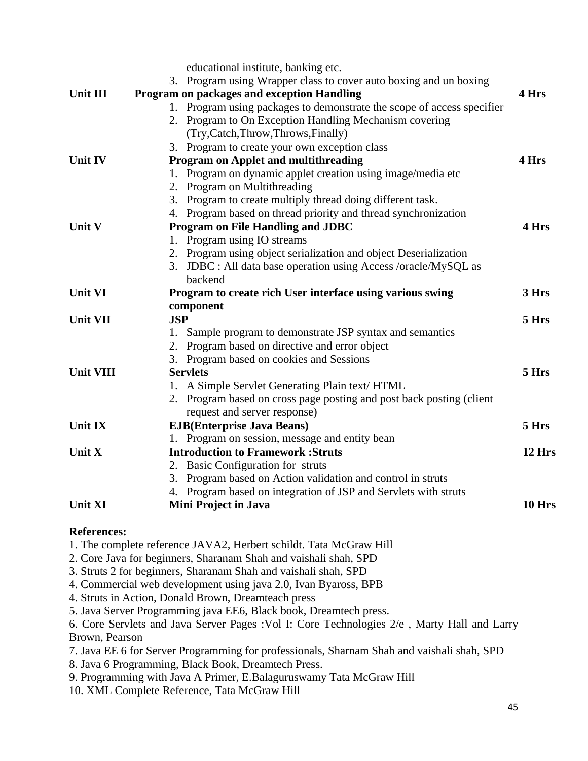educational institute, banking etc.

3. Program using Wrapper class to cover auto boxing and un boxing

| | | |
|---|---|---|
| **Unit III** | **Program on packages and exception Handling** | **4 Hrs** |
| | 1. Program using packages to demonstrate the scope of access specifier<br>2. Program to On Exception Handling Mechanism covering (Try,Catch,Throw,Throws,Finally)<br>3. Program to create your own exception class | |
| **Unit IV** | **Program on Applet and multithreading** | **4 Hrs** |
| | 1. Program on dynamic applet creation using image/media etc<br>2. Program on Multithreading<br>3. Program to create multiply thread doing different task.<br>4. Program based on thread priority and thread synchronization | |
| **Unit V** | **Program on File Handling and JDBC** | **4 Hrs** |
| | 1. Program using IO streams<br>2. Program using object serialization and object Deserialization<br>3. JDBC : All data base operation using Access /oracle/MySQL as backend | |
| **Unit VI** | **Program to create rich User interface using various swing component** | **3 Hrs** |
| **Unit VII** | **JSP** | **5 Hrs** |
| | 1. Sample program to demonstrate JSP syntax and semantics<br>2. Program based on directive and error object<br>3. Program based on cookies and Sessions | |
| **Unit VIII** | **Servlets** | **5 Hrs** |
| | 1. A Simple Servlet Generating Plain text/ HTML<br>2. Program based on cross page posting and post back posting (client request and server response) | |
| **Unit IX** | **EJB(Enterprise Java Beans)** | **5 Hrs** |
| | 1. Program on session, message and entity bean | |
| **Unit X** | **Introduction to Framework :Struts** | **12 Hrs** |
| | 2. Basic Configuration for struts<br>3. Program based on Action validation and control in struts<br>4. Program based on integration of JSP and Servlets with struts | |
| **Unit XI** | **Mini Project in Java** | **10 Hrs** |

**References:**

1. The complete reference JAVA2, Herbert schildt. Tata McGraw Hill
2. Core Java for beginners, Sharanam Shah and vaishali shah, SPD
3. Struts 2 for beginners, Sharanam Shah and vaishali shah, SPD
4. Commercial web development using java 2.0, Ivan Byaross, BPB
4. Struts in Action, Donald Brown, Dreamteach press
5. Java Server Programming java EE6, Black book, Dreamtech press.
6. Core Servlets and Java Server Pages :Vol I: Core Technologies 2/e , Marty Hall and Larry Brown, Pearson
7. Java EE 6 for Server Programming for professionals, Sharnam Shah and vaishali shah, SPD
8. Java 6 Programming, Black Book, Dreamtech Press.
9. Programming with Java A Primer, E.Balaguruswamy Tata McGraw Hill
10. XML Complete Reference, Tata McGraw Hill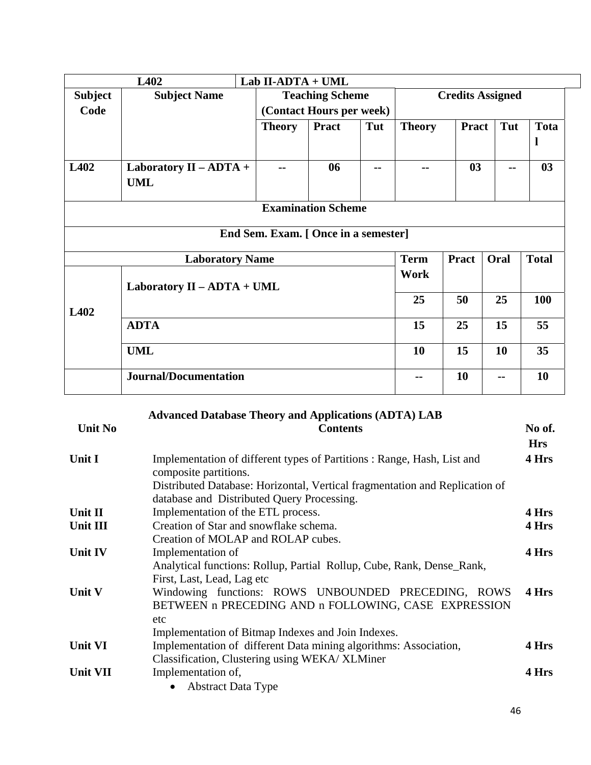| L402 | Lab II-ADTA + UML | | | | | | | |
|---|---|---|---|---|---|---|---|---|
| **Subject Code** | **Subject Name** | **Teaching Scheme (Contact Hours per week)** | | | **Credits Assigned** | | | |
| | | **Theory** | **Pract** | **Tut** | **Theory** | **Pract** | **Tut** | **Total** |
| **L402** | **Laboratory II – ADTA + UML** | **--** | **06** | **--** | **--** | **03** | **--** | **03** |

| **Examination Scheme** | | | | | |
|---|---|---|---|---|---|
| **End Sem. Exam. [ Once in a semester]** | | | | | |
| **Laboratory Name** | | **Term Work** | **Pract** | **Oral** | **Total** |
| **L402** | **Laboratory II – ADTA + UML** | **25** | **50** | **25** | **100** |
| | **ADTA** | **15** | **25** | **15** | **55** |
| | **UML** | **10** | **15** | **10** | **35** |
| | **Journal/Documentation** | **--** | **10** | **--** | **10** |

## Advanced Database Theory and Applications (ADTA) LAB

| Unit No | Contents | No of. Hrs |
|---|---|---|
| **Unit I** | Implementation of different types of Partitions : Range, Hash, List and composite partitions.<br>Distributed Database: Horizontal, Vertical fragmentation and Replication of database and Distributed Query Processing. | **4 Hrs** |
| **Unit II** | Implementation of the ETL process. | **4 Hrs** |
| **Unit III** | Creation of Star and snowflake schema.<br>Creation of MOLAP and ROLAP cubes. | **4 Hrs** |
| **Unit IV** | Implementation of<br>Analytical functions: Rollup, Partial Rollup, Cube, Rank, Dense_Rank, First, Last, Lead, Lag etc | **4 Hrs** |
| **Unit V** | Windowing functions: ROWS UNBOUNDED PRECEDING, ROWS BETWEEN n PRECEDING AND n FOLLOWING, CASE EXPRESSION etc<br>Implementation of Bitmap Indexes and Join Indexes. | **4 Hrs** |
| **Unit VI** | Implementation of different Data mining algorithms: Association, Classification, Clustering using WEKA/ XLMiner | **4 Hrs** |
| **Unit VII** | Implementation of,<br>• Abstract Data Type | **4 Hrs** |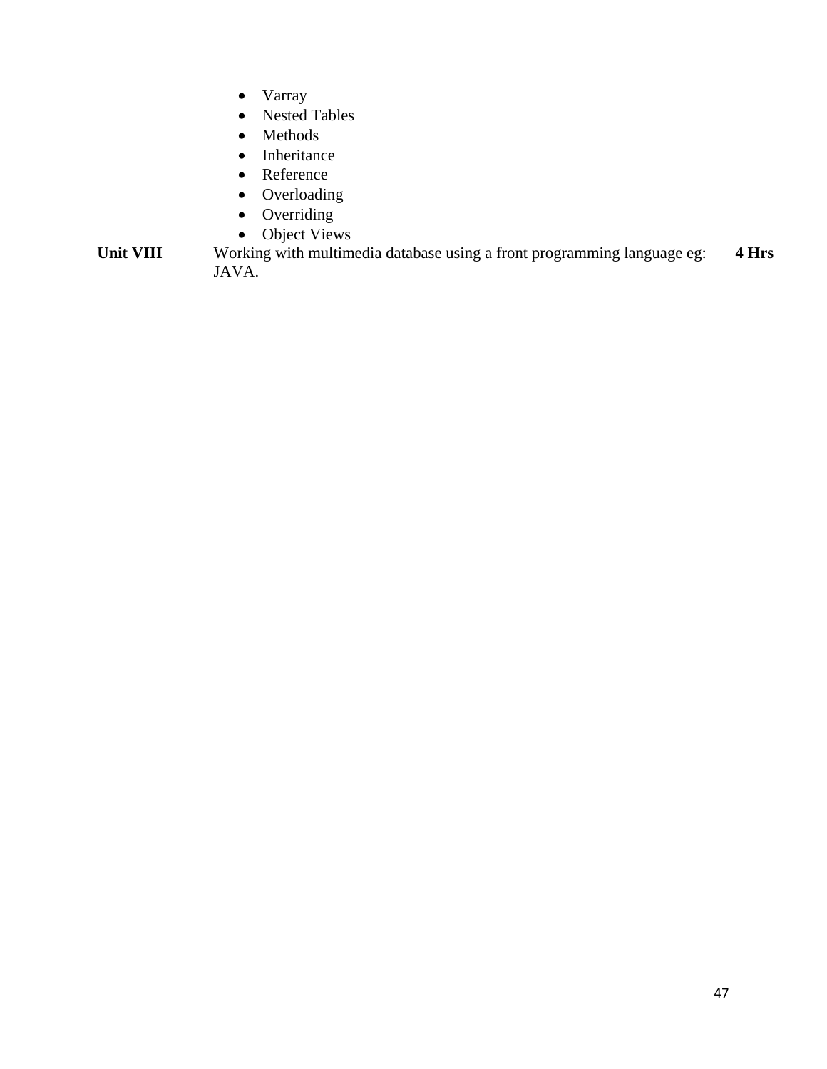- Varray
- Nested Tables
- Methods
- Inheritance
- Reference
- Overloading
- Overriding
- Object Views

| | | |
|---|---|---|
| **Unit VIII** | Working with multimedia database using a front programming language eg: JAVA. | **4 Hrs** |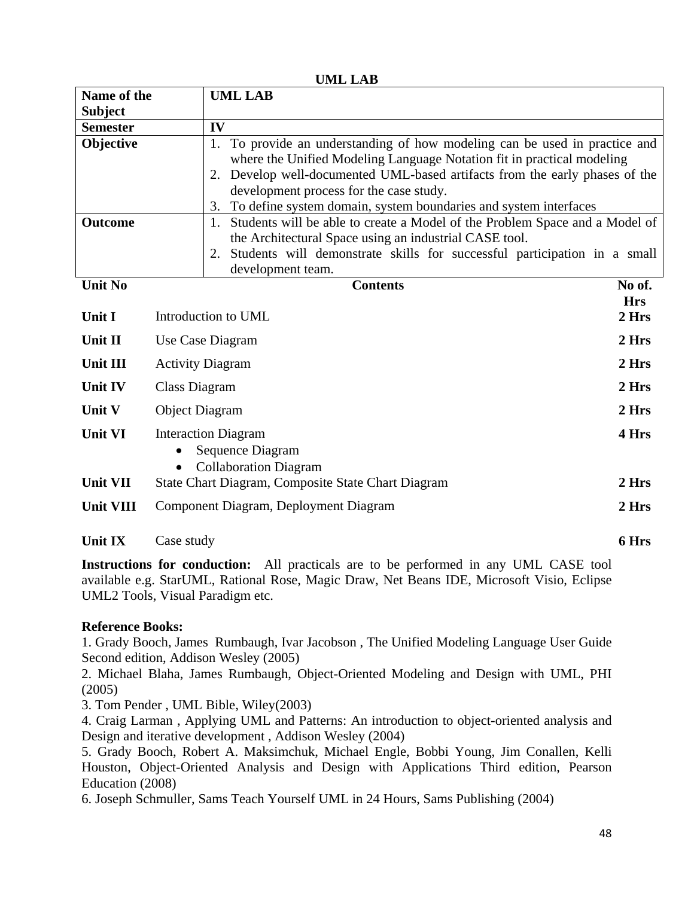## UML LAB

| Name of the Subject | UML LAB |
|---|---|
| Semester | IV |
| Objective | 1. To provide an understanding of how modeling can be used in practice and where the Unified Modeling Language Notation fit in practical modeling<br>2. Develop well-documented UML-based artifacts from the early phases of the development process for the case study.<br>3. To define system domain, system boundaries and system interfaces |
| Outcome | 1. Students will be able to create a Model of the Problem Space and a Model of the Architectural Space using an industrial CASE tool.<br>2. Students will demonstrate skills for successful participation in a small development team. |

| Unit No | Contents | No of. Hrs |
|---|---|---|
| Unit I | Introduction to UML | 2 Hrs |
| Unit II | Use Case Diagram | 2 Hrs |
| Unit III | Activity Diagram | 2 Hrs |
| Unit IV | Class Diagram | 2 Hrs |
| Unit V | Object Diagram | 2 Hrs |
| Unit VI | Interaction Diagram<br>• Sequence Diagram<br>• Collaboration Diagram | 4 Hrs |
| Unit VII | State Chart Diagram, Composite State Chart Diagram | 2 Hrs |
| Unit VIII | Component Diagram, Deployment Diagram | 2 Hrs |
| Unit IX | Case study | 6 Hrs |

**Instructions for conduction:** All practicals are to be performed in any UML CASE tool available e.g. StarUML, Rational Rose, Magic Draw, Net Beans IDE, Microsoft Visio, Eclipse UML2 Tools, Visual Paradigm etc.

**Reference Books:**

1. Grady Booch, James Rumbaugh, Ivar Jacobson , The Unified Modeling Language User Guide Second edition, Addison Wesley (2005)
2. Michael Blaha, James Rumbaugh, Object-Oriented Modeling and Design with UML, PHI (2005)
3. Tom Pender , UML Bible, Wiley(2003)
4. Craig Larman , Applying UML and Patterns: An introduction to object-oriented analysis and Design and iterative development , Addison Wesley (2004)
5. Grady Booch, Robert A. Maksimchuk, Michael Engle, Bobbi Young, Jim Conallen, Kelli Houston, Object-Oriented Analysis and Design with Applications Third edition, Pearson Education (2008)
6. Joseph Schmuller, Sams Teach Yourself UML in 24 Hours, Sams Publishing (2004)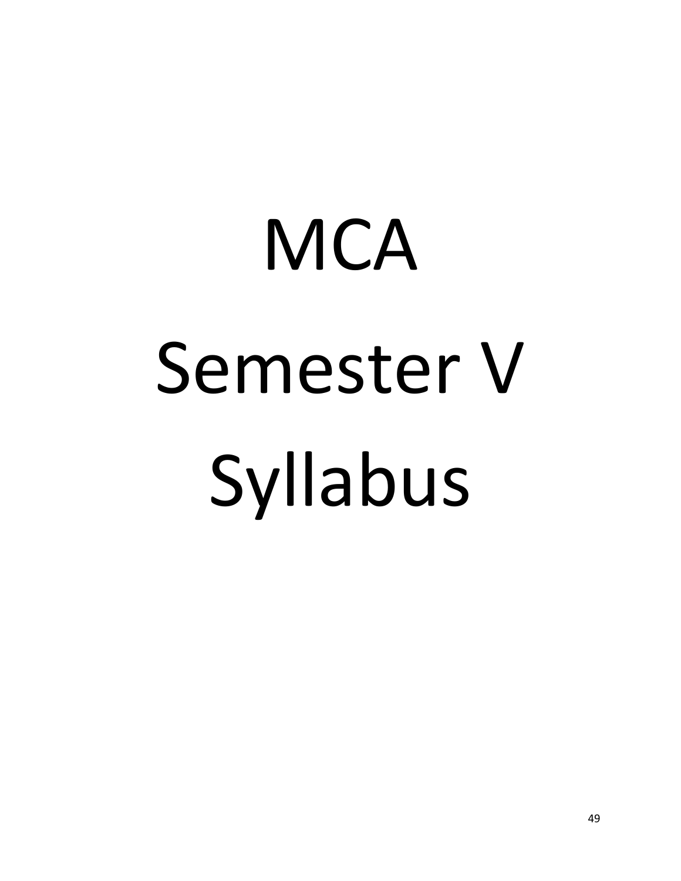# MCA

# Semester V

# Syllabus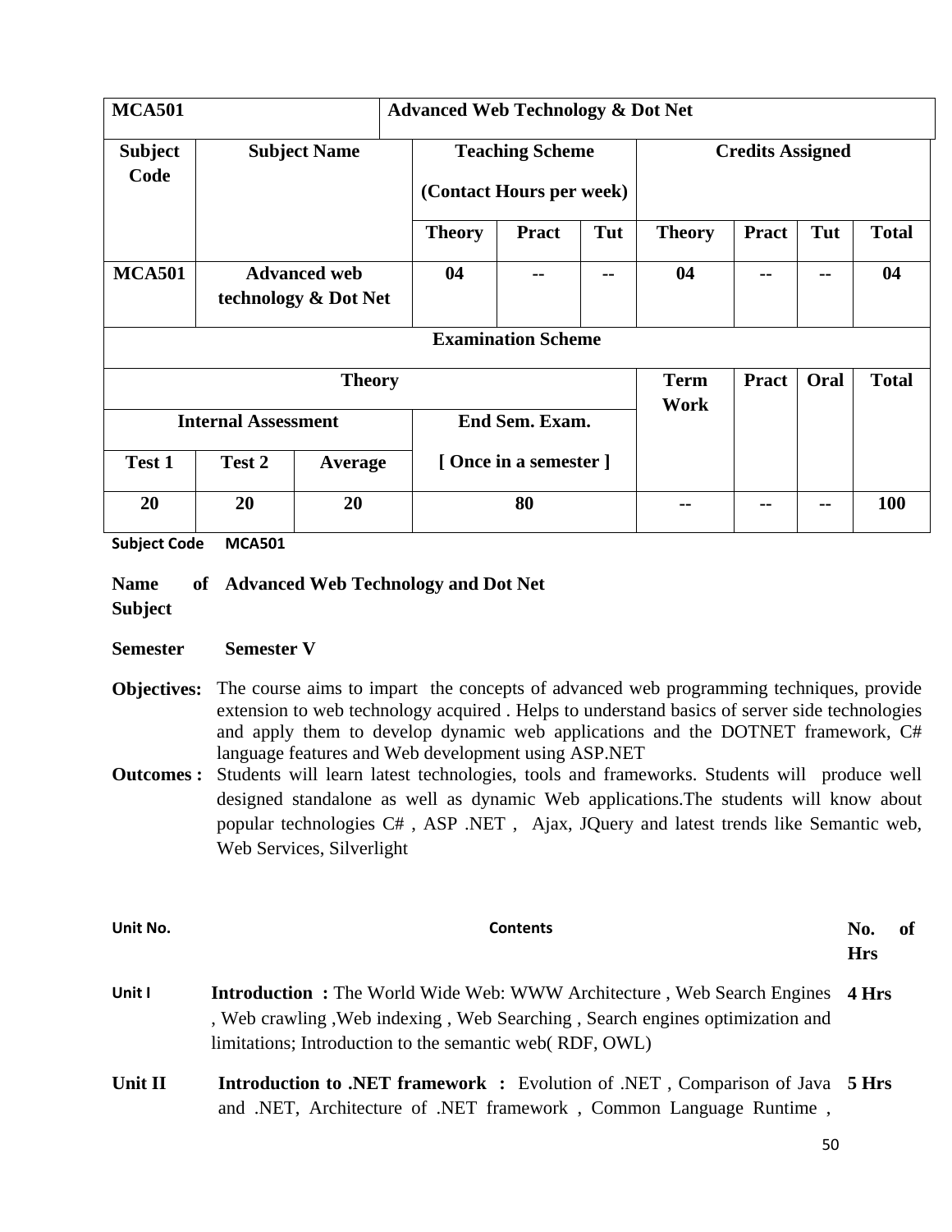| MCA501 | Advanced Web Technology & Dot Net | | | | | | | |
|---|---|---|---|---|---|---|---|---|
| **Subject Code** | **Subject Name** | **Teaching Scheme (Contact Hours per week)** | | | **Credits Assigned** | | | |
| | | **Theory** | **Pract** | **Tut** | **Theory** | **Pract** | **Tut** | **Total** |
| **MCA501** | **Advanced web technology & Dot Net** | **04** | **--** | **--** | **04** | **--** | **--** | **04** |

| **Examination Scheme** | | | | | | | |
|---|---|---|---|---|---|---|---|
| **Theory** | | | | **Term Work** | **Pract** | **Oral** | **Total** |
| **Internal Assessment** | | | **End Sem. Exam. [ Once in a semester ]** | | | | |
| **Test 1** | **Test 2** | **Average** | | | | | |
| **20** | **20** | **20** | **80** | **--** | **--** | **--** | **100** |

**Subject Code** **MCA501**

**Name of Subject** **Advanced Web Technology and Dot Net**

**Semester** **Semester V**

**Objectives:** The course aims to impart the concepts of advanced web programming techniques, provide extension to web technology acquired . Helps to understand basics of server side technologies and apply them to develop dynamic web applications and the DOTNET framework, C# language features and Web development using ASP.NET

**Outcomes :** Students will learn latest technologies, tools and frameworks. Students will produce well designed standalone as well as dynamic Web applications.The students will know about popular technologies C# , ASP .NET , Ajax, JQuery and latest trends like Semantic web, Web Services, Silverlight

| Unit No. | Contents | No. of Hrs |
|---|---|---|
| Unit I | **Introduction :** The World Wide Web: WWW Architecture , Web Search Engines , Web crawling ,Web indexing , Web Searching , Search engines optimization and limitations; Introduction to the semantic web( RDF, OWL) | **4 Hrs** |
| **Unit II** | **Introduction to .NET framework :** Evolution of .NET , Comparison of Java and .NET, Architecture of .NET framework , Common Language Runtime , | **5 Hrs** |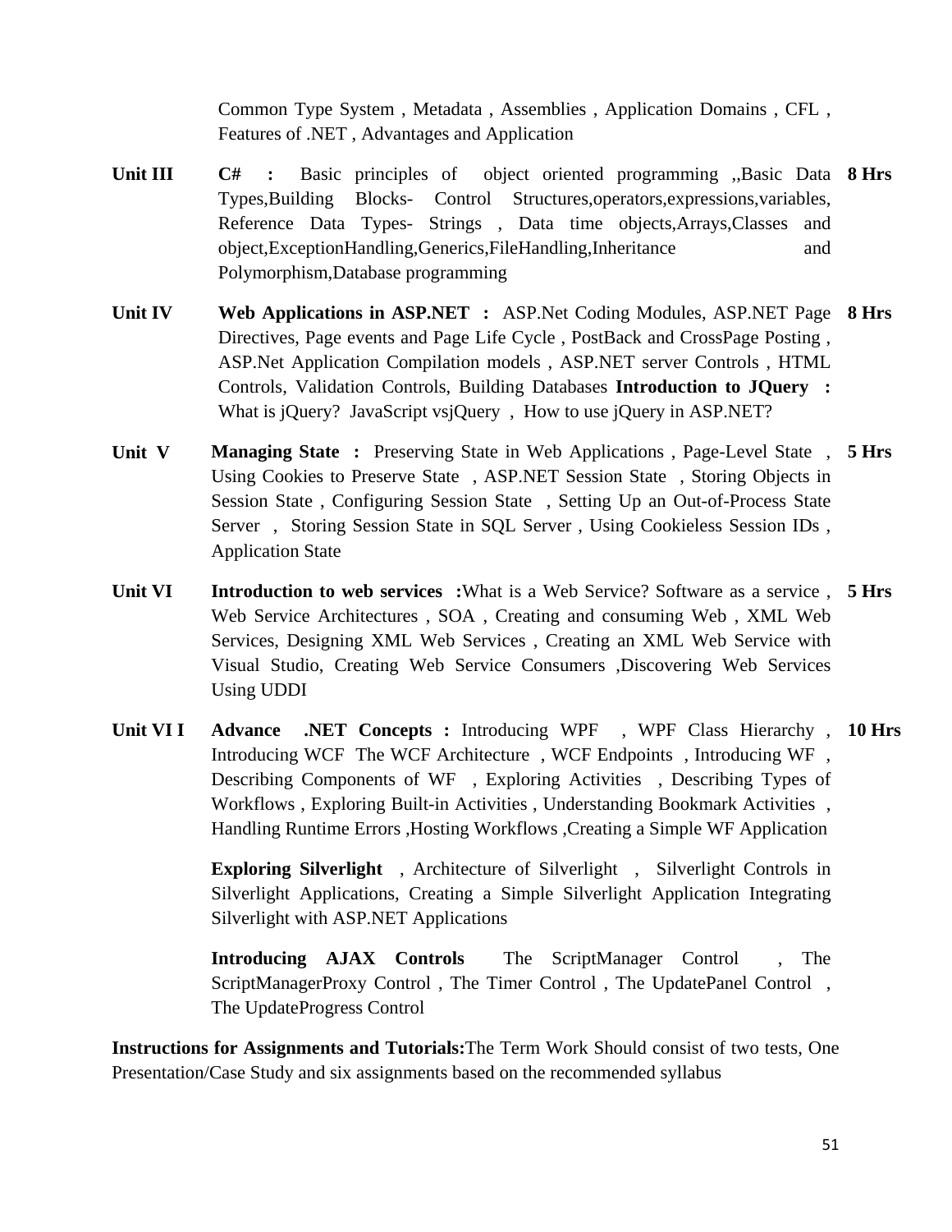Common Type System , Metadata , Assemblies , Application Domains , CFL , Features of .NET , Advantages and Application

| | | |
|---|---|---|
| **Unit III** | **C# :** Basic principles of object oriented programming ,,Basic Data Types,Building Blocks- Control Structures,operators,expressions,variables, Reference Data Types- Strings , Data time objects,Arrays,Classes and object,ExceptionHandling,Generics,FileHandling,Inheritance and Polymorphism,Database programming | **8 Hrs** |
| **Unit IV** | **Web Applications in ASP.NET :** ASP.Net Coding Modules, ASP.NET Page Directives, Page events and Page Life Cycle , PostBack and CrossPage Posting , ASP.Net Application Compilation models , ASP.NET server Controls , HTML Controls, Validation Controls, Building Databases **Introduction to JQuery :** What is jQuery? JavaScript vsjQuery , How to use jQuery in ASP.NET? | **8 Hrs** |
| **Unit V** | **Managing State :** Preserving State in Web Applications , Page-Level State , Using Cookies to Preserve State , ASP.NET Session State , Storing Objects in Session State , Configuring Session State , Setting Up an Out-of-Process State Server , Storing Session State in SQL Server , Using Cookieless Session IDs , Application State | **5 Hrs** |
| **Unit VI** | **Introduction to web services :**What is a Web Service? Software as a service , Web Service Architectures , SOA , Creating and consuming Web , XML Web Services, Designing XML Web Services , Creating an XML Web Service with Visual Studio, Creating Web Service Consumers ,Discovering Web Services Using UDDI | **5 Hrs** |
| **Unit VI I** | **Advance .NET Concepts :** Introducing WPF , WPF Class Hierarchy , Introducing WCF The WCF Architecture , WCF Endpoints , Introducing WF , Describing Components of WF , Exploring Activities , Describing Types of Workflows , Exploring Built-in Activities , Understanding Bookmark Activities , Handling Runtime Errors ,Hosting Workflows ,Creating a Simple WF Application<br><br>**Exploring Silverlight** , Architecture of Silverlight , Silverlight Controls in Silverlight Applications, Creating a Simple Silverlight Application Integrating Silverlight with ASP.NET Applications<br><br>**Introducing AJAX Controls** The ScriptManager Control , The ScriptManagerProxy Control , The Timer Control , The UpdatePanel Control , The UpdateProgress Control | **10 Hrs** |

**Instructions for Assignments and Tutorials:**The Term Work Should consist of two tests, One Presentation/Case Study and six assignments based on the recommended syllabus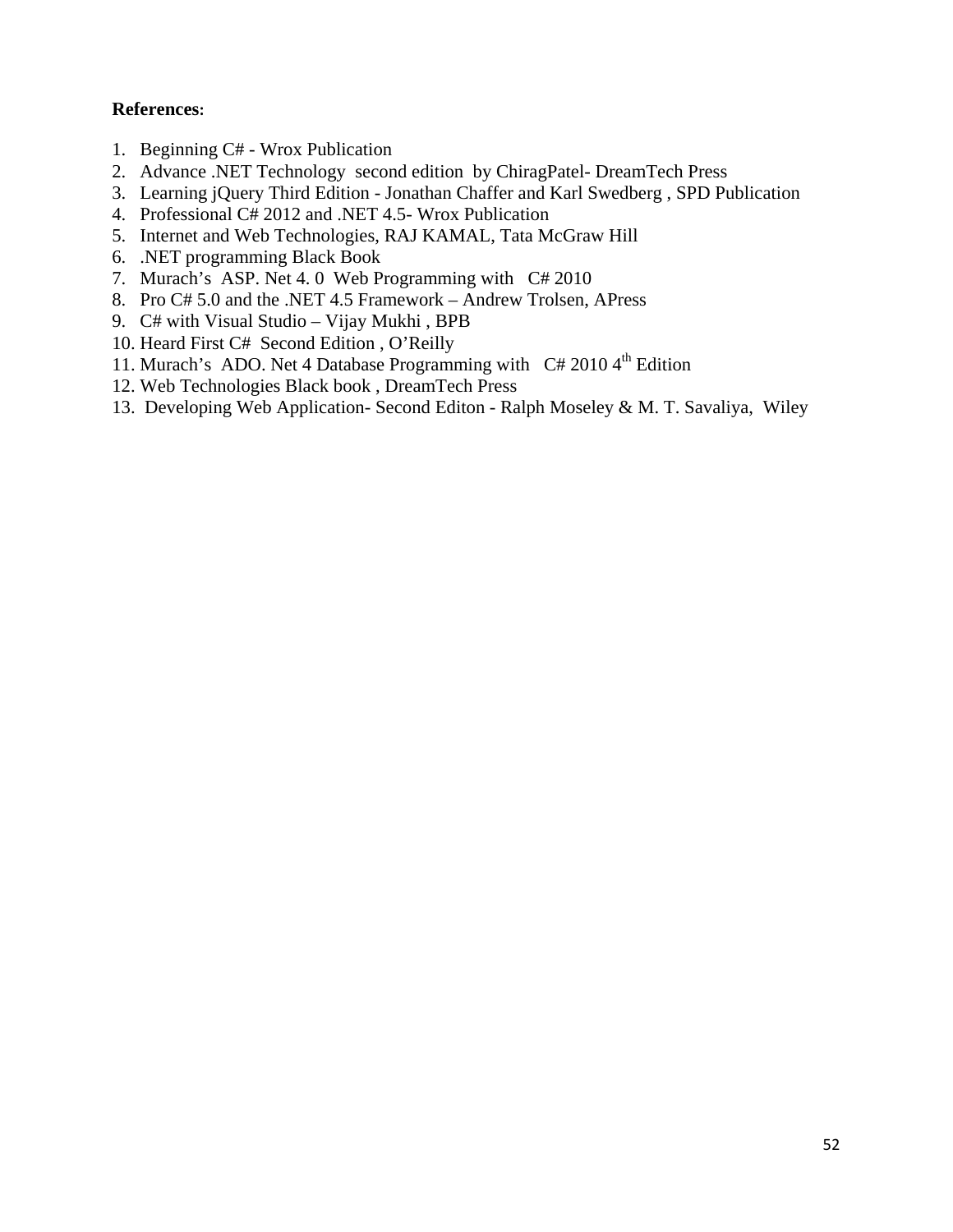**References:**

1. Beginning C# - Wrox Publication
2. Advance .NET Technology second edition by ChiragPatel- DreamTech Press
3. Learning jQuery Third Edition - Jonathan Chaffer and Karl Swedberg , SPD Publication
4. Professional C# 2012 and .NET 4.5- Wrox Publication
5. Internet and Web Technologies, RAJ KAMAL, Tata McGraw Hill
6. .NET programming Black Book
7. Murach's ASP. Net 4. 0 Web Programming with C# 2010
8. Pro C# 5.0 and the .NET 4.5 Framework – Andrew Trolsen, APress
9. C# with Visual Studio – Vijay Mukhi , BPB
10. Heard First C# Second Edition , O'Reilly
11. Murach's ADO. Net 4 Database Programming with C# 2010 4th Edition
12. Web Technologies Black book , DreamTech Press
13. Developing Web Application- Second Editon - Ralph Moseley & M. T. Savaliya, Wiley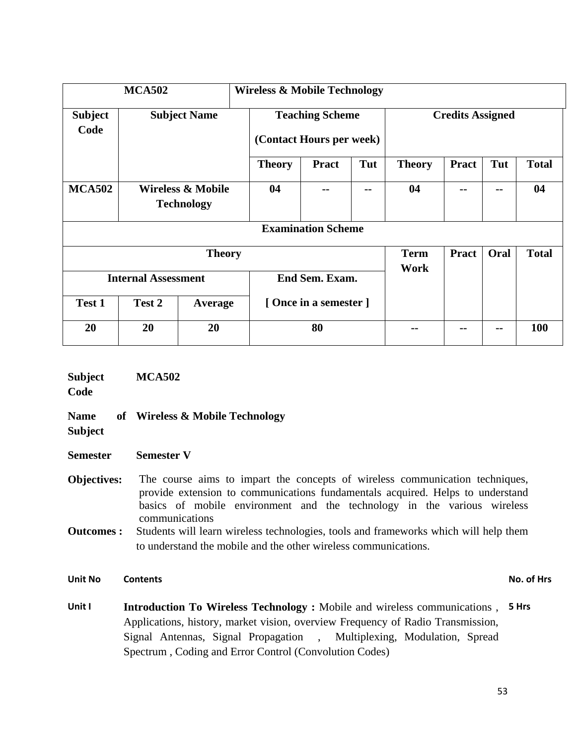| MCA502 | | Wireless & Mobile Technology | | | | | | |
|---|---|---|---|---|---|---|---|---|
| **Subject Code** | **Subject Name** | **Teaching Scheme (Contact Hours per week)** | | | **Credits Assigned** | | | |
| | | **Theory** | **Pract** | **Tut** | **Theory** | **Pract** | **Tut** | **Total** |
| **MCA502** | **Wireless & Mobile Technology** | **04** | **--** | **--** | **04** | **--** | **--** | **04** |

| **Examination Scheme** | | | | | | | |
|---|---|---|---|---|---|---|---|
| **Theory** | | | | **Term Work** | **Pract** | **Oral** | **Total** |
| **Internal Assessment** | | | **End Sem. Exam. [ Once in a semester ]** | | | | |
| **Test 1** | **Test 2** | **Average** | | | | | |
| **20** | **20** | **20** | **80** | **--** | **--** | **--** | **100** |

**Subject Code** **MCA502**

**Name of Subject** **Wireless & Mobile Technology**

**Semester** **Semester V**

**Objectives:** The course aims to impart the concepts of wireless communication techniques, provide extension to communications fundamentals acquired. Helps to understand basics of mobile environment and the technology in the various wireless communications

**Outcomes :** Students will learn wireless technologies, tools and frameworks which will help them to understand the mobile and the other wireless communications.

| Unit No | Contents | No. of Hrs |
|---|---|---|
| Unit I | **Introduction To Wireless Technology :** Mobile and wireless communications , Applications, history, market vision, overview Frequency of Radio Transmission, Signal Antennas, Signal Propagation , Multiplexing, Modulation, Spread Spectrum , Coding and Error Control (Convolution Codes) | 5 Hrs |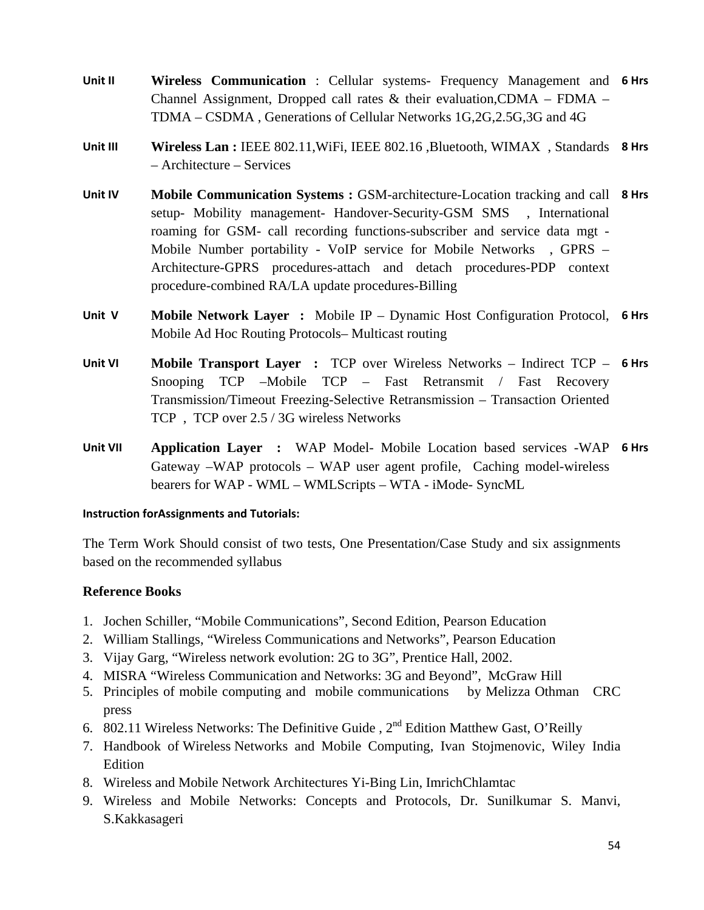| | | |
|---|---|---|
| Unit II | **Wireless Communication** : Cellular systems- Frequency Management and Channel Assignment, Dropped call rates & their evaluation,CDMA – FDMA – TDMA – CSDMA , Generations of Cellular Networks 1G,2G,2.5G,3G and 4G | 6 Hrs |
| Unit III | **Wireless Lan :** IEEE 802.11,WiFi, IEEE 802.16 ,Bluetooth, WIMAX , Standards – Architecture – Services | 8 Hrs |
| Unit IV | **Mobile Communication Systems :** GSM-architecture-Location tracking and call setup- Mobility management- Handover-Security-GSM SMS , International roaming for GSM- call recording functions-subscriber and service data mgt - Mobile Number portability - VoIP service for Mobile Networks , GPRS – Architecture-GPRS procedures-attach and detach procedures-PDP context procedure-combined RA/LA update procedures-Billing | 8 Hrs |
| Unit V | **Mobile Network Layer :** Mobile IP – Dynamic Host Configuration Protocol, Mobile Ad Hoc Routing Protocols– Multicast routing | 6 Hrs |
| Unit VI | **Mobile Transport Layer :** TCP over Wireless Networks – Indirect TCP – Snooping TCP –Mobile TCP – Fast Retransmit / Fast Recovery Transmission/Timeout Freezing-Selective Retransmission – Transaction Oriented TCP , TCP over 2.5 / 3G wireless Networks | 6 Hrs |
| Unit VII | **Application Layer :** WAP Model- Mobile Location based services -WAP Gateway –WAP protocols – WAP user agent profile, Caching model-wireless bearers for WAP - WML – WMLScripts – WTA - iMode- SyncML | 6 Hrs |

**Instruction forAssignments and Tutorials:**

The Term Work Should consist of two tests, One Presentation/Case Study and six assignments based on the recommended syllabus

**Reference Books**

1. Jochen Schiller, "Mobile Communications", Second Edition, Pearson Education
2. William Stallings, "Wireless Communications and Networks", Pearson Education
3. Vijay Garg, "Wireless network evolution: 2G to 3G", Prentice Hall, 2002.
4. MISRA "Wireless Communication and Networks: 3G and Beyond", McGraw Hill
5. Principles of mobile computing and mobile communications by Melizza Othman CRC press
6. 802.11 Wireless Networks: The Definitive Guide , 2nd Edition Matthew Gast, O'Reilly
7. Handbook of Wireless Networks and Mobile Computing, Ivan Stojmenovic, Wiley India Edition
8. Wireless and Mobile Network Architectures Yi-Bing Lin, ImrichChlamtac
9. Wireless and Mobile Networks: Concepts and Protocols, Dr. Sunilkumar S. Manvi, S.Kakkasageri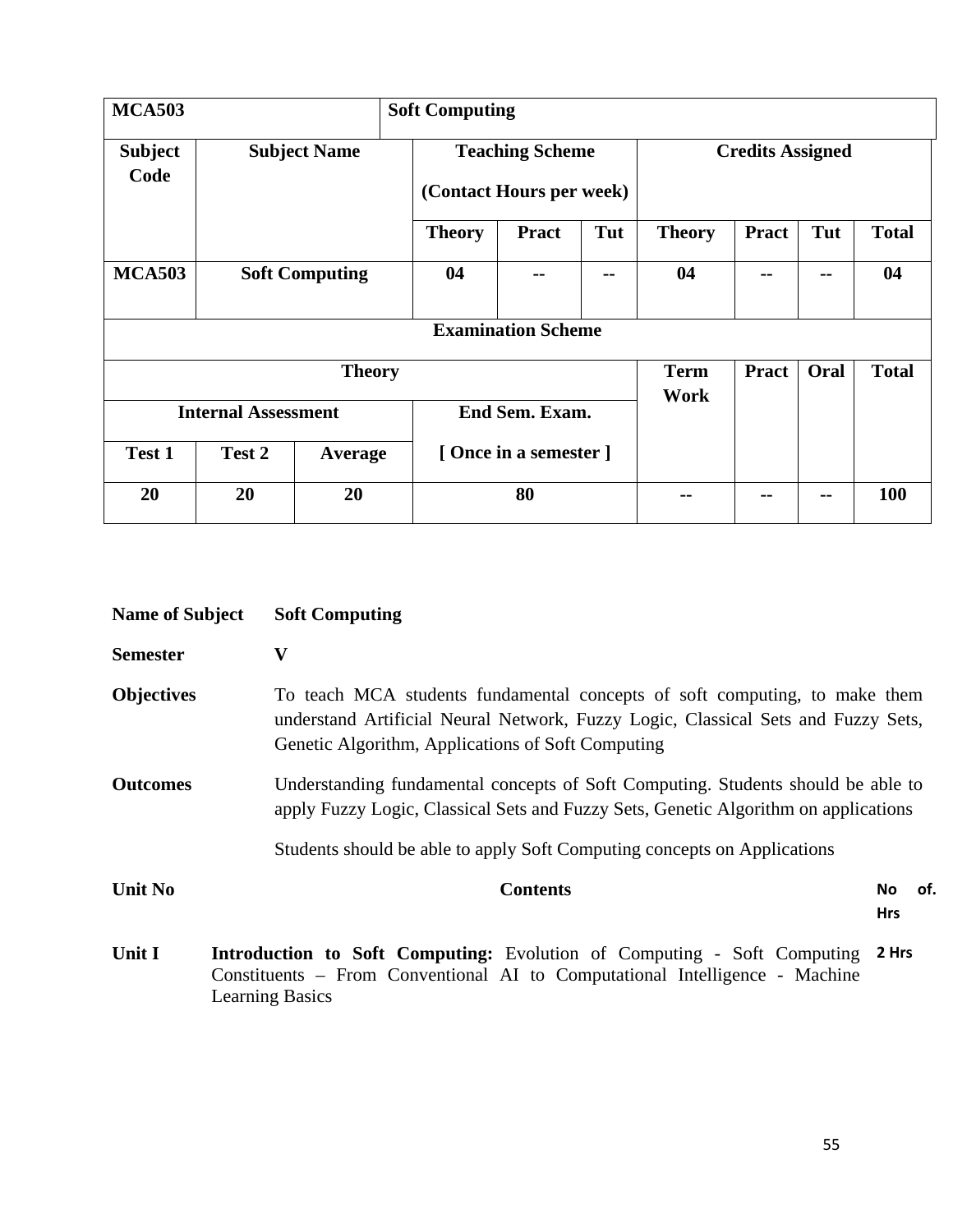| MCA503 | Soft Computing | | | | | | | | |
|---|---|---|---|---|---|---|---|---|---|
| **Subject Code** | **Subject Name** | | **Teaching Scheme (Contact Hours per week)** | | | **Credits Assigned** | | | |
| | | | **Theory** | **Pract** | **Tut** | **Theory** | **Pract** | **Tut** | **Total** |
| **MCA503** | **Soft Computing** | | **04** | **--** | **--** | **04** | **--** | **--** | **04** |
| **Examination Scheme** | | | | | | | | | |
| **Theory** | | | | | | **Term Work** | **Pract** | **Oral** | **Total** |
| **Internal Assessment** | | | **End Sem. Exam.** | | | | | | |
| **Test 1** | **Test 2** | **Average** | **[ Once in a semester ]** | | | | | | |
| **20** | **20** | **20** | **80** | | | **--** | **--** | **--** | **100** |

**Name of Subject** **Soft Computing**

**Semester** **V**

**Objectives** To teach MCA students fundamental concepts of soft computing, to make them understand Artificial Neural Network, Fuzzy Logic, Classical Sets and Fuzzy Sets, Genetic Algorithm, Applications of Soft Computing

**Outcomes** Understanding fundamental concepts of Soft Computing. Students should be able to apply Fuzzy Logic, Classical Sets and Fuzzy Sets, Genetic Algorithm on applications

Students should be able to apply Soft Computing concepts on Applications

| Unit No | Contents | No of. Hrs |
|---|---|---|
| **Unit I** | **Introduction to Soft Computing:** Evolution of Computing - Soft Computing Constituents – From Conventional AI to Computational Intelligence - Machine Learning Basics | **2 Hrs** |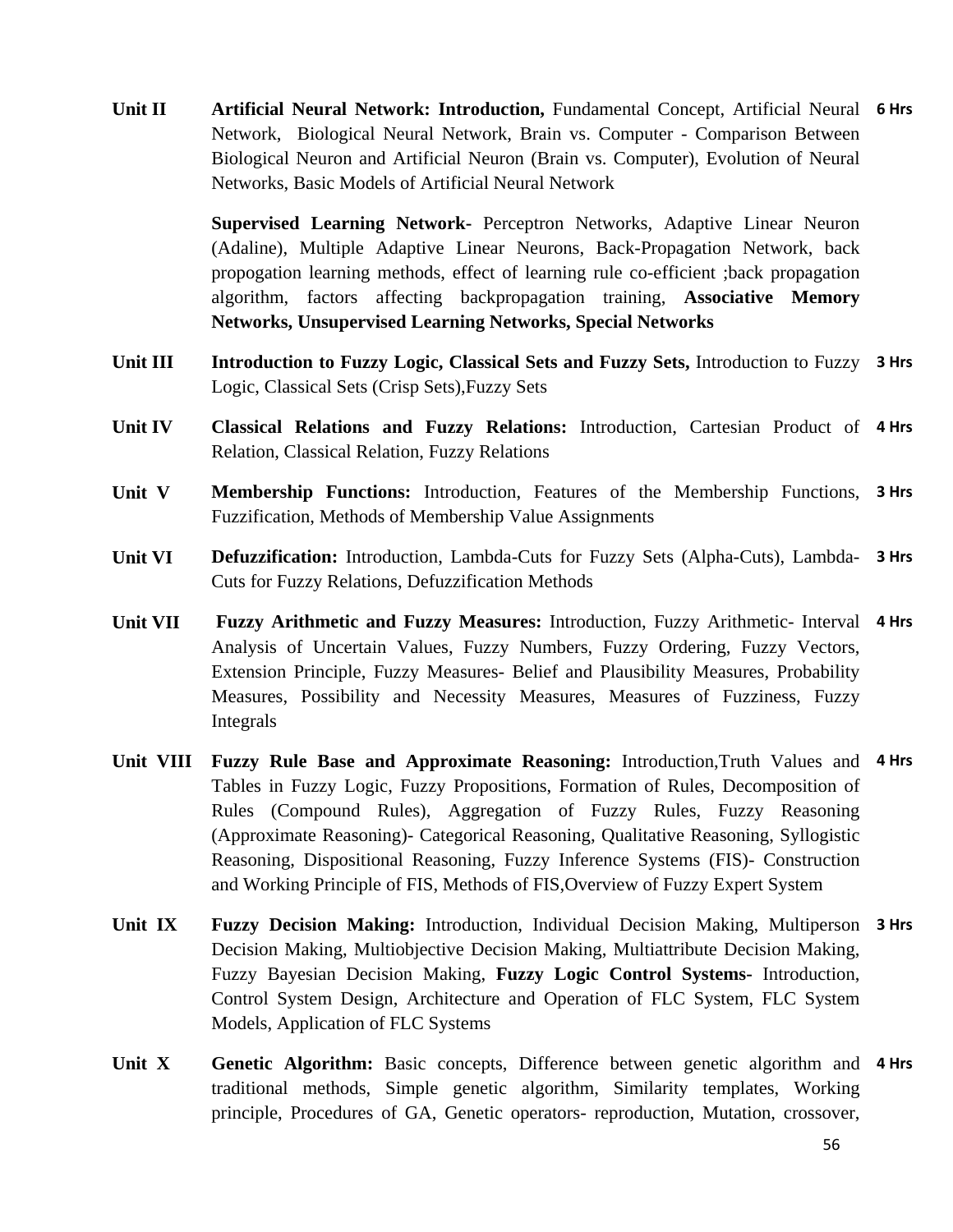| | | |
|---|---|---|
| **Unit II** | **Artificial Neural Network: Introduction,** Fundamental Concept, Artificial Neural Network, Biological Neural Network, Brain vs. Computer - Comparison Between Biological Neuron and Artificial Neuron (Brain vs. Computer), Evolution of Neural Networks, Basic Models of Artificial Neural Network<br><br>**Supervised Learning Network-** Perceptron Networks, Adaptive Linear Neuron (Adaline), Multiple Adaptive Linear Neurons, Back-Propagation Network, back propogation learning methods, effect of learning rule co-efficient ;back propagation algorithm, factors affecting backpropagation training, **Associative Memory Networks, Unsupervised Learning Networks, Special Networks** | **6 Hrs** |
| **Unit III** | **Introduction to Fuzzy Logic, Classical Sets and Fuzzy Sets,** Introduction to Fuzzy Logic, Classical Sets (Crisp Sets),Fuzzy Sets | **3 Hrs** |
| **Unit IV** | **Classical Relations and Fuzzy Relations:** Introduction, Cartesian Product of Relation, Classical Relation, Fuzzy Relations | **4 Hrs** |
| **Unit V** | **Membership Functions:** Introduction, Features of the Membership Functions, Fuzzification, Methods of Membership Value Assignments | **3 Hrs** |
| **Unit VI** | **Defuzzification:** Introduction, Lambda-Cuts for Fuzzy Sets (Alpha-Cuts), Lambda-Cuts for Fuzzy Relations, Defuzzification Methods | **3 Hrs** |
| **Unit VII** | **Fuzzy Arithmetic and Fuzzy Measures:** Introduction, Fuzzy Arithmetic- Interval Analysis of Uncertain Values, Fuzzy Numbers, Fuzzy Ordering, Fuzzy Vectors, Extension Principle, Fuzzy Measures- Belief and Plausibility Measures, Probability Measures, Possibility and Necessity Measures, Measures of Fuzziness, Fuzzy Integrals | **4 Hrs** |
| **Unit VIII** | **Fuzzy Rule Base and Approximate Reasoning:** Introduction,Truth Values and Tables in Fuzzy Logic, Fuzzy Propositions, Formation of Rules, Decomposition of Rules (Compound Rules), Aggregation of Fuzzy Rules, Fuzzy Reasoning (Approximate Reasoning)- Categorical Reasoning, Qualitative Reasoning, Syllogistic Reasoning, Dispositional Reasoning, Fuzzy Inference Systems (FIS)- Construction and Working Principle of FIS, Methods of FIS,Overview of Fuzzy Expert System | **4 Hrs** |
| **Unit IX** | **Fuzzy Decision Making:** Introduction, Individual Decision Making, Multiperson Decision Making, Multiobjective Decision Making, Multiattribute Decision Making, Fuzzy Bayesian Decision Making, **Fuzzy Logic Control Systems-** Introduction, Control System Design, Architecture and Operation of FLC System, FLC System Models, Application of FLC Systems | **3 Hrs** |
| **Unit X** | **Genetic Algorithm:** Basic concepts, Difference between genetic algorithm and traditional methods, Simple genetic algorithm, Similarity templates, Working principle, Procedures of GA, Genetic operators- reproduction, Mutation, crossover, | **4 Hrs** |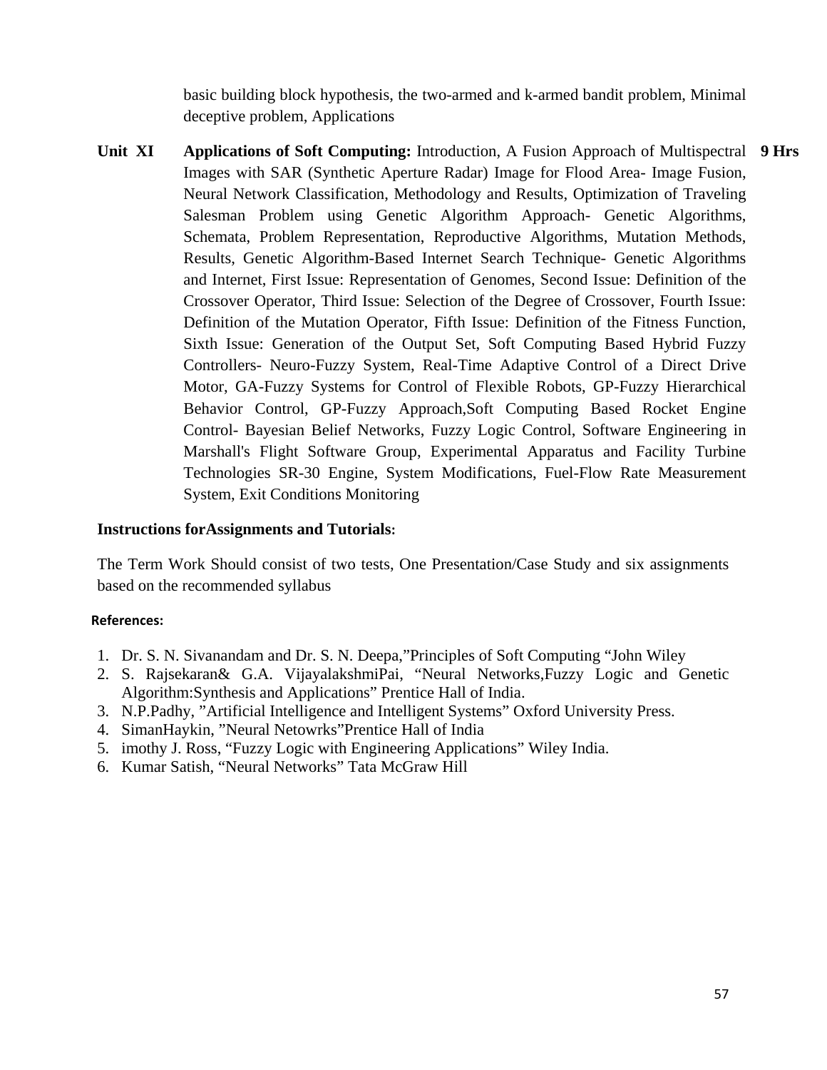basic building block hypothesis, the two-armed and k-armed bandit problem, Minimal deceptive problem, Applications

| | | |
|---|---|---|
| **Unit XI** | **Applications of Soft Computing:** Introduction, A Fusion Approach of Multispectral Images with SAR (Synthetic Aperture Radar) Image for Flood Area- Image Fusion, Neural Network Classification, Methodology and Results, Optimization of Traveling Salesman Problem using Genetic Algorithm Approach- Genetic Algorithms, Schemata, Problem Representation, Reproductive Algorithms, Mutation Methods, Results, Genetic Algorithm-Based Internet Search Technique- Genetic Algorithms and Internet, First Issue: Representation of Genomes, Second Issue: Definition of the Crossover Operator, Third Issue: Selection of the Degree of Crossover, Fourth Issue: Definition of the Mutation Operator, Fifth Issue: Definition of the Fitness Function, Sixth Issue: Generation of the Output Set, Soft Computing Based Hybrid Fuzzy Controllers- Neuro-Fuzzy System, Real-Time Adaptive Control of a Direct Drive Motor, GA-Fuzzy Systems for Control of Flexible Robots, GP-Fuzzy Hierarchical Behavior Control, GP-Fuzzy Approach,Soft Computing Based Rocket Engine Control- Bayesian Belief Networks, Fuzzy Logic Control, Software Engineering in Marshall's Flight Software Group, Experimental Apparatus and Facility Turbine Technologies SR-30 Engine, System Modifications, Fuel-Flow Rate Measurement System, Exit Conditions Monitoring | **9 Hrs** |

**Instructions forAssignments and Tutorials:**

The Term Work Should consist of two tests, One Presentation/Case Study and six assignments based on the recommended syllabus

**References:**

1. Dr. S. N. Sivanandam and Dr. S. N. Deepa,"Principles of Soft Computing "John Wiley
2. S. Rajsekaran& G.A. VijayalakshmiPai, "Neural Networks,Fuzzy Logic and Genetic Algorithm:Synthesis and Applications" Prentice Hall of India.
3. N.P.Padhy, "Artificial Intelligence and Intelligent Systems" Oxford University Press.
4. SimanHaykin, "Neural Netowrks"Prentice Hall of India
5. imothy J. Ross, "Fuzzy Logic with Engineering Applications" Wiley India.
6. Kumar Satish, "Neural Networks" Tata McGraw Hill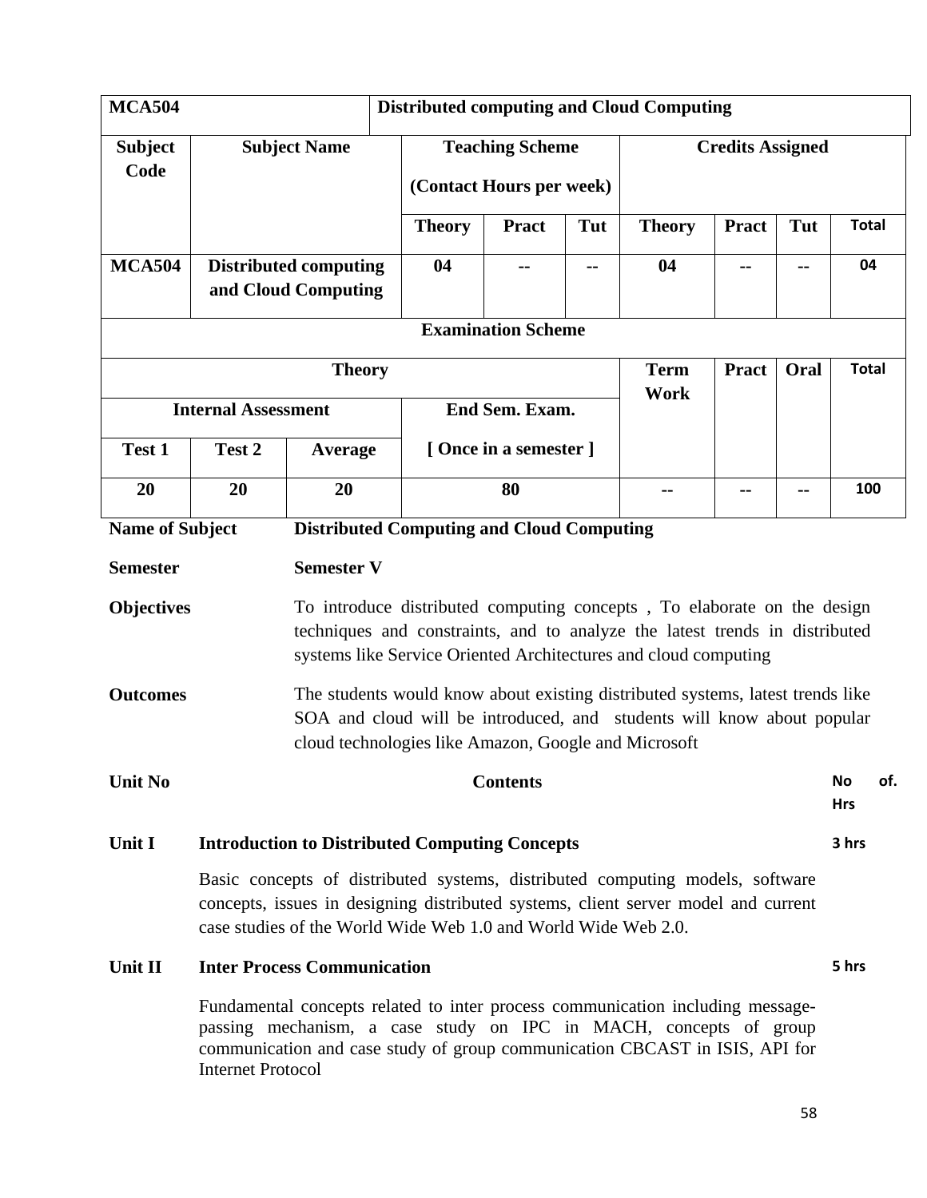| MCA504 | Distributed computing and Cloud Computing | | | | | | | |
|---|---|---|---|---|---|---|---|---|
| **Subject Code** | **Subject Name** | **Teaching Scheme (Contact Hours per week)** | | | **Credits Assigned** | | | |
| | | **Theory** | **Pract** | **Tut** | **Theory** | **Pract** | **Tut** | **Total** |
| **MCA504** | **Distributed computing and Cloud Computing** | **04** | **--** | **--** | **04** | **--** | **--** | **04** |

| **Examination Scheme** | | | | | | | |
|---|---|---|---|---|---|---|---|
| **Theory** | | | | **Term Work** | **Pract** | **Oral** | **Total** |
| **Internal Assessment** | | | **End Sem. Exam. [ Once in a semester ]** | | | | |
| **Test 1** | **Test 2** | **Average** | | | | | |
| **20** | **20** | **20** | **80** | **--** | **--** | **--** | **100** |

**Name of Subject** **Distributed Computing and Cloud Computing**

**Semester** **Semester V**

**Objectives** To introduce distributed computing concepts , To elaborate on the design techniques and constraints, and to analyze the latest trends in distributed systems like Service Oriented Architectures and cloud computing

**Outcomes** The students would know about existing distributed systems, latest trends like SOA and cloud will be introduced, and students will know about popular cloud technologies like Amazon, Google and Microsoft

| **Unit No** | **Contents** | **No of. Hrs** |
|---|---|---|
| **Unit I** | **Introduction to Distributed Computing Concepts**<br>Basic concepts of distributed systems, distributed computing models, software concepts, issues in designing distributed systems, client server model and current case studies of the World Wide Web 1.0 and World Wide Web 2.0. | **3 hrs** |
| **Unit II** | **Inter Process Communication**<br>Fundamental concepts related to inter process communication including message-passing mechanism, a case study on IPC in MACH, concepts of group communication and case study of group communication CBCAST in ISIS, API for Internet Protocol | **5 hrs** |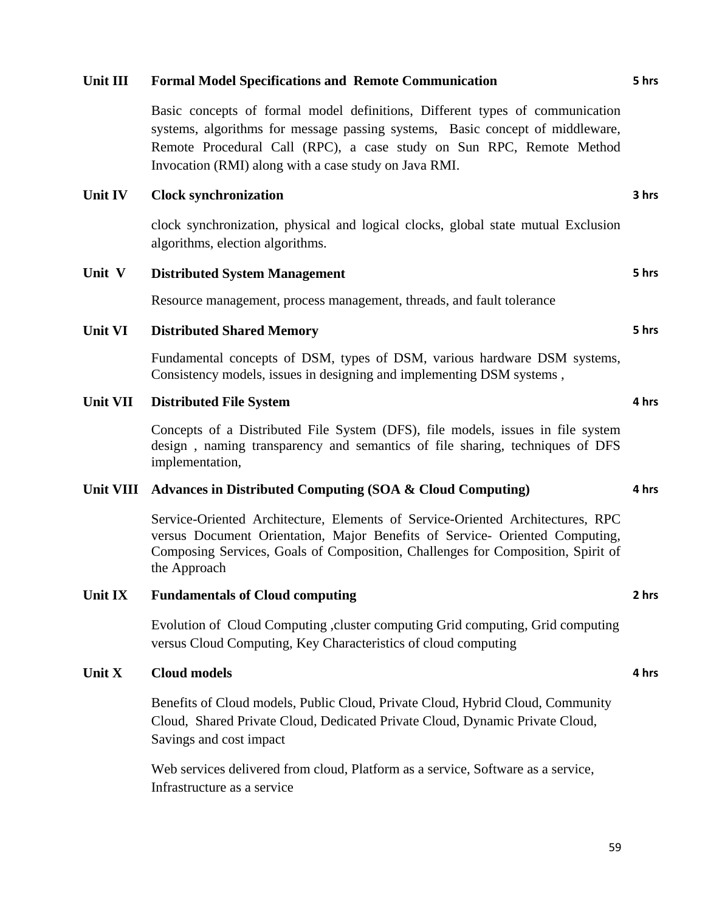**Unit III** **Formal Model Specifications and Remote Communication** **5 hrs**

Basic concepts of formal model definitions, Different types of communication systems, algorithms for message passing systems, Basic concept of middleware, Remote Procedural Call (RPC), a case study on Sun RPC, Remote Method Invocation (RMI) along with a case study on Java RMI.

**Unit IV** **Clock synchronization** **3 hrs**

clock synchronization, physical and logical clocks, global state mutual Exclusion algorithms, election algorithms.

**Unit V** **Distributed System Management** **5 hrs**

Resource management, process management, threads, and fault tolerance

**Unit VI** **Distributed Shared Memory** **5 hrs**

Fundamental concepts of DSM, types of DSM, various hardware DSM systems, Consistency models, issues in designing and implementing DSM systems ,

**Unit VII** **Distributed File System** **4 hrs**

Concepts of a Distributed File System (DFS), file models, issues in file system design , naming transparency and semantics of file sharing, techniques of DFS implementation,

**Unit VIII** **Advances in Distributed Computing (SOA & Cloud Computing)** **4 hrs**

Service-Oriented Architecture, Elements of Service-Oriented Architectures, RPC versus Document Orientation, Major Benefits of Service- Oriented Computing, Composing Services, Goals of Composition, Challenges for Composition, Spirit of the Approach

**Unit IX** **Fundamentals of Cloud computing** **2 hrs**

Evolution of Cloud Computing ,cluster computing Grid computing, Grid computing versus Cloud Computing, Key Characteristics of cloud computing

**Unit X** **Cloud models** **4 hrs**

Benefits of Cloud models, Public Cloud, Private Cloud, Hybrid Cloud, Community Cloud, Shared Private Cloud, Dedicated Private Cloud, Dynamic Private Cloud, Savings and cost impact

Web services delivered from cloud, Platform as a service, Software as a service, Infrastructure as a service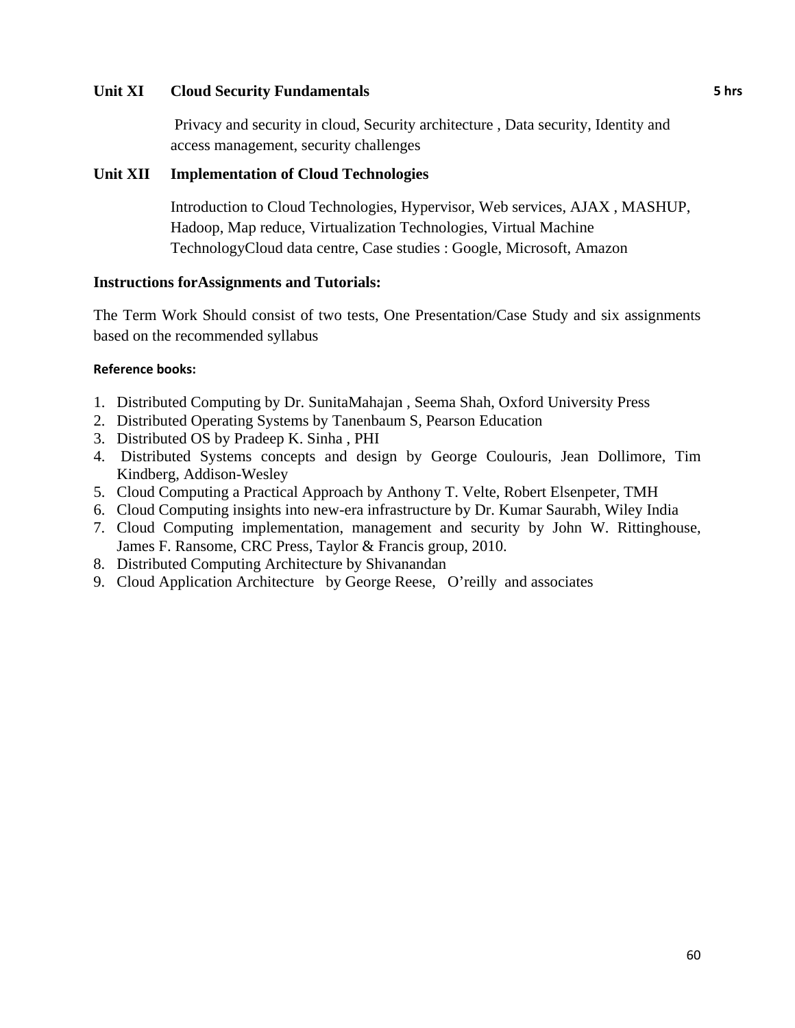**Unit XI Cloud Security Fundamentals** **5 hrs**

Privacy and security in cloud, Security architecture , Data security, Identity and access management, security challenges

**Unit XII Implementation of Cloud Technologies**

Introduction to Cloud Technologies, Hypervisor, Web services, AJAX , MASHUP, Hadoop, Map reduce, Virtualization Technologies, Virtual Machine TechnologyCloud data centre, Case studies : Google, Microsoft, Amazon

**Instructions forAssignments and Tutorials:**

The Term Work Should consist of two tests, One Presentation/Case Study and six assignments based on the recommended syllabus

**Reference books:**

1. Distributed Computing by Dr. SunitaMahajan , Seema Shah, Oxford University Press
2. Distributed Operating Systems by Tanenbaum S, Pearson Education
3. Distributed OS by Pradeep K. Sinha , PHI
4. Distributed Systems concepts and design by George Coulouris, Jean Dollimore, Tim Kindberg, Addison-Wesley
5. Cloud Computing a Practical Approach by Anthony T. Velte, Robert Elsenpeter, TMH
6. Cloud Computing insights into new-era infrastructure by Dr. Kumar Saurabh, Wiley India
7. Cloud Computing implementation, management and security by John W. Rittinghouse, James F. Ransome, CRC Press, Taylor & Francis group, 2010.
8. Distributed Computing Architecture by Shivanandan
9. Cloud Application Architecture by George Reese, O'reilly and associates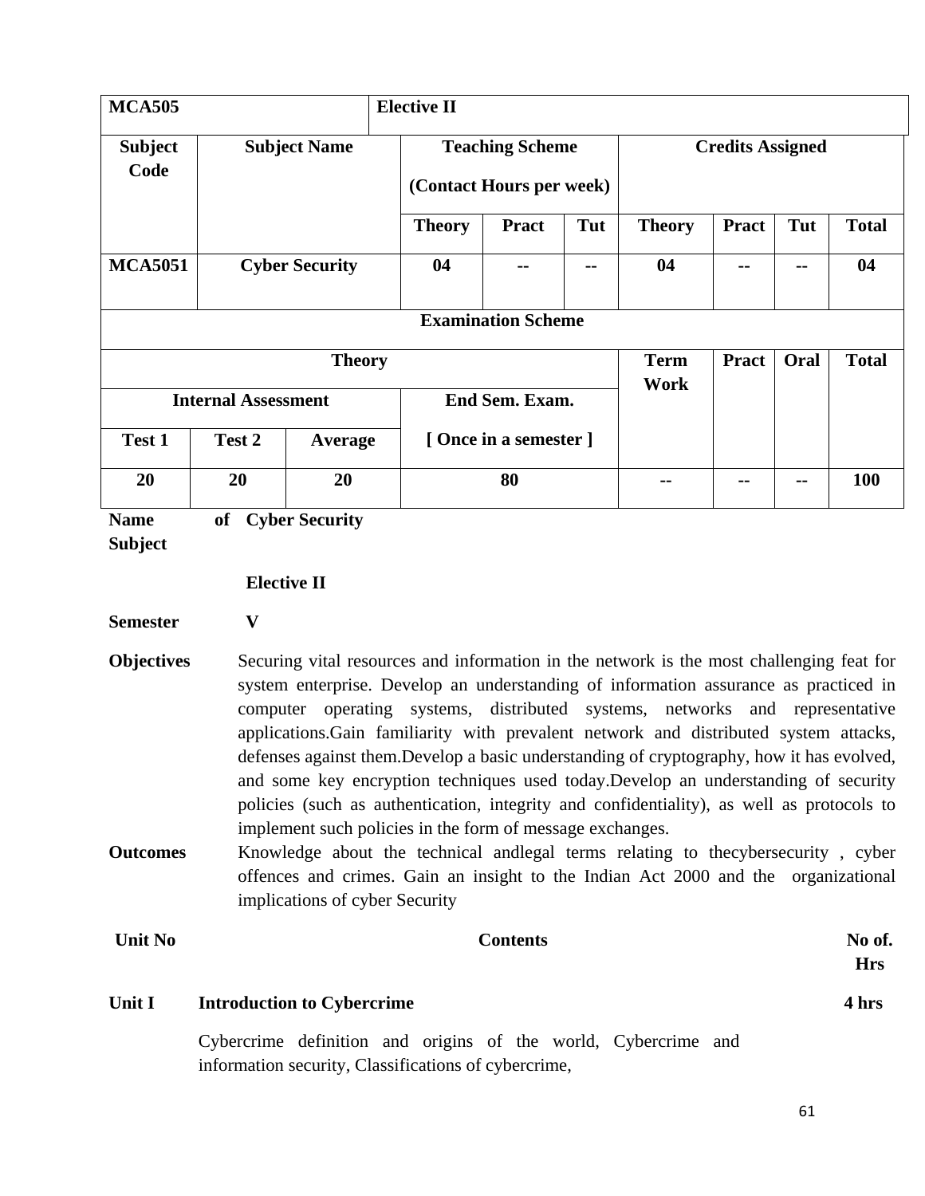| MCA505 | | Elective II | | | | | | | |
|---|---|---|---|---|---|---|---|---|---|
| **Subject Code** | **Subject Name** | **Teaching Scheme (Contact Hours per week)** | | | **Credits Assigned** | | | | |
| | | **Theory** | **Pract** | **Tut** | **Theory** | **Pract** | **Tut** | **Total** | |
| **MCA5051** | **Cyber Security** | **04** | **--** | **--** | **04** | **--** | **--** | **04** | |

| **Examination Scheme** | | | | | | | |
|---|---|---|---|---|---|---|---|
| **Theory** | | | | **Term Work** | **Pract** | **Oral** | **Total** |
| **Internal Assessment** | | | **End Sem. Exam. [ Once in a semester ]** | | | | |
| **Test 1** | **Test 2** | **Average** | | | | | |
| **20** | **20** | **20** | **80** | **--** | **--** | **--** | **100** |

**Name of Subject** **Cyber Security**

**Elective II**

**Semester** **V**

**Objectives** Securing vital resources and information in the network is the most challenging feat for system enterprise. Develop an understanding of information assurance as practiced in computer operating systems, distributed systems, networks and representative applications.Gain familiarity with prevalent network and distributed system attacks, defenses against them.Develop a basic understanding of cryptography, how it has evolved, and some key encryption techniques used today.Develop an understanding of security policies (such as authentication, integrity and confidentiality), as well as protocols to implement such policies in the form of message exchanges.

**Outcomes** Knowledge about the technical andlegal terms relating to thecybersecurity , cyber offences and crimes. Gain an insight to the Indian Act 2000 and the organizational implications of cyber Security

| Unit No | Contents | No of. Hrs |
|---|---|---|
| **Unit I** | **Introduction to Cybercrime** | **4 hrs** |
| | Cybercrime definition and origins of the world, Cybercrime and information security, Classifications of cybercrime, | |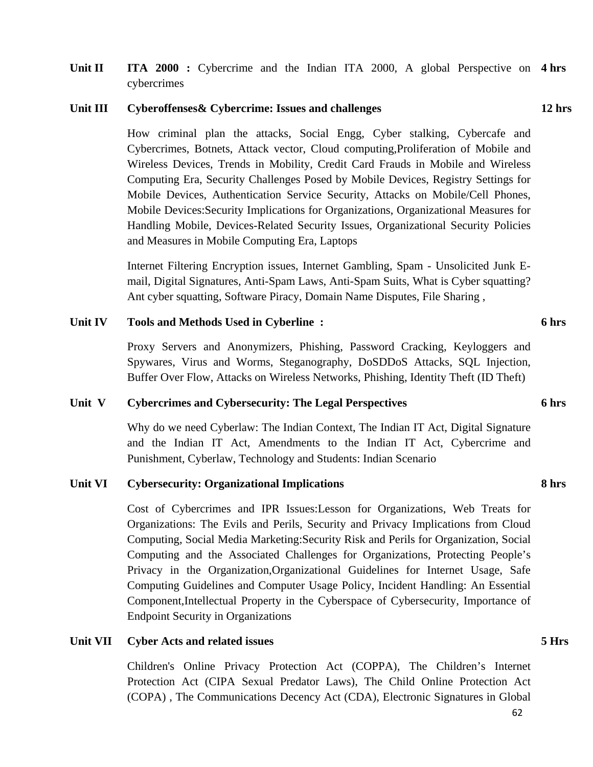**Unit II** **ITA 2000 :** Cybercrime and the Indian ITA 2000, A global Perspective on cybercrimes **4 hrs**

**Unit III** **Cyberoffenses& Cybercrime: Issues and challenges** **12 hrs**

How criminal plan the attacks, Social Engg, Cyber stalking, Cybercafe and Cybercrimes, Botnets, Attack vector, Cloud computing,Proliferation of Mobile and Wireless Devices, Trends in Mobility, Credit Card Frauds in Mobile and Wireless Computing Era, Security Challenges Posed by Mobile Devices, Registry Settings for Mobile Devices, Authentication Service Security, Attacks on Mobile/Cell Phones, Mobile Devices:Security Implications for Organizations, Organizational Measures for Handling Mobile, Devices-Related Security Issues, Organizational Security Policies and Measures in Mobile Computing Era, Laptops

Internet Filtering Encryption issues, Internet Gambling, Spam - Unsolicited Junk E-mail, Digital Signatures, Anti-Spam Laws, Anti-Spam Suits, What is Cyber squatting? Ant cyber squatting, Software Piracy, Domain Name Disputes, File Sharing ,

**Unit IV** **Tools and Methods Used in Cyberline :** **6 hrs**

Proxy Servers and Anonymizers, Phishing, Password Cracking, Keyloggers and Spywares, Virus and Worms, Steganography, DoSDDoS Attacks, SQL Injection, Buffer Over Flow, Attacks on Wireless Networks, Phishing, Identity Theft (ID Theft)

**Unit V** **Cybercrimes and Cybersecurity: The Legal Perspectives** **6 hrs**

Why do we need Cyberlaw: The Indian Context, The Indian IT Act, Digital Signature and the Indian IT Act, Amendments to the Indian IT Act, Cybercrime and Punishment, Cyberlaw, Technology and Students: Indian Scenario

**Unit VI** **Cybersecurity: Organizational Implications** **8 hrs**

Cost of Cybercrimes and IPR Issues:Lesson for Organizations, Web Treats for Organizations: The Evils and Perils, Security and Privacy Implications from Cloud Computing, Social Media Marketing:Security Risk and Perils for Organization, Social Computing and the Associated Challenges for Organizations, Protecting People's Privacy in the Organization,Organizational Guidelines for Internet Usage, Safe Computing Guidelines and Computer Usage Policy, Incident Handling: An Essential Component,Intellectual Property in the Cyberspace of Cybersecurity, Importance of Endpoint Security in Organizations

**Unit VII** **Cyber Acts and related issues** **5 Hrs**

Children's Online Privacy Protection Act (COPPA), The Children's Internet Protection Act (CIPA Sexual Predator Laws), The Child Online Protection Act (COPA) , The Communications Decency Act (CDA), Electronic Signatures in Global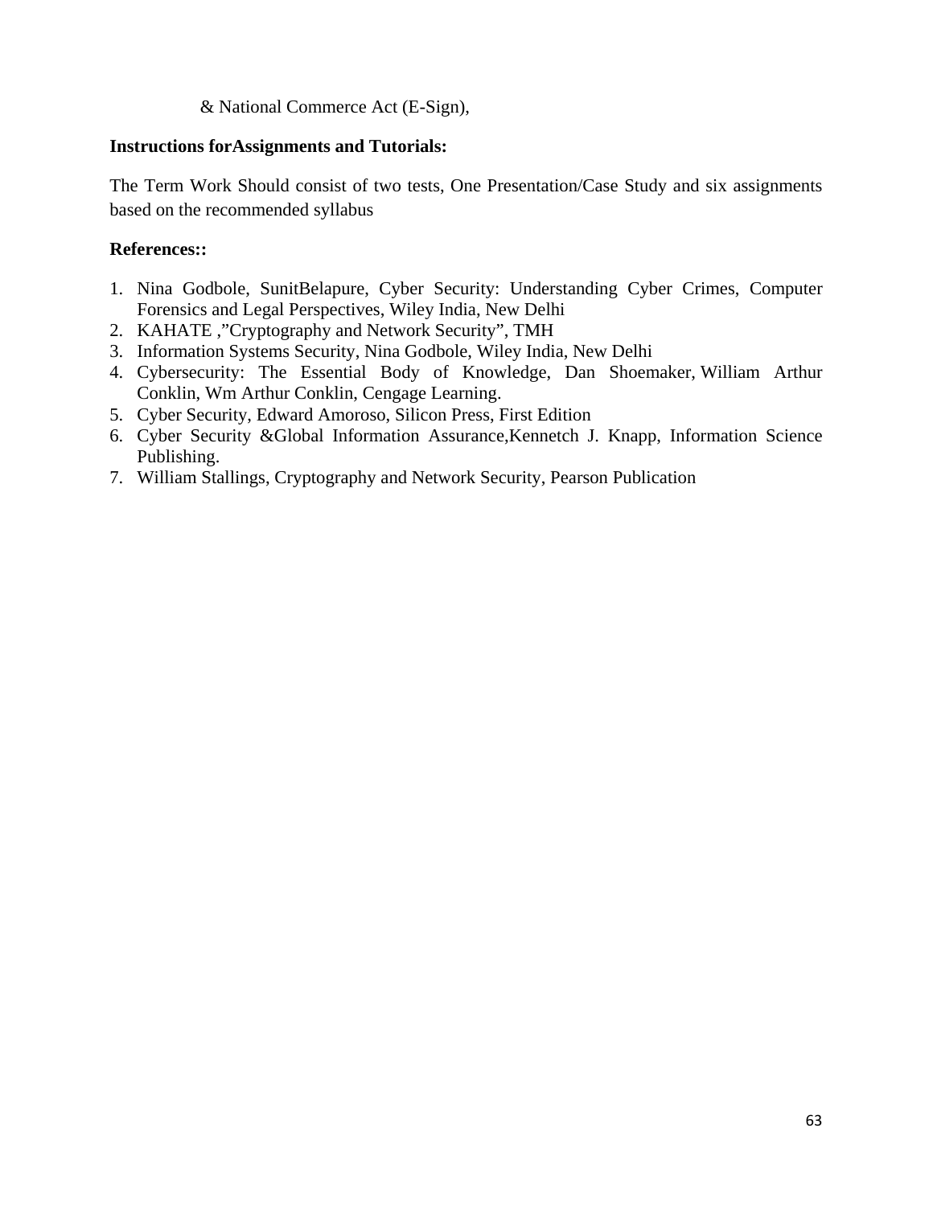& National Commerce Act (E-Sign),

**Instructions forAssignments and Tutorials:**

The Term Work Should consist of two tests, One Presentation/Case Study and six assignments based on the recommended syllabus

**References::**

1. Nina Godbole, SunitBelapure, Cyber Security: Understanding Cyber Crimes, Computer Forensics and Legal Perspectives, Wiley India, New Delhi
2. KAHATE ,"Cryptography and Network Security", TMH
3. Information Systems Security, Nina Godbole, Wiley India, New Delhi
4. Cybersecurity: The Essential Body of Knowledge, Dan Shoemaker, William Arthur Conklin, Wm Arthur Conklin, Cengage Learning.
5. Cyber Security, Edward Amoroso, Silicon Press, First Edition
6. Cyber Security &Global Information Assurance,Kennetch J. Knapp, Information Science Publishing.
7. William Stallings, Cryptography and Network Security, Pearson Publication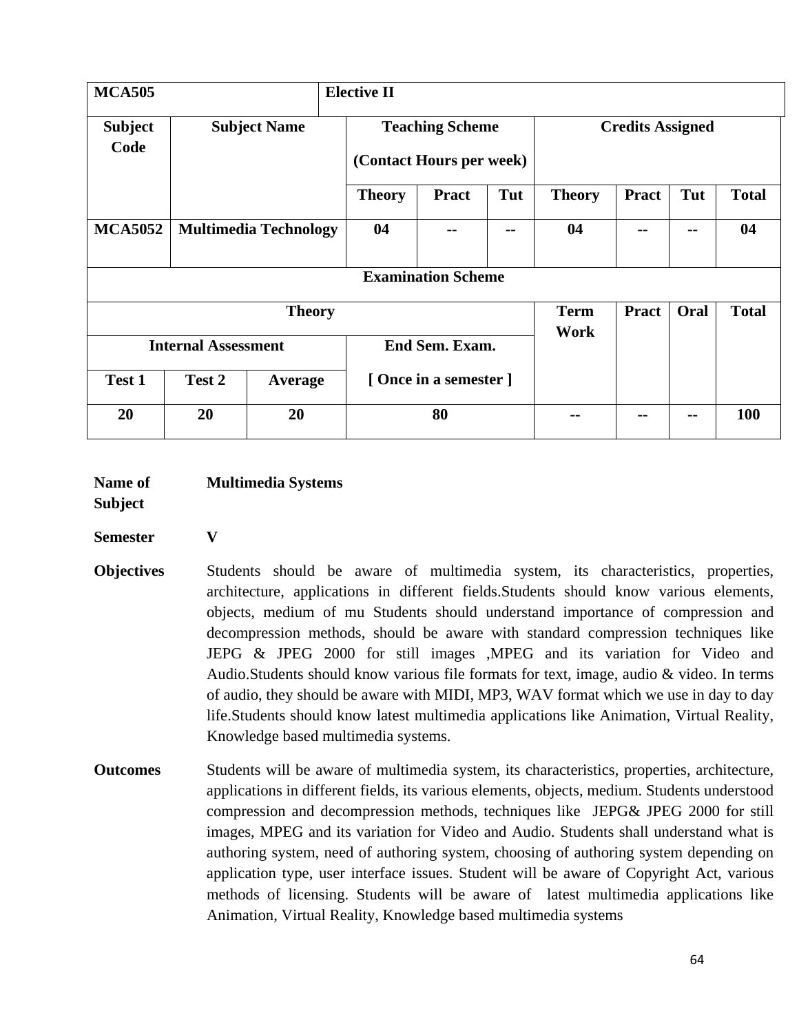| MCA505 | | Elective II | | | | | | | |
|---|---|---|---|---|---|---|---|---|---|
| **Subject Code** | **Subject Name** | **Teaching Scheme (Contact Hours per week)** | | | **Credits Assigned** | | | | |
| | | **Theory** | **Pract** | **Tut** | **Theory** | **Pract** | **Tut** | **Total** | |
| **MCA5052** | **Multimedia Technology** | **04** | **--** | **--** | **04** | **--** | **--** | **04** | |

| **Examination Scheme** | | | | | | | |
|---|---|---|---|---|---|---|---|
| **Theory** | | | | **Term Work** | **Pract** | **Oral** | **Total** |
| **Internal Assessment** | | | **End Sem. Exam.** | | | | |
| **Test 1** | **Test 2** | **Average** | **[ Once in a semester ]** | | | | |
| **20** | **20** | **20** | **80** | **--** | **--** | **--** | **100** |

**Name of Subject** **Multimedia Systems**

**Semester** **V**

**Objectives** Students should be aware of multimedia system, its characteristics, properties, architecture, applications in different fields.Students should know various elements, objects, medium of mu Students should understand importance of compression and decompression methods, should be aware with standard compression techniques like JEPG & JPEG 2000 for still images ,MPEG and its variation for Video and Audio.Students should know various file formats for text, image, audio & video. In terms of audio, they should be aware with MIDI, MP3, WAV format which we use in day to day life.Students should know latest multimedia applications like Animation, Virtual Reality, Knowledge based multimedia systems.

**Outcomes** Students will be aware of multimedia system, its characteristics, properties, architecture, applications in different fields, its various elements, objects, medium. Students understood compression and decompression methods, techniques like JEPG& JPEG 2000 for still images, MPEG and its variation for Video and Audio. Students shall understand what is authoring system, need of authoring system, choosing of authoring system depending on application type, user interface issues. Student will be aware of Copyright Act, various methods of licensing. Students will be aware of latest multimedia applications like Animation, Virtual Reality, Knowledge based multimedia systems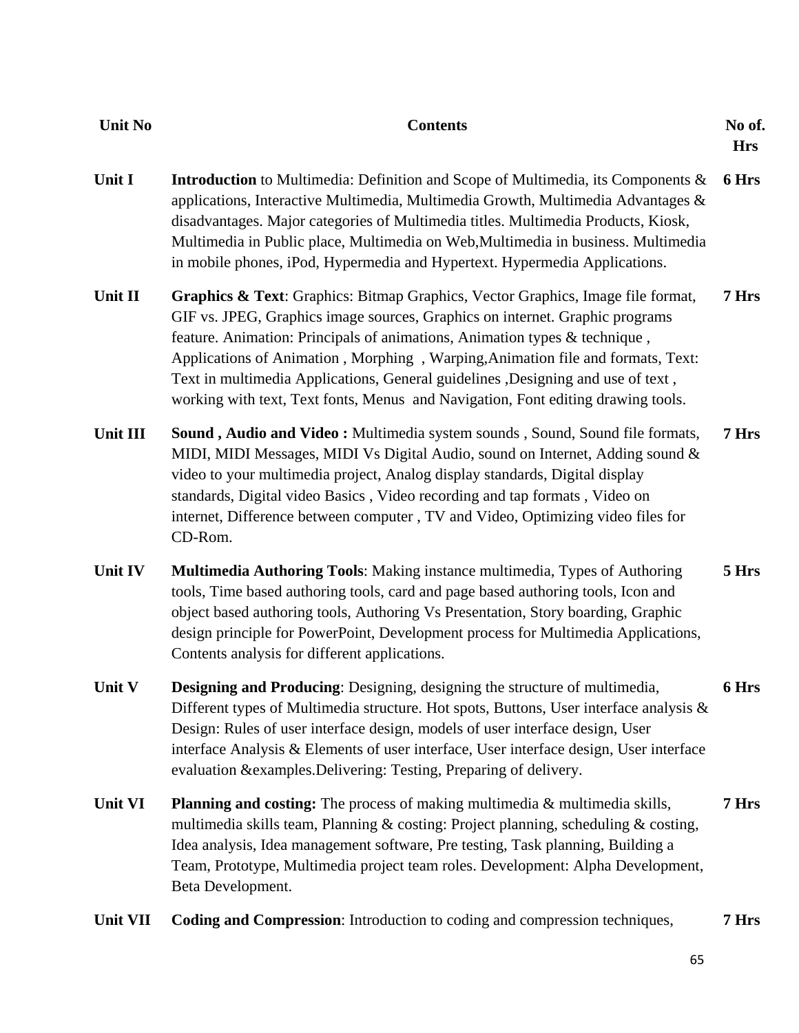| Unit No | Contents | No of. Hrs |
|---|---|---|
| Unit I | **Introduction** to Multimedia: Definition and Scope of Multimedia, its Components & applications, Interactive Multimedia, Multimedia Growth, Multimedia Advantages & disadvantages. Major categories of Multimedia titles. Multimedia Products, Kiosk, Multimedia in Public place, Multimedia on Web,Multimedia in business. Multimedia in mobile phones, iPod, Hypermedia and Hypertext. Hypermedia Applications. | 6 Hrs |
| Unit II | **Graphics & Text**: Graphics: Bitmap Graphics, Vector Graphics, Image file format, GIF vs. JPEG, Graphics image sources, Graphics on internet. Graphic programs feature. Animation: Principals of animations, Animation types & technique , Applications of Animation , Morphing , Warping,Animation file and formats, Text: Text in multimedia Applications, General guidelines ,Designing and use of text , working with text, Text fonts, Menus and Navigation, Font editing drawing tools. | 7 Hrs |
| Unit III | **Sound , Audio and Video :** Multimedia system sounds , Sound, Sound file formats, MIDI, MIDI Messages, MIDI Vs Digital Audio, sound on Internet, Adding sound & video to your multimedia project, Analog display standards, Digital display standards, Digital video Basics , Video recording and tap formats , Video on internet, Difference between computer , TV and Video, Optimizing video files for CD-Rom. | 7 Hrs |
| Unit IV | **Multimedia Authoring Tools**: Making instance multimedia, Types of Authoring tools, Time based authoring tools, card and page based authoring tools, Icon and object based authoring tools, Authoring Vs Presentation, Story boarding, Graphic design principle for PowerPoint, Development process for Multimedia Applications, Contents analysis for different applications. | 5 Hrs |
| Unit V | **Designing and Producing**: Designing, designing the structure of multimedia, Different types of Multimedia structure. Hot spots, Buttons, User interface analysis & Design: Rules of user interface design, models of user interface design, User interface Analysis & Elements of user interface, User interface design, User interface evaluation &examples.Delivering: Testing, Preparing of delivery. | 6 Hrs |
| Unit VI | **Planning and costing:** The process of making multimedia & multimedia skills, multimedia skills team, Planning & costing: Project planning, scheduling & costing, Idea analysis, Idea management software, Pre testing, Task planning, Building a Team, Prototype, Multimedia project team roles. Development: Alpha Development, Beta Development. | 7 Hrs |
| Unit VII | **Coding and Compression**: Introduction to coding and compression techniques, | 7 Hrs |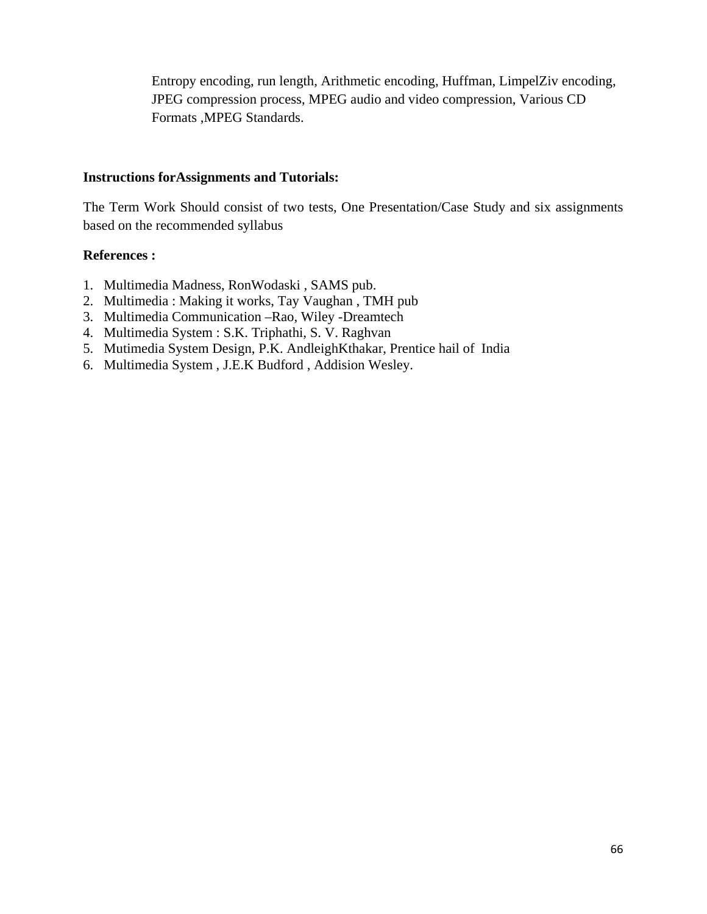Entropy encoding, run length, Arithmetic encoding, Huffman, LimpelZiv encoding, JPEG compression process, MPEG audio and video compression, Various CD Formats ,MPEG Standards.

**Instructions forAssignments and Tutorials:**

The Term Work Should consist of two tests, One Presentation/Case Study and six assignments based on the recommended syllabus

**References :**

1. Multimedia Madness, RonWodaski , SAMS pub.
2. Multimedia : Making it works, Tay Vaughan , TMH pub
3. Multimedia Communication –Rao, Wiley -Dreamtech
4. Multimedia System : S.K. Triphathi, S. V. Raghvan
5. Mutimedia System Design, P.K. AndleighKthakar, Prentice hail of India
6. Multimedia System , J.E.K Budford , Addision Wesley.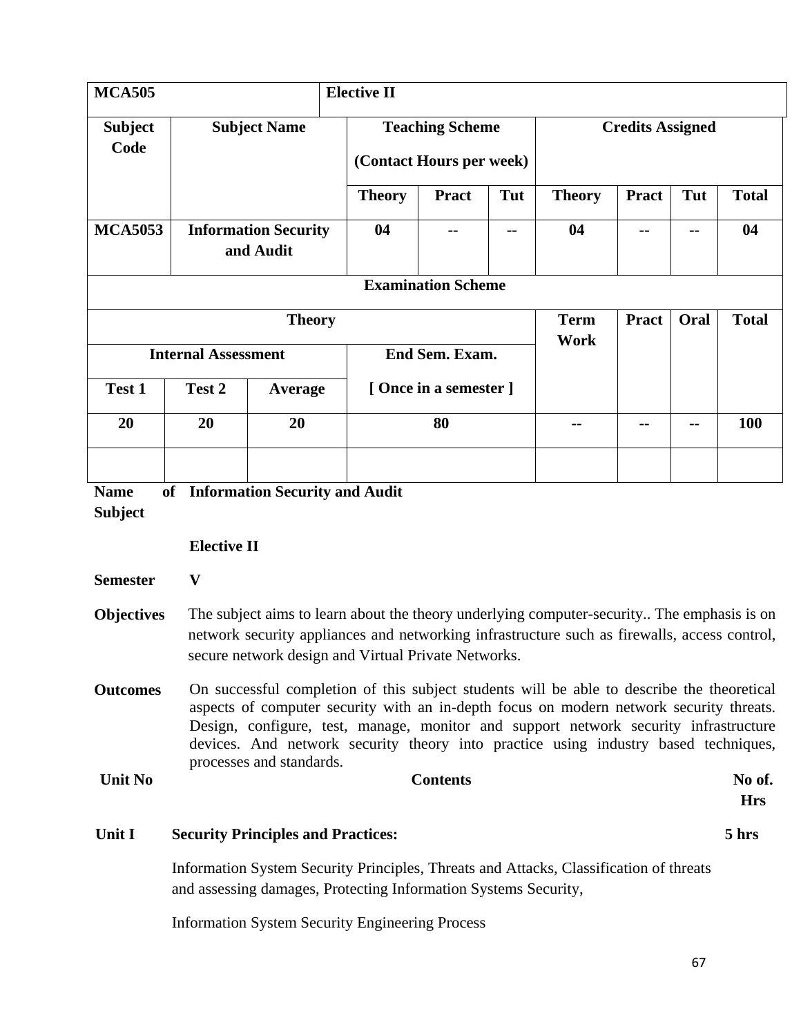| MCA505 | | Elective II | | | | | | |
|---|---|---|---|---|---|---|---|---|
| **Subject Code** | **Subject Name** | **Teaching Scheme (Contact Hours per week)** | | | **Credits Assigned** | | | |
| | | **Theory** | **Pract** | **Tut** | **Theory** | **Pract** | **Tut** | **Total** |
| **MCA5053** | **Information Security and Audit** | **04** | **--** | **--** | **04** | **--** | **--** | **04** |

| **Examination Scheme** | | | | | | | |
|---|---|---|---|---|---|---|---|
| **Theory** | | | | **Term Work** | **Pract** | **Oral** | **Total** |
| **Internal Assessment** | | | **End Sem. Exam. [ Once in a semester ]** | | | | |
| **Test 1** | **Test 2** | **Average** | | | | | |
| **20** | **20** | **20** | **80** | **--** | **--** | **--** | **100** |
| | | | | | | | |

**Name of Subject** **Information Security and Audit**

**Elective II**

**Semester** **V**

**Objectives** The subject aims to learn about the theory underlying computer-security.. The emphasis is on network security appliances and networking infrastructure such as firewalls, access control, secure network design and Virtual Private Networks.

**Outcomes** On successful completion of this subject students will be able to describe the theoretical aspects of computer security with an in-depth focus on modern network security threats. Design, configure, test, manage, monitor and support network security infrastructure devices. And network security theory into practice using industry based techniques, processes and standards.

| Unit No | Contents | No of. Hrs |
|---|---|---|
| **Unit I** | **Security Principles and Practices:** | **5 hrs** |
| | Information System Security Principles, Threats and Attacks, Classification of threats and assessing damages, Protecting Information Systems Security, | |
| | Information System Security Engineering Process | |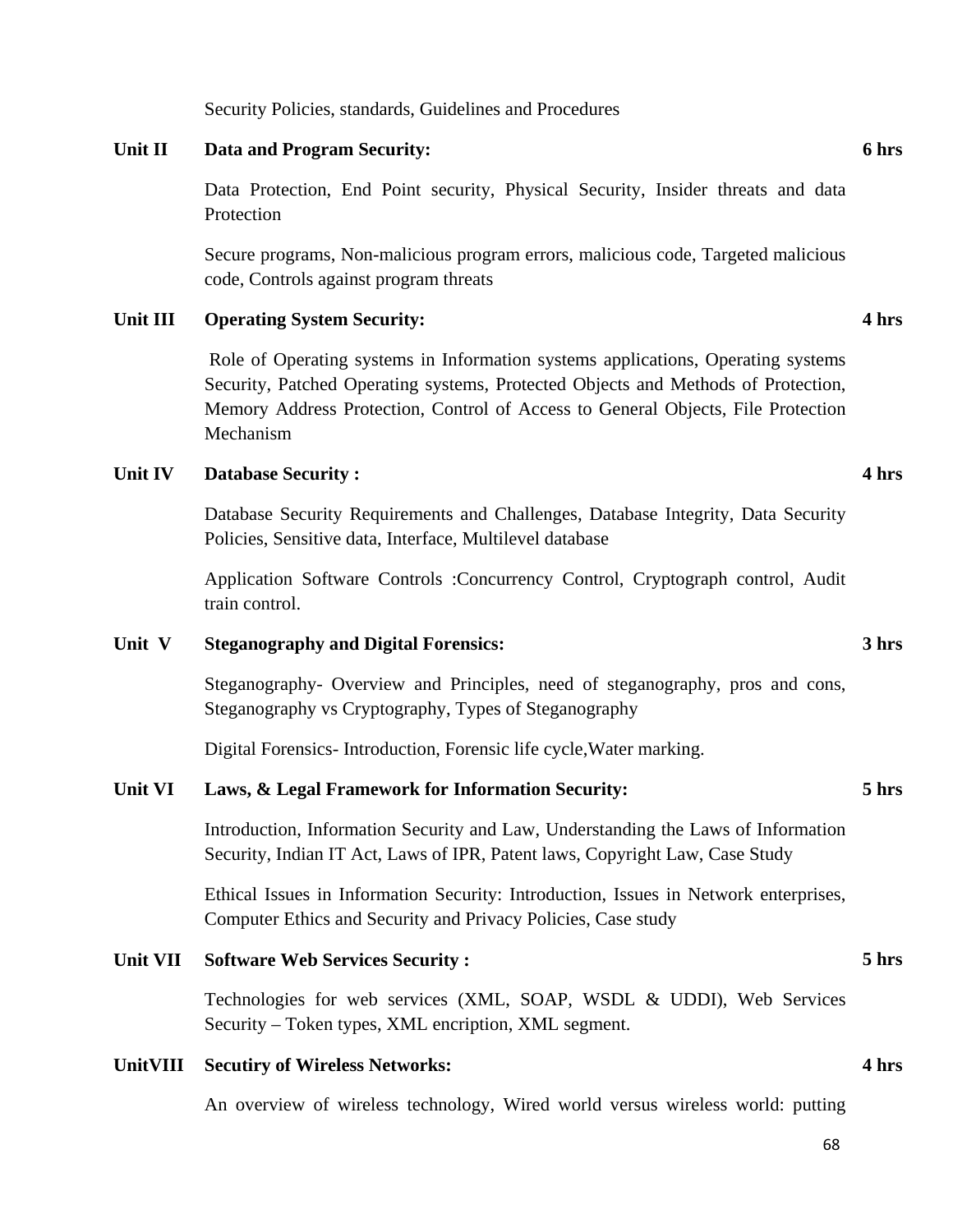Security Policies, standards, Guidelines and Procedures

**Unit II** **Data and Program Security:** **6 hrs**

Data Protection, End Point security, Physical Security, Insider threats and data Protection

Secure programs, Non-malicious program errors, malicious code, Targeted malicious code, Controls against program threats

**Unit III** **Operating System Security:** **4 hrs**

Role of Operating systems in Information systems applications, Operating systems Security, Patched Operating systems, Protected Objects and Methods of Protection, Memory Address Protection, Control of Access to General Objects, File Protection Mechanism

**Unit IV** **Database Security :** **4 hrs**

Database Security Requirements and Challenges, Database Integrity, Data Security Policies, Sensitive data, Interface, Multilevel database

Application Software Controls :Concurrency Control, Cryptograph control, Audit train control.

**Unit V** **Steganography and Digital Forensics:** **3 hrs**

Steganography- Overview and Principles, need of steganography, pros and cons, Steganography vs Cryptography, Types of Steganography

Digital Forensics- Introduction, Forensic life cycle,Water marking.

**Unit VI** **Laws, & Legal Framework for Information Security:** **5 hrs**

Introduction, Information Security and Law, Understanding the Laws of Information Security, Indian IT Act, Laws of IPR, Patent laws, Copyright Law, Case Study

Ethical Issues in Information Security: Introduction, Issues in Network enterprises, Computer Ethics and Security and Privacy Policies, Case study

**Unit VII** **Software Web Services Security :** **5 hrs**

Technologies for web services (XML, SOAP, WSDL & UDDI), Web Services Security – Token types, XML encription, XML segment.

**UnitVIII** **Secutiry of Wireless Networks:** **4 hrs**

An overview of wireless technology, Wired world versus wireless world: putting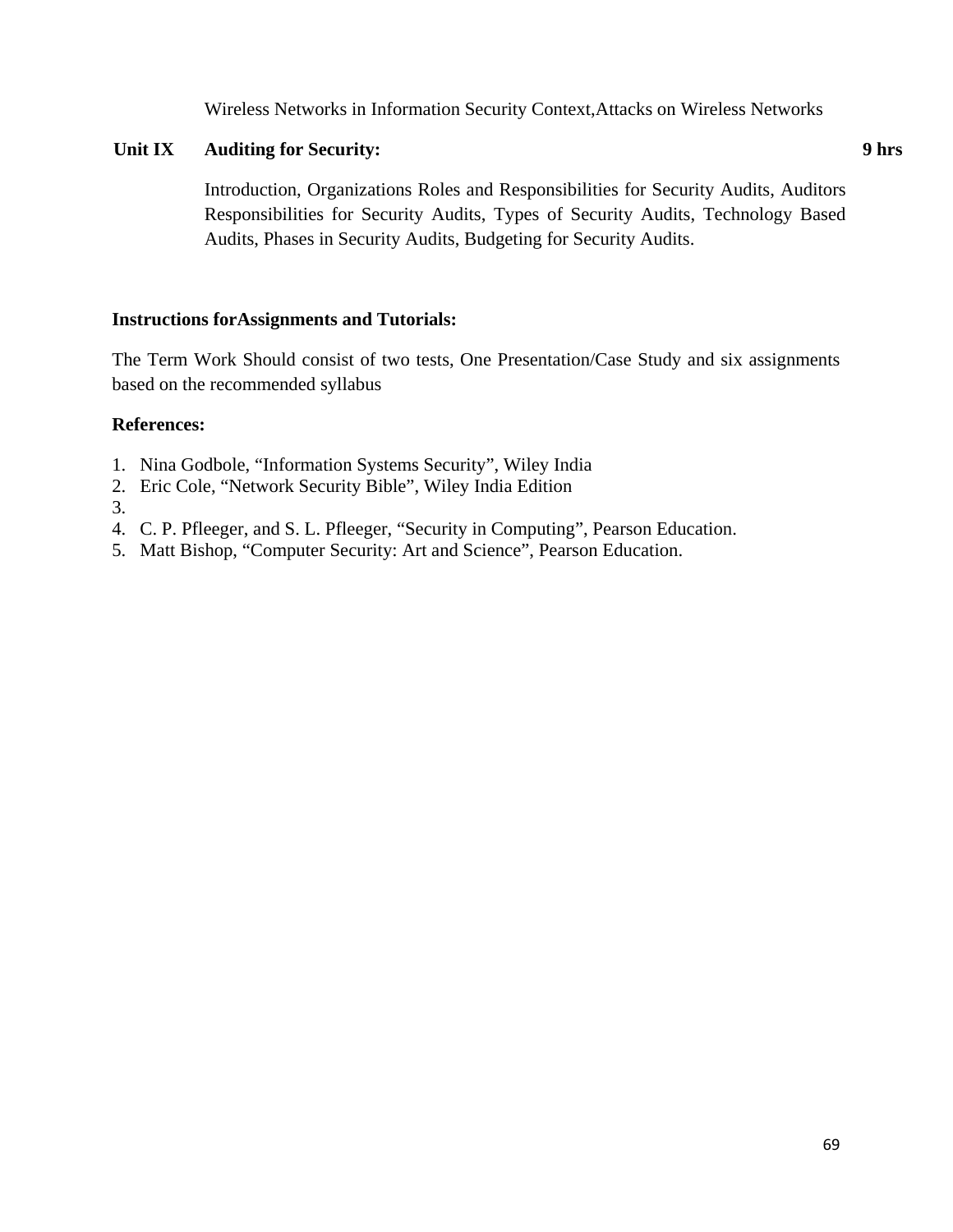Wireless Networks in Information Security Context,Attacks on Wireless Networks

**Unit IX Auditing for Security: 9 hrs**

Introduction, Organizations Roles and Responsibilities for Security Audits, Auditors Responsibilities for Security Audits, Types of Security Audits, Technology Based Audits, Phases in Security Audits, Budgeting for Security Audits.

**Instructions forAssignments and Tutorials:**

The Term Work Should consist of two tests, One Presentation/Case Study and six assignments based on the recommended syllabus

**References:**

1. Nina Godbole, "Information Systems Security", Wiley India
2. Eric Cole, "Network Security Bible", Wiley India Edition
3. 
4. C. P. Pfleeger, and S. L. Pfleeger, "Security in Computing", Pearson Education.
5. Matt Bishop, "Computer Security: Art and Science", Pearson Education.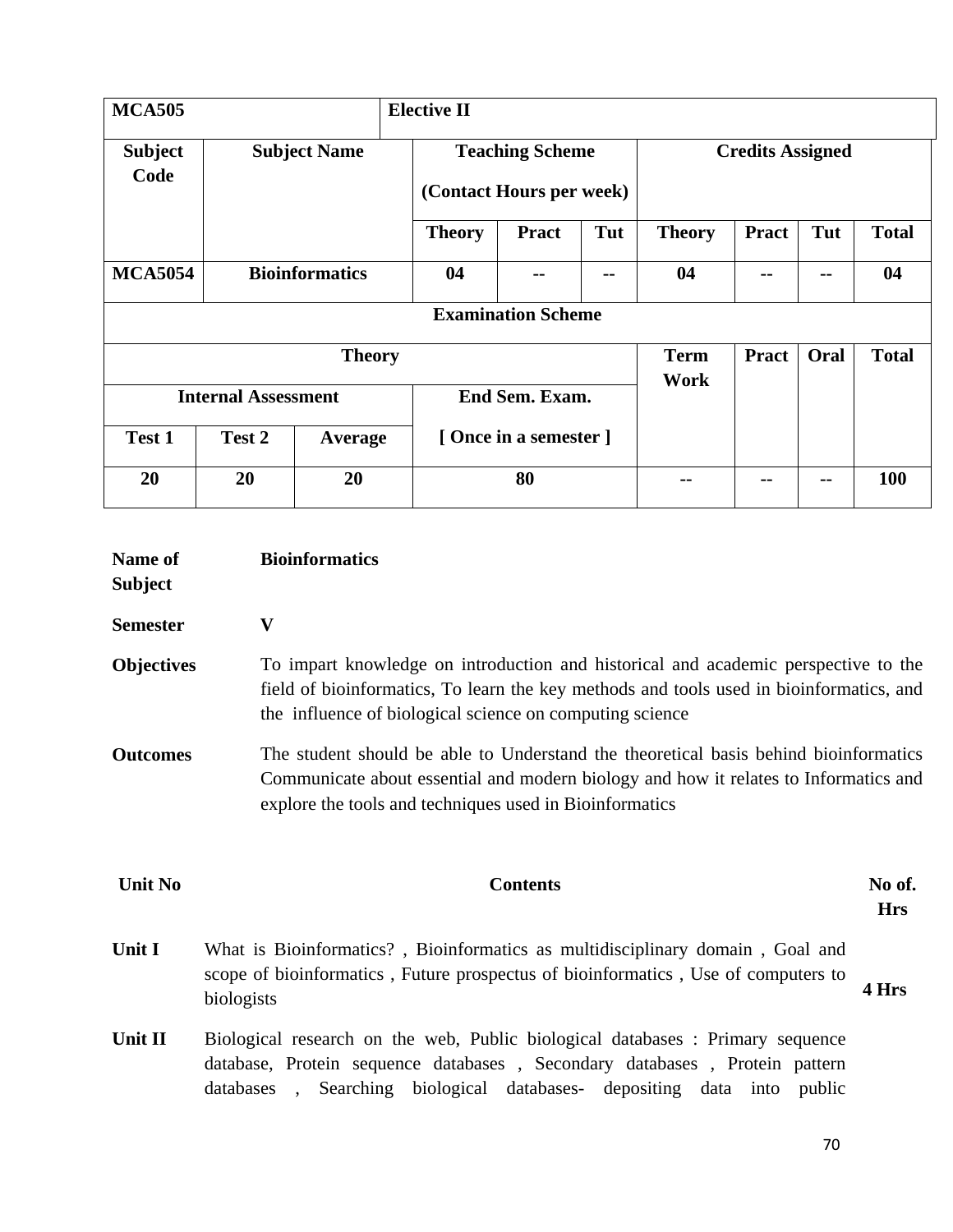| MCA505 | | Elective II | | | | | | | |
|---|---|---|---|---|---|---|---|---|---|
| **Subject Code** | **Subject Name** | **Teaching Scheme (Contact Hours per week)** | | | **Credits Assigned** | | | | |
| | | **Theory** | **Pract** | **Tut** | **Theory** | **Pract** | **Tut** | **Total** | |
| **MCA5054** | **Bioinformatics** | **04** | **--** | **--** | **04** | **--** | **--** | **04** | |

| **Examination Scheme** | | | | | | | |
|---|---|---|---|---|---|---|---|
| **Theory** | | | | **Term Work** | **Pract** | **Oral** | **Total** |
| **Internal Assessment** | | | **End Sem. Exam. [ Once in a semester ]** | | | | |
| **Test 1** | **Test 2** | **Average** | | | | | |
| **20** | **20** | **20** | **80** | **--** | **--** | **--** | **100** |

**Name of Subject** **Bioinformatics**

**Semester** **V**

**Objectives** To impart knowledge on introduction and historical and academic perspective to the field of bioinformatics, To learn the key methods and tools used in bioinformatics, and the influence of biological science on computing science

**Outcomes** The student should be able to Understand the theoretical basis behind bioinformatics Communicate about essential and modern biology and how it relates to Informatics and explore the tools and techniques used in Bioinformatics

| Unit No | Contents | No of. Hrs |
|---|---|---|
| **Unit I** | What is Bioinformatics? , Bioinformatics as multidisciplinary domain , Goal and scope of bioinformatics , Future prospectus of bioinformatics , Use of computers to biologists | **4 Hrs** |
| **Unit II** | Biological research on the web, Public biological databases : Primary sequence database, Protein sequence databases , Secondary databases , Protein pattern databases , Searching biological databases- depositing data into public | |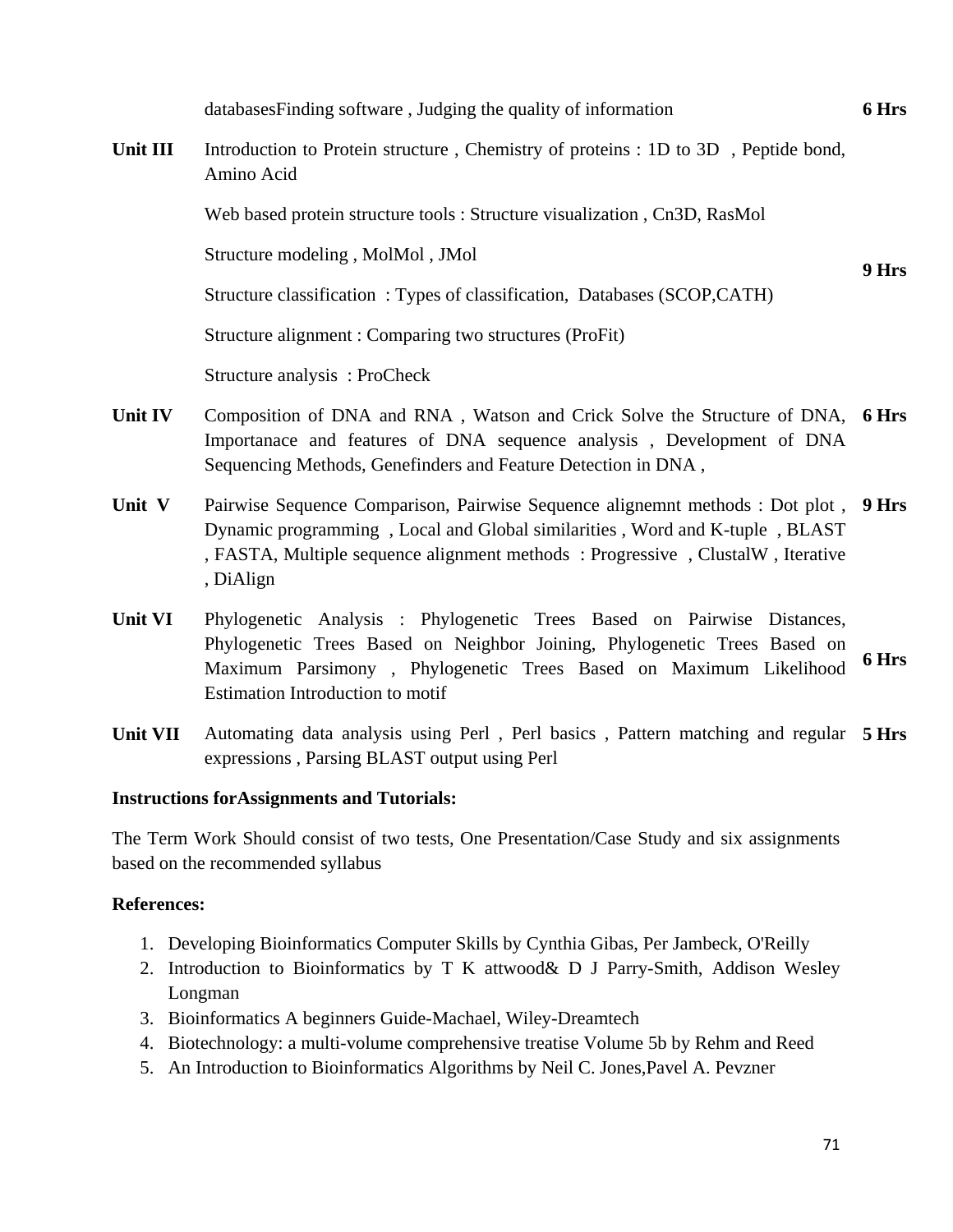| | | |
|---|---|---|
| | databasesFinding software , Judging the quality of information | **6 Hrs** |
| **Unit III** | Introduction to Protein structure , Chemistry of proteins : 1D to 3D , Peptide bond, Amino Acid<br><br>Web based protein structure tools : Structure visualization , Cn3D, RasMol<br><br>Structure modeling , MolMol , JMol<br><br>Structure classification : Types of classification, Databases (SCOP,CATH)<br><br>Structure alignment : Comparing two structures (ProFit)<br><br>Structure analysis : ProCheck | **9 Hrs** |
| **Unit IV** | Composition of DNA and RNA , Watson and Crick Solve the Structure of DNA, Importanace and features of DNA sequence analysis , Development of DNA Sequencing Methods, Genefinders and Feature Detection in DNA , | **6 Hrs** |
| **Unit V** | Pairwise Sequence Comparison, Pairwise Sequence alignemnt methods : Dot plot , Dynamic programming , Local and Global similarities , Word and K-tuple , BLAST , FASTA, Multiple sequence alignment methods : Progressive , ClustalW , Iterative , DiAlign | **9 Hrs** |
| **Unit VI** | Phylogenetic Analysis : Phylogenetic Trees Based on Pairwise Distances, Phylogenetic Trees Based on Neighbor Joining, Phylogenetic Trees Based on Maximum Parsimony , Phylogenetic Trees Based on Maximum Likelihood Estimation Introduction to motif | **6 Hrs** |
| **Unit VII** | Automating data analysis using Perl , Perl basics , Pattern matching and regular expressions , Parsing BLAST output using Perl | **5 Hrs** |

**Instructions forAssignments and Tutorials:**

The Term Work Should consist of two tests, One Presentation/Case Study and six assignments based on the recommended syllabus

**References:**

1. Developing Bioinformatics Computer Skills by Cynthia Gibas, Per Jambeck, O'Reilly
2. Introduction to Bioinformatics by T K attwood& D J Parry-Smith, Addison Wesley Longman
3. Bioinformatics A beginners Guide-Machael, Wiley-Dreamtech
4. Biotechnology: a multi-volume comprehensive treatise Volume 5b by Rehm and Reed
5. An Introduction to Bioinformatics Algorithms by Neil C. Jones,Pavel A. Pevzner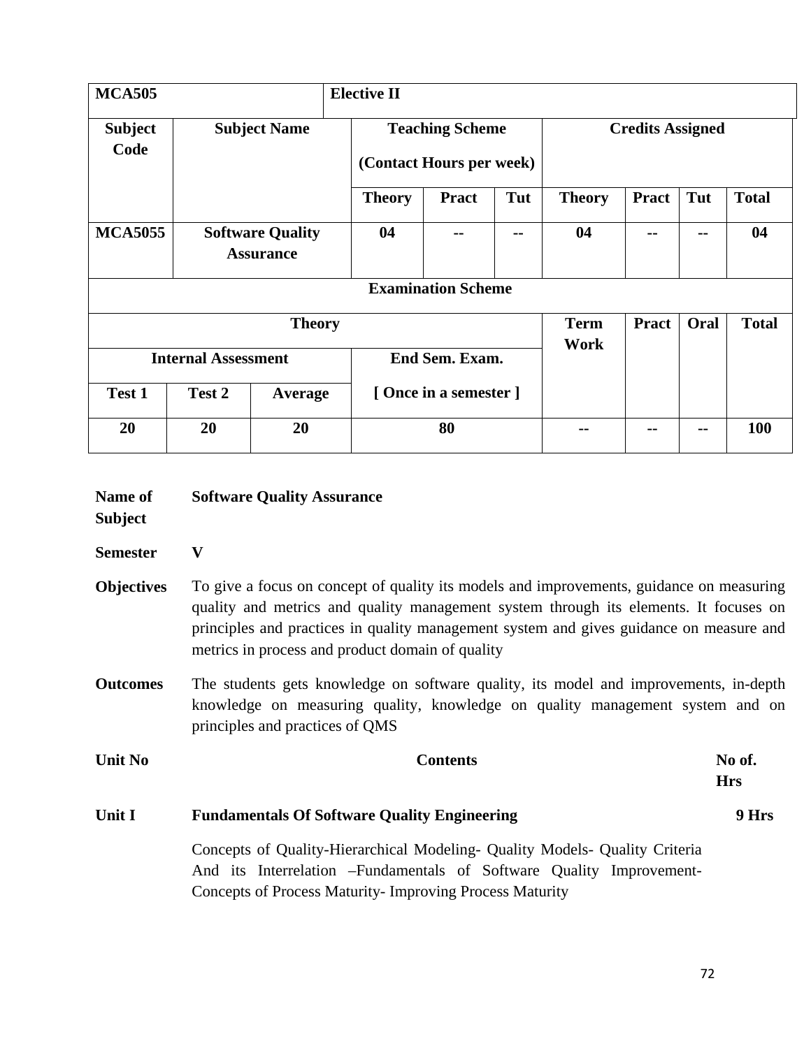| MCA505 | | | Elective II | | | | | | |
|---|---|---|---|---|---|---|---|---|---|
| **Subject Code** | **Subject Name** | | **Teaching Scheme (Contact Hours per week)** | | | **Credits Assigned** | | | |
| | | | **Theory** | **Pract** | **Tut** | **Theory** | **Pract** | **Tut** | **Total** |
| **MCA5055** | **Software Quality Assurance** | | **04** | **--** | **--** | **04** | **--** | **--** | **04** |
| **Examination Scheme** | | | | | | | | | |
| **Theory** | | | | | | **Term Work** | **Pract** | **Oral** | **Total** |
| **Internal Assessment** | | | **End Sem. Exam.** | | | | | | |
| **Test 1** | **Test 2** | **Average** | **[ Once in a semester ]** | | | | | | |
| **20** | **20** | **20** | **80** | | | **--** | **--** | **--** | **100** |

**Name of Subject** **Software Quality Assurance**

**Semester** **V**

**Objectives** To give a focus on concept of quality its models and improvements, guidance on measuring quality and metrics and quality management system through its elements. It focuses on principles and practices in quality management system and gives guidance on measure and metrics in process and product domain of quality

**Outcomes** The students gets knowledge on software quality, its model and improvements, in-depth knowledge on measuring quality, knowledge on quality management system and on principles and practices of QMS

| Unit No | Contents | No of. Hrs |
|---|---|---|
| **Unit I** | **Fundamentals Of Software Quality Engineering** | **9 Hrs** |
| | Concepts of Quality-Hierarchical Modeling- Quality Models- Quality Criteria And its Interrelation –Fundamentals of Software Quality Improvement-Concepts of Process Maturity- Improving Process Maturity | |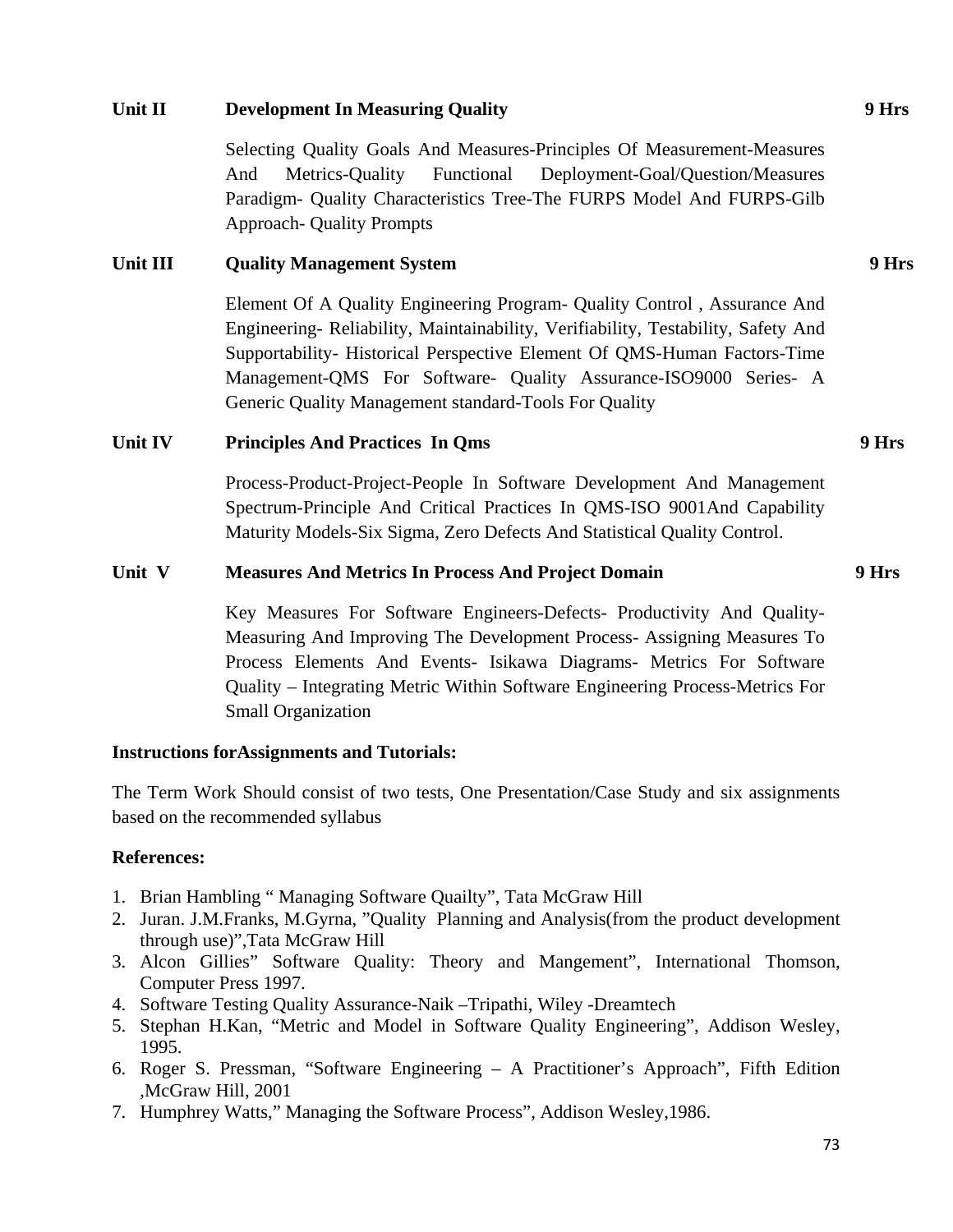**Unit II Development In Measuring Quality 9 Hrs**

Selecting Quality Goals And Measures-Principles Of Measurement-Measures And Metrics-Quality Functional Deployment-Goal/Question/Measures Paradigm- Quality Characteristics Tree-The FURPS Model And FURPS-Gilb Approach- Quality Prompts

**Unit III Quality Management System 9 Hrs**

Element Of A Quality Engineering Program- Quality Control , Assurance And Engineering- Reliability, Maintainability, Verifiability, Testability, Safety And Supportability- Historical Perspective Element Of QMS-Human Factors-Time Management-QMS For Software- Quality Assurance-ISO9000 Series- A Generic Quality Management standard-Tools For Quality

**Unit IV Principles And Practices In Qms 9 Hrs**

Process-Product-Project-People In Software Development And Management Spectrum-Principle And Critical Practices In QMS-ISO 9001And Capability Maturity Models-Six Sigma, Zero Defects And Statistical Quality Control.

**Unit V Measures And Metrics In Process And Project Domain 9 Hrs**

Key Measures For Software Engineers-Defects- Productivity And Quality- Measuring And Improving The Development Process- Assigning Measures To Process Elements And Events- Isikawa Diagrams- Metrics For Software Quality – Integrating Metric Within Software Engineering Process-Metrics For Small Organization

**Instructions forAssignments and Tutorials:**

The Term Work Should consist of two tests, One Presentation/Case Study and six assignments based on the recommended syllabus

**References:**

1. Brian Hambling " Managing Software Quailty", Tata McGraw Hill
2. Juran. J.M.Franks, M.Gyrna, "Quality Planning and Analysis(from the product development through use)",Tata McGraw Hill
3. Alcon Gillies" Software Quality: Theory and Mangement", International Thomson, Computer Press 1997.
4. Software Testing Quality Assurance-Naik –Tripathi, Wiley -Dreamtech
5. Stephan H.Kan, "Metric and Model in Software Quality Engineering", Addison Wesley, 1995.
6. Roger S. Pressman, "Software Engineering – A Practitioner's Approach", Fifth Edition ,McGraw Hill, 2001
7. Humphrey Watts," Managing the Software Process", Addison Wesley,1986.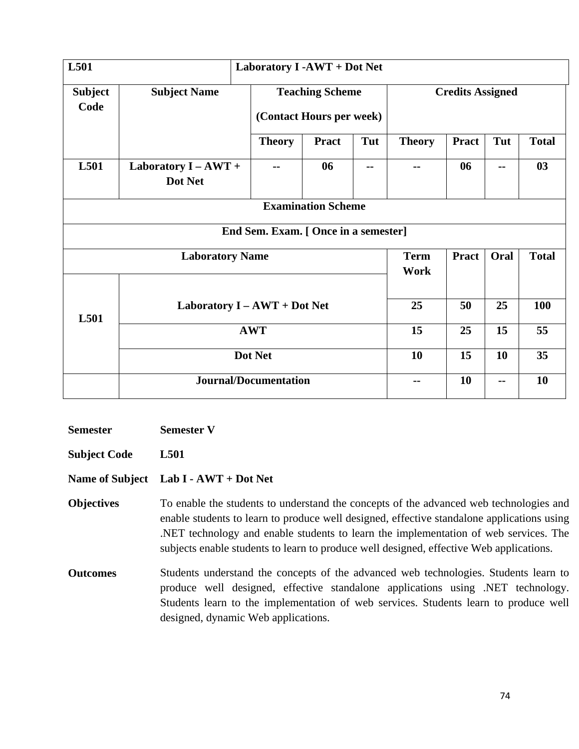| L501 | Laboratory I -AWT + Dot Net | | | | | | | |
|---|---|---|---|---|---|---|---|---|
| **Subject Code** | **Subject Name** | **Teaching Scheme (Contact Hours per week)** | | | **Credits Assigned** | | | |
| | | **Theory** | **Pract** | **Tut** | **Theory** | **Pract** | **Tut** | **Total** |
| **L501** | **Laboratory I – AWT + Dot Net** | -- | 06 | -- | -- | 06 | -- | 03 |

| **Examination Scheme** | | | | | |
|---|---|---|---|---|---|
| **End Sem. Exam. [ Once in a semester]** | | | | | |
| **Laboratory Name** | | **Term Work** | **Pract** | **Oral** | **Total** |
| **L501** | **Laboratory I – AWT + Dot Net** | 25 | 50 | 25 | 100 |
| | **AWT** | 15 | 25 | 15 | 55 |
| | **Dot Net** | 10 | 15 | 10 | 35 |
| | **Journal/Documentation** | -- | 10 | -- | 10 |

**Semester** **Semester V**

**Subject Code** **L501**

**Name of Subject** **Lab I - AWT + Dot Net**

**Objectives** To enable the students to understand the concepts of the advanced web technologies and enable students to learn to produce well designed, effective standalone applications using .NET technology and enable students to learn the implementation of web services. The subjects enable students to learn to produce well designed, effective Web applications.

**Outcomes** Students understand the concepts of the advanced web technologies. Students learn to produce well designed, effective standalone applications using .NET technology. Students learn to the implementation of web services. Students learn to produce well designed, dynamic Web applications.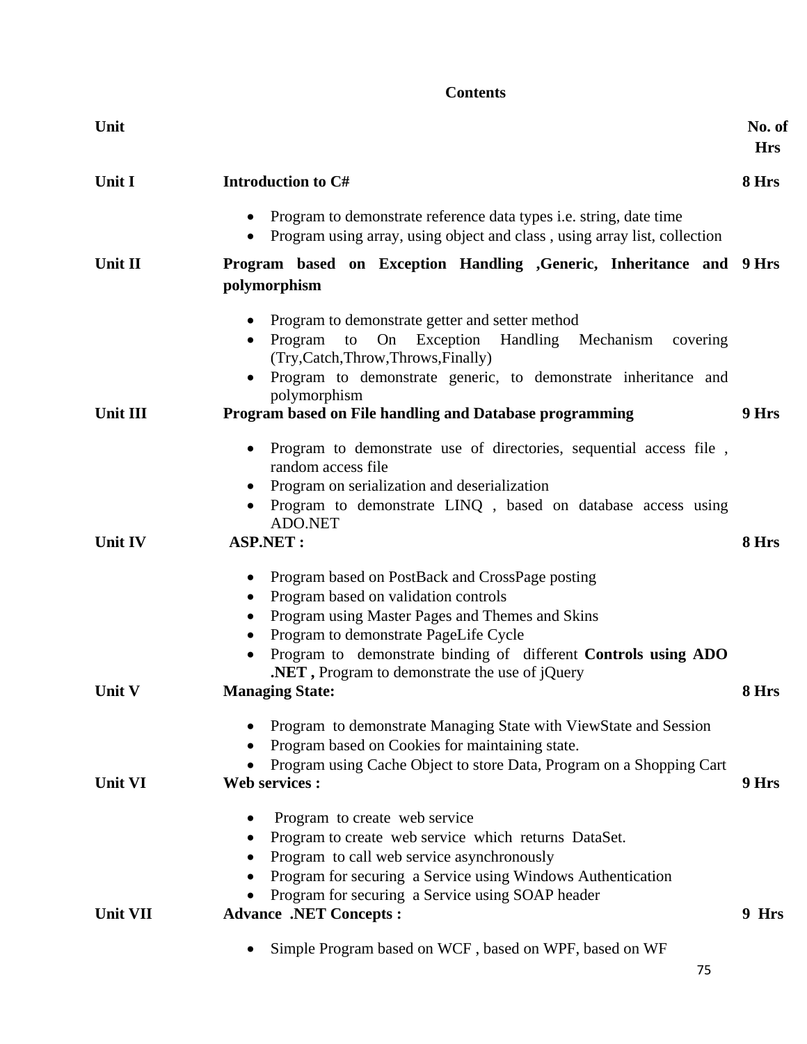## Contents

| Unit | | No. of Hrs |
|---|---|---|
| Unit I | **Introduction to C#**<br>• Program to demonstrate reference data types i.e. string, date time<br>• Program using array, using object and class , using array list, collection | 8 Hrs |
| Unit II | **Program based on Exception Handling ,Generic, Inheritance and polymorphism**<br>• Program to demonstrate getter and setter method<br>• Program to On Exception Handling Mechanism covering (Try,Catch,Throw,Throws,Finally)<br>• Program to demonstrate generic, to demonstrate inheritance and polymorphism | 9 Hrs |
| Unit III | **Program based on File handling and Database programming**<br>• Program to demonstrate use of directories, sequential access file , random access file<br>• Program on serialization and deserialization<br>• Program to demonstrate LINQ , based on database access using ADO.NET | 9 Hrs |
| Unit IV | **ASP.NET :**<br>• Program based on PostBack and CrossPage posting<br>• Program based on validation controls<br>• Program using Master Pages and Themes and Skins<br>• Program to demonstrate PageLife Cycle<br>• Program to demonstrate binding of different **Controls using ADO .NET ,** Program to demonstrate the use of jQuery | 8 Hrs |
| Unit V | **Managing State:**<br>• Program to demonstrate Managing State with ViewState and Session<br>• Program based on Cookies for maintaining state.<br>• Program using Cache Object to store Data, Program on a Shopping Cart | 8 Hrs |
| Unit VI | **Web services :**<br>• Program to create web service<br>• Program to create web service which returns DataSet.<br>• Program to call web service asynchronously<br>• Program for securing a Service using Windows Authentication<br>• Program for securing a Service using SOAP header | 9 Hrs |
| Unit VII | **Advance .NET Concepts :**<br>• Simple Program based on WCF , based on WPF, based on WF | 9 Hrs |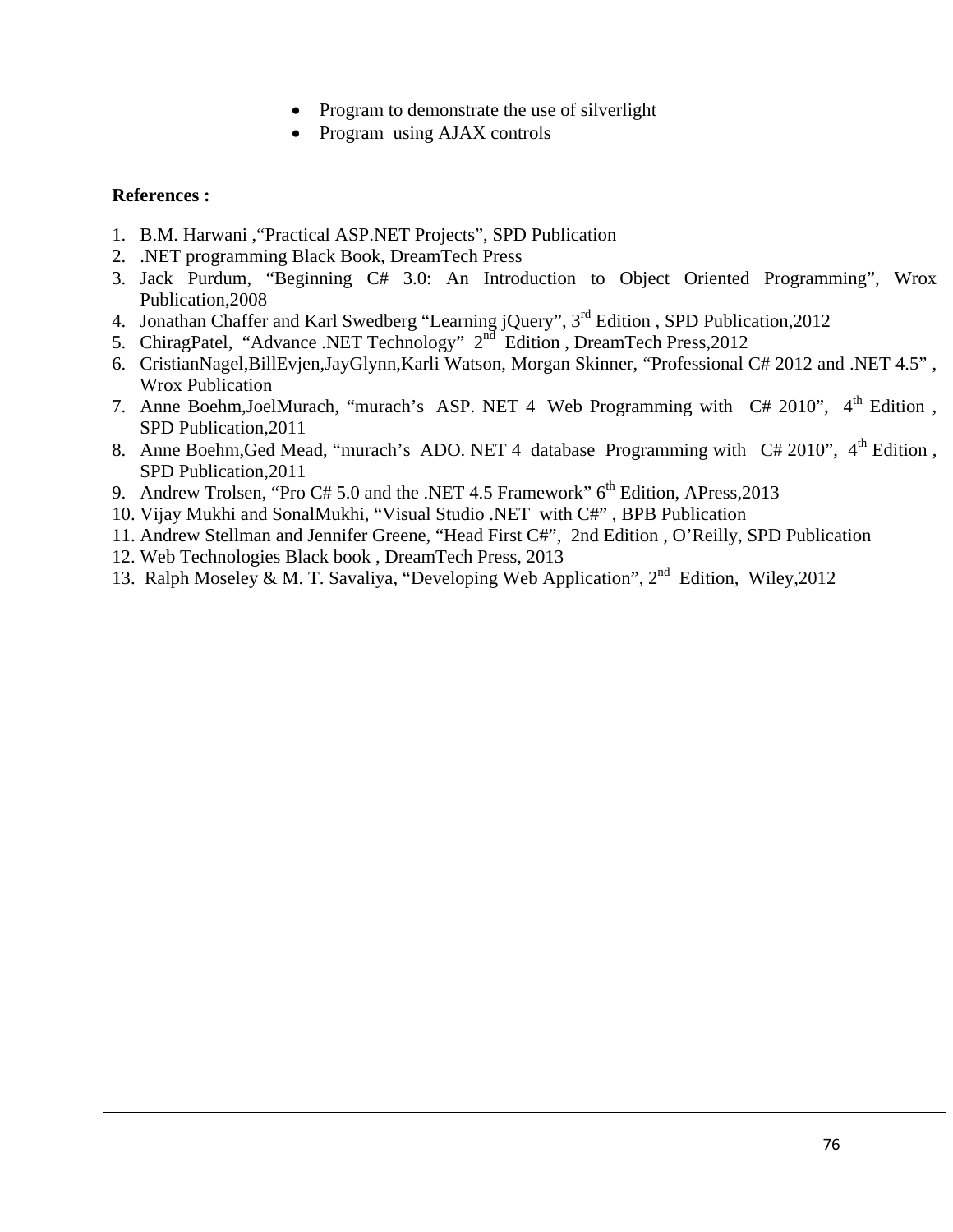- Program to demonstrate the use of silverlight
- Program using AJAX controls

**References :**

1. B.M. Harwani ,"Practical ASP.NET Projects", SPD Publication
2. .NET programming Black Book, DreamTech Press
3. Jack Purdum, "Beginning C# 3.0: An Introduction to Object Oriented Programming", Wrox Publication,2008
4. Jonathan Chaffer and Karl Swedberg "Learning jQuery", 3rd Edition , SPD Publication,2012
5. ChiragPatel, "Advance .NET Technology" 2nd Edition , DreamTech Press,2012
6. CristianNagel,BillEvjen,JayGlynn,Karli Watson, Morgan Skinner, "Professional C# 2012 and .NET 4.5" , Wrox Publication
7. Anne Boehm,JoelMurach, "murach's ASP. NET 4 Web Programming with C# 2010", 4th Edition , SPD Publication,2011
8. Anne Boehm,Ged Mead, "murach's ADO. NET 4 database Programming with C# 2010", 4th Edition , SPD Publication,2011
9. Andrew Trolsen, "Pro C# 5.0 and the .NET 4.5 Framework" 6th Edition, APress,2013
10. Vijay Mukhi and SonalMukhi, "Visual Studio .NET with C#" , BPB Publication
11. Andrew Stellman and Jennifer Greene, "Head First C#", 2nd Edition , O'Reilly, SPD Publication
12. Web Technologies Black book , DreamTech Press, 2013
13. Ralph Moseley & M. T. Savaliya, "Developing Web Application", 2nd Edition, Wiley,2012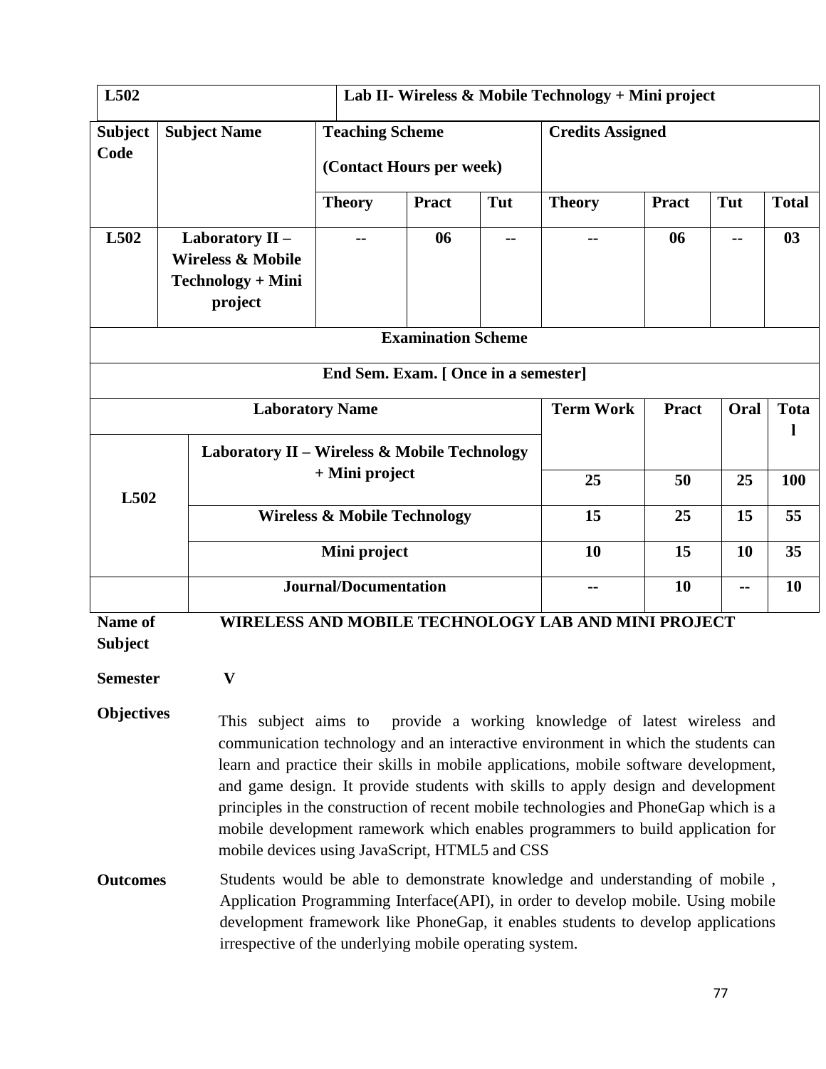| L502 | Lab II- Wireless & Mobile Technology + Mini project |
|---|---|

| Subject Code | Subject Name | Teaching Scheme (Contact Hours per week) | | | Credits Assigned | | | |
|---|---|---|---|---|---|---|---|---|
| | | Theory | Pract | Tut | Theory | Pract | Tut | Total |
| L502 | Laboratory II – Wireless & Mobile Technology + Mini project | -- | 06 | -- | -- | 06 | -- | 03 |

| Examination Scheme | | | | | |
|---|---|---|---|---|---|
| End Sem. Exam. [ Once in a semester] | | | | | |
| Laboratory Name | | Term Work | Pract | Oral | Total |
| L502 | Laboratory II – Wireless & Mobile Technology + Mini project | 25 | 50 | 25 | 100 |
| | Wireless & Mobile Technology | 15 | 25 | 15 | 55 |
| | Mini project | 10 | 15 | 10 | 35 |
| | Journal/Documentation | -- | 10 | -- | 10 |

**Name of Subject** **WIRELESS AND MOBILE TECHNOLOGY LAB AND MINI PROJECT**

**Semester** **V**

**Objectives** This subject aims to provide a working knowledge of latest wireless and communication technology and an interactive environment in which the students can learn and practice their skills in mobile applications, mobile software development, and game design. It provide students with skills to apply design and development principles in the construction of recent mobile technologies and PhoneGap which is a mobile development ramework which enables programmers to build application for mobile devices using JavaScript, HTML5 and CSS

**Outcomes** Students would be able to demonstrate knowledge and understanding of mobile , Application Programming Interface(API), in order to develop mobile. Using mobile development framework like PhoneGap, it enables students to develop applications irrespective of the underlying mobile operating system.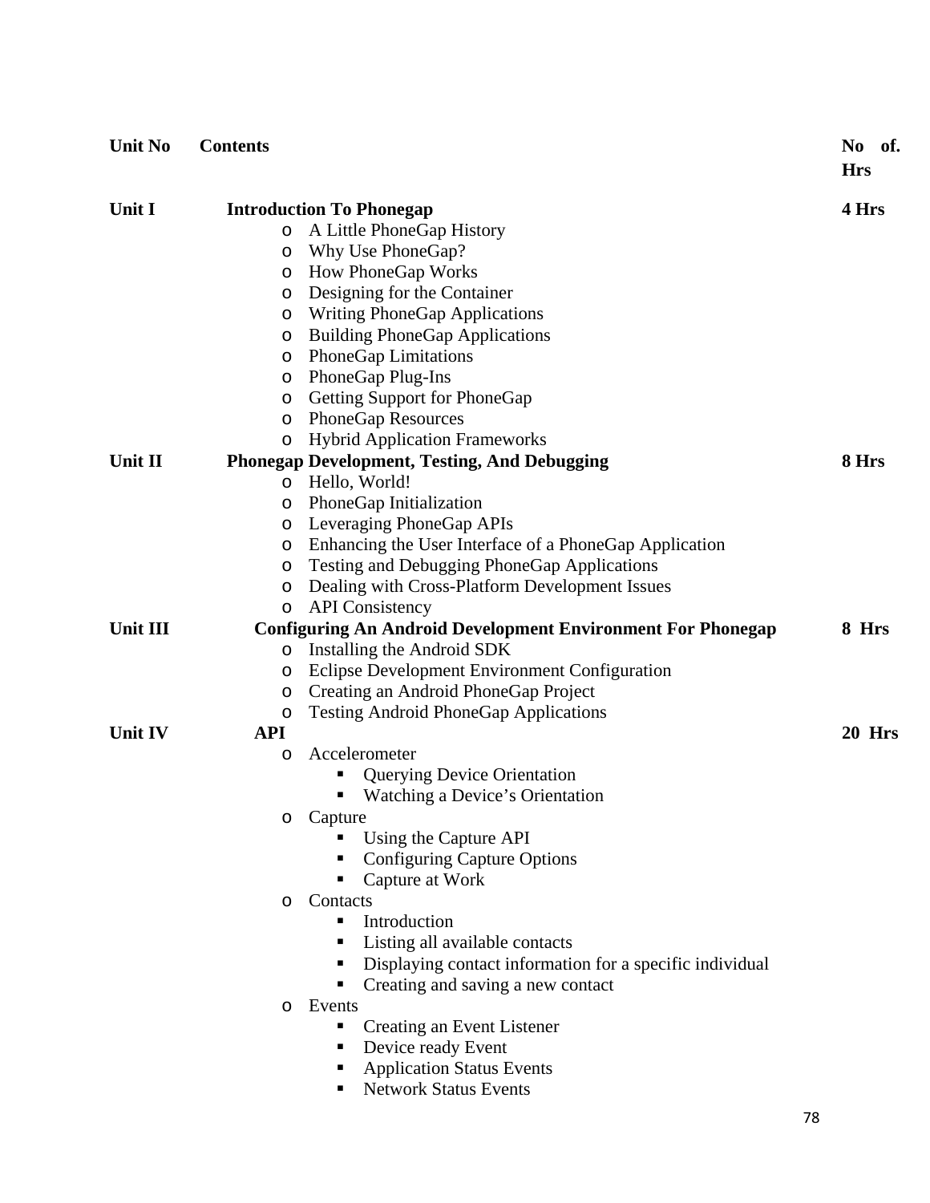| Unit No | Contents | No of. Hrs |
|---|---|---|
| Unit I | **Introduction To Phonegap**<br>o A Little PhoneGap History<br>o Why Use PhoneGap?<br>o How PhoneGap Works<br>o Designing for the Container<br>o Writing PhoneGap Applications<br>o Building PhoneGap Applications<br>o PhoneGap Limitations<br>o PhoneGap Plug-Ins<br>o Getting Support for PhoneGap<br>o PhoneGap Resources<br>o Hybrid Application Frameworks | 4 Hrs |
| Unit II | **Phonegap Development, Testing, And Debugging**<br>o Hello, World!<br>o PhoneGap Initialization<br>o Leveraging PhoneGap APIs<br>o Enhancing the User Interface of a PhoneGap Application<br>o Testing and Debugging PhoneGap Applications<br>o Dealing with Cross-Platform Development Issues<br>o API Consistency | 8 Hrs |
| Unit III | **Configuring An Android Development Environment For Phonegap**<br>o Installing the Android SDK<br>o Eclipse Development Environment Configuration<br>o Creating an Android PhoneGap Project<br>o Testing Android PhoneGap Applications | 8 Hrs |
| Unit IV | **API**<br>o Accelerometer<br>&nbsp;&nbsp;&nbsp;&nbsp;▪ Querying Device Orientation<br>&nbsp;&nbsp;&nbsp;&nbsp;▪ Watching a Device's Orientation<br>o Capture<br>&nbsp;&nbsp;&nbsp;&nbsp;▪ Using the Capture API<br>&nbsp;&nbsp;&nbsp;&nbsp;▪ Configuring Capture Options<br>&nbsp;&nbsp;&nbsp;&nbsp;▪ Capture at Work<br>o Contacts<br>&nbsp;&nbsp;&nbsp;&nbsp;▪ Introduction<br>&nbsp;&nbsp;&nbsp;&nbsp;▪ Listing all available contacts<br>&nbsp;&nbsp;&nbsp;&nbsp;▪ Displaying contact information for a specific individual<br>&nbsp;&nbsp;&nbsp;&nbsp;▪ Creating and saving a new contact<br>o Events<br>&nbsp;&nbsp;&nbsp;&nbsp;▪ Creating an Event Listener<br>&nbsp;&nbsp;&nbsp;&nbsp;▪ Device ready Event<br>&nbsp;&nbsp;&nbsp;&nbsp;▪ Application Status Events<br>&nbsp;&nbsp;&nbsp;&nbsp;▪ Network Status Events | 20 Hrs |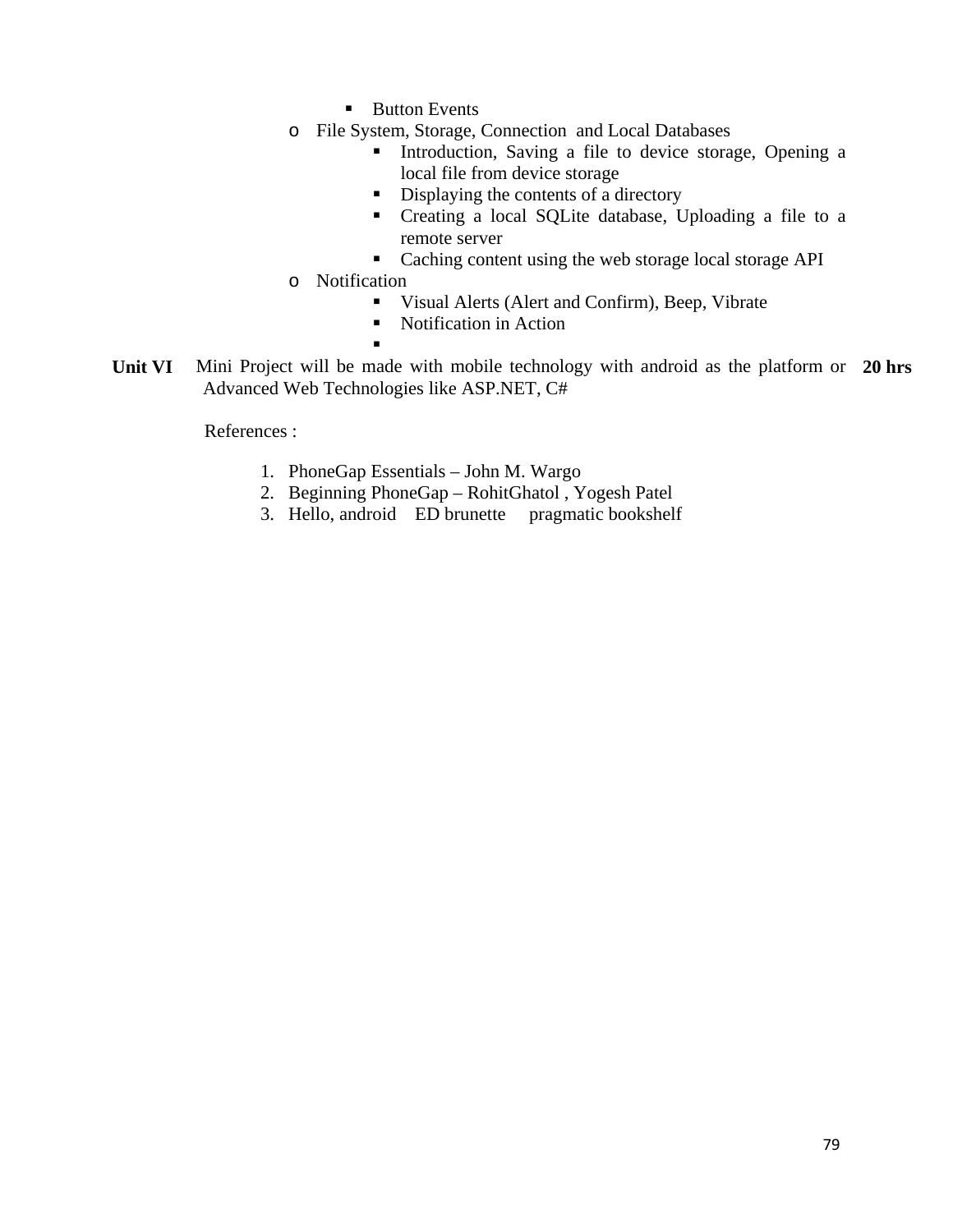- Button Events
    - File System, Storage, Connection and Local Databases
        - Introduction, Saving a file to device storage, Opening a local file from device storage
        - Displaying the contents of a directory
        - Creating a local SQLite database, Uploading a file to a remote server
        - Caching content using the web storage local storage API
    - Notification
        - Visual Alerts (Alert and Confirm), Beep, Vibrate
        - Notification in Action
        -

| | | |
|---|---|---|
| **Unit VI** | Mini Project will be made with mobile technology with android as the platform or Advanced Web Technologies like ASP.NET, C# | **20 hrs** |

References :

1. PhoneGap Essentials – John M. Wargo
2. Beginning PhoneGap – RohitGhatol , Yogesh Patel
3. Hello, android ED brunette pragmatic bookshelf